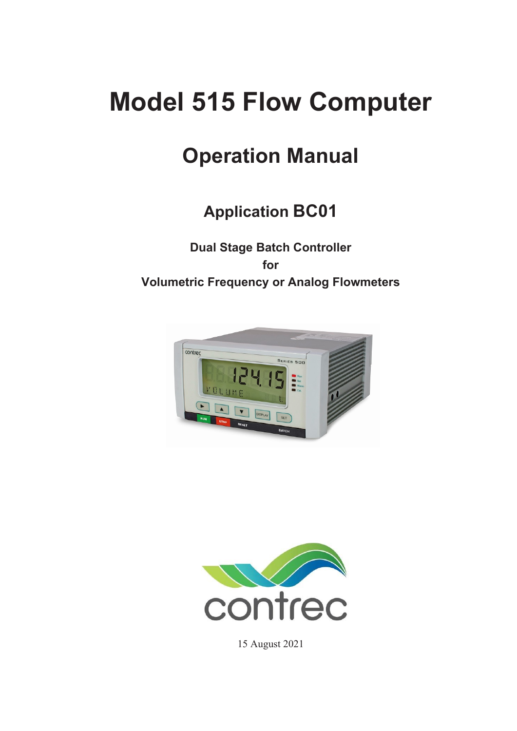# Model 515 Flow Computer

## Operation Manual

### Application BC01

**Dual Stage Batch Controller**
**for**
**Volumetric Frequency or Analog Flowmeters**

15 August 2021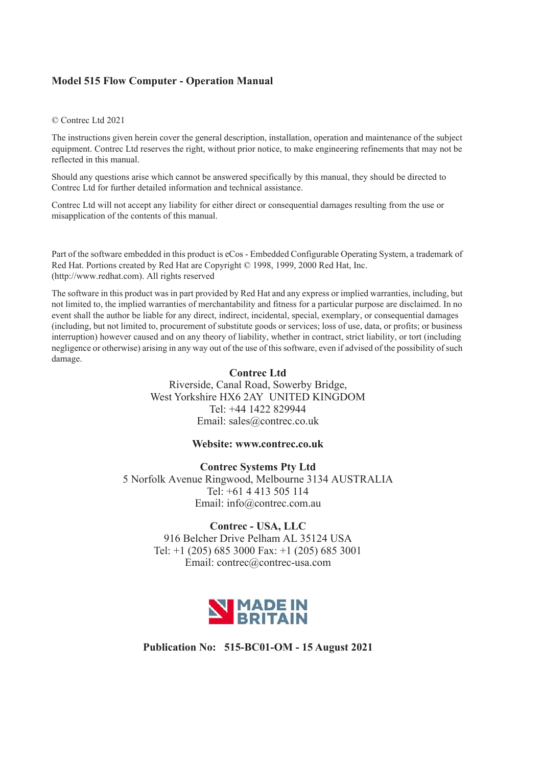**Model 515 Flow Computer - Operation Manual**

© Contrec Ltd 2021

The instructions given herein cover the general description, installation, operation and maintenance of the subject equipment. Contrec Ltd reserves the right, without prior notice, to make engineering refinements that may not be reflected in this manual.

Should any questions arise which cannot be answered specifically by this manual, they should be directed to Contrec Ltd for further detailed information and technical assistance.

Contrec Ltd will not accept any liability for either direct or consequential damages resulting from the use or misapplication of the contents of this manual.

Part of the software embedded in this product is eCos - Embedded Configurable Operating System, a trademark of Red Hat. Portions created by Red Hat are Copyright © 1998, 1999, 2000 Red Hat, Inc. (http://www.redhat.com). All rights reserved

The software in this product was in part provided by Red Hat and any express or implied warranties, including, but not limited to, the implied warranties of merchantability and fitness for a particular purpose are disclaimed. In no event shall the author be liable for any direct, indirect, incidental, special, exemplary, or consequential damages (including, but not limited to, procurement of substitute goods or services; loss of use, data, or profits; or business interruption) however caused and on any theory of liability, whether in contract, strict liability, or tort (including negligence or otherwise) arising in any way out of the use of this software, even if advised of the possibility of such damage.

**Contrec Ltd**
Riverside, Canal Road, Sowerby Bridge,
West Yorkshire HX6 2AY UNITED KINGDOM
Tel: +44 1422 829944
Email: sales@contrec.co.uk

**Website: www.contrec.co.uk**

**Contrec Systems Pty Ltd**
5 Norfolk Avenue Ringwood, Melbourne 3134 AUSTRALIA
Tel: +61 4 413 505 114
Email: info@contrec.com.au

**Contrec - USA, LLC**
916 Belcher Drive Pelham AL 35124 USA
Tel: +1 (205) 685 3000 Fax: +1 (205) 685 3001
Email: contrec@contrec-usa.com

MADE IN BRITAIN

**Publication No: 515-BC01-OM - 15 August 2021**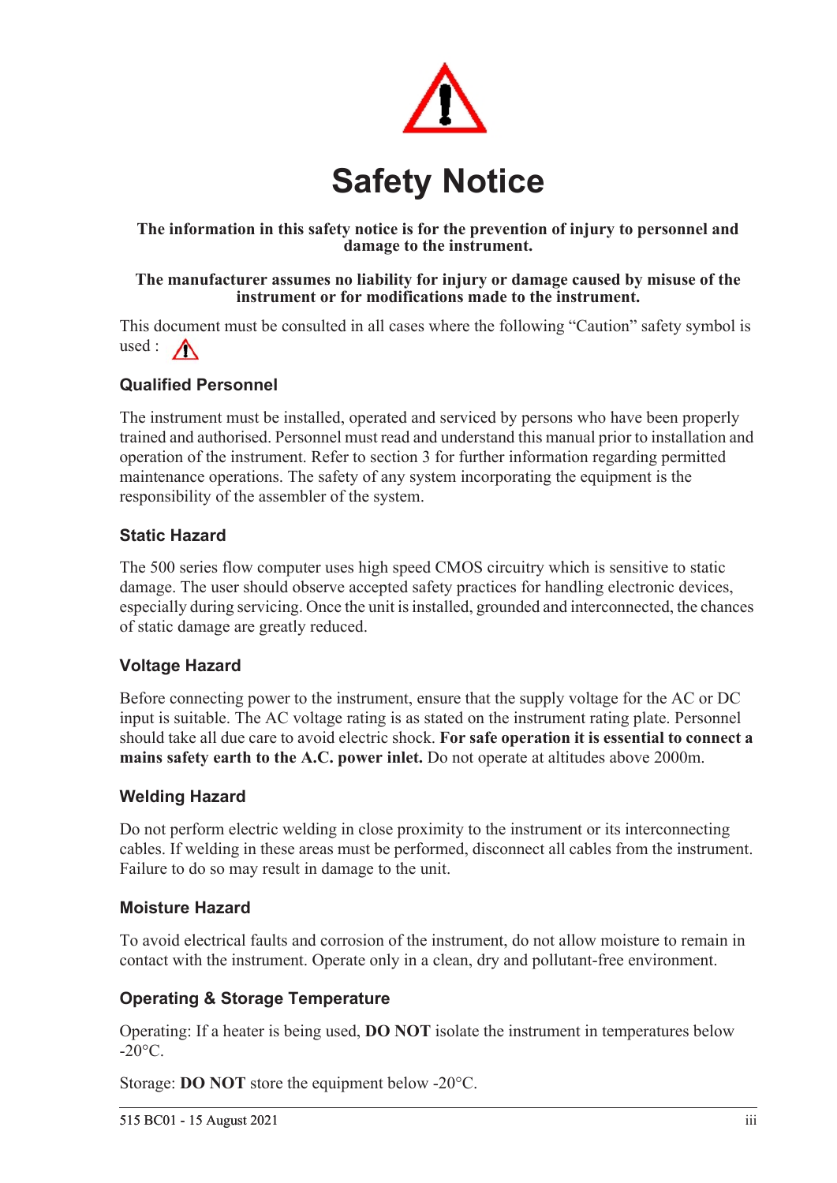# Safety Notice

**The information in this safety notice is for the prevention of injury to personnel and damage to the instrument.**

**The manufacturer assumes no liability for injury or damage caused by misuse of the instrument or for modifications made to the instrument.**

This document must be consulted in all cases where the following "Caution" safety symbol is used :

### Qualified Personnel

The instrument must be installed, operated and serviced by persons who have been properly trained and authorised. Personnel must read and understand this manual prior to installation and operation of the instrument. Refer to section 3 for further information regarding permitted maintenance operations. The safety of any system incorporating the equipment is the responsibility of the assembler of the system.

### Static Hazard

The 500 series flow computer uses high speed CMOS circuitry which is sensitive to static damage. The user should observe accepted safety practices for handling electronic devices, especially during servicing. Once the unit is installed, grounded and interconnected, the chances of static damage are greatly reduced.

### Voltage Hazard

Before connecting power to the instrument, ensure that the supply voltage for the AC or DC input is suitable. The AC voltage rating is as stated on the instrument rating plate. Personnel should take all due care to avoid electric shock. **For safe operation it is essential to connect a mains safety earth to the A.C. power inlet.** Do not operate at altitudes above 2000m.

### Welding Hazard

Do not perform electric welding in close proximity to the instrument or its interconnecting cables. If welding in these areas must be performed, disconnect all cables from the instrument. Failure to do so may result in damage to the unit.

### Moisture Hazard

To avoid electrical faults and corrosion of the instrument, do not allow moisture to remain in contact with the instrument. Operate only in a clean, dry and pollutant-free environment.

### Operating & Storage Temperature

Operating: If a heater is being used, **DO NOT** isolate the instrument in temperatures below -20°C.

Storage: **DO NOT** store the equipment below -20°C.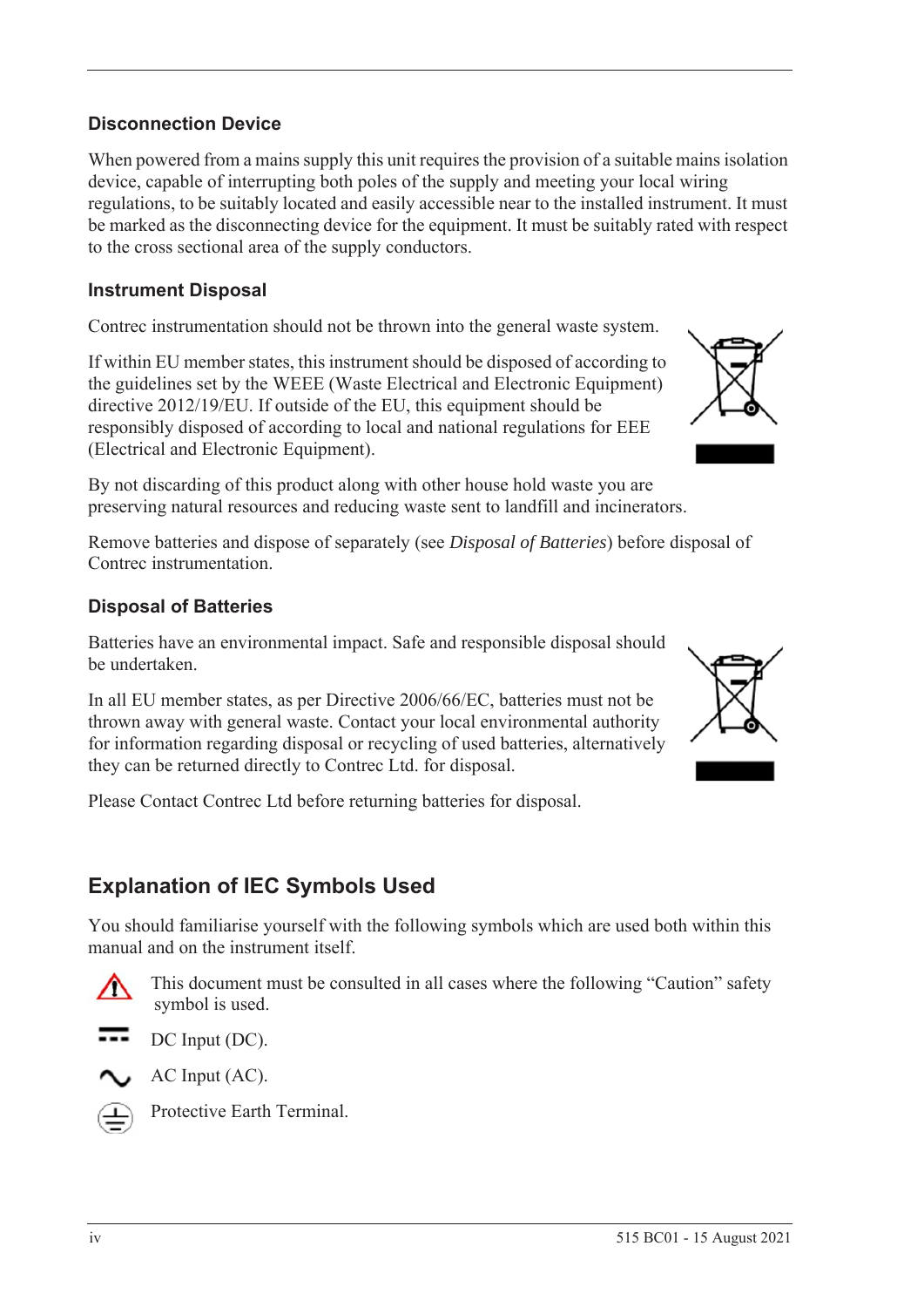### Disconnection Device

When powered from a mains supply this unit requires the provision of a suitable mains isolation device, capable of interrupting both poles of the supply and meeting your local wiring regulations, to be suitably located and easily accessible near to the installed instrument. It must be marked as the disconnecting device for the equipment. It must be suitably rated with respect to the cross sectional area of the supply conductors.

### Instrument Disposal

Contrec instrumentation should not be thrown into the general waste system.

If within EU member states, this instrument should be disposed of according to the guidelines set by the WEEE (Waste Electrical and Electronic Equipment) directive 2012/19/EU. If outside of the EU, this equipment should be responsibly disposed of according to local and national regulations for EEE (Electrical and Electronic Equipment).

By not discarding of this product along with other house hold waste you are preserving natural resources and reducing waste sent to landfill and incinerators.

Remove batteries and dispose of separately (see *Disposal of Batteries*) before disposal of Contrec instrumentation.

### Disposal of Batteries

Batteries have an environmental impact. Safe and responsible disposal should be undertaken.

In all EU member states, as per Directive 2006/66/EC, batteries must not be thrown away with general waste. Contact your local environmental authority for information regarding disposal or recycling of used batteries, alternatively they can be returned directly to Contrec Ltd. for disposal.

Please Contact Contrec Ltd before returning batteries for disposal.

## Explanation of IEC Symbols Used

You should familiarise yourself with the following symbols which are used both within this manual and on the instrument itself.

This document must be consulted in all cases where the following "Caution" safety symbol is used.

DC Input (DC).

AC Input (AC).

Protective Earth Terminal.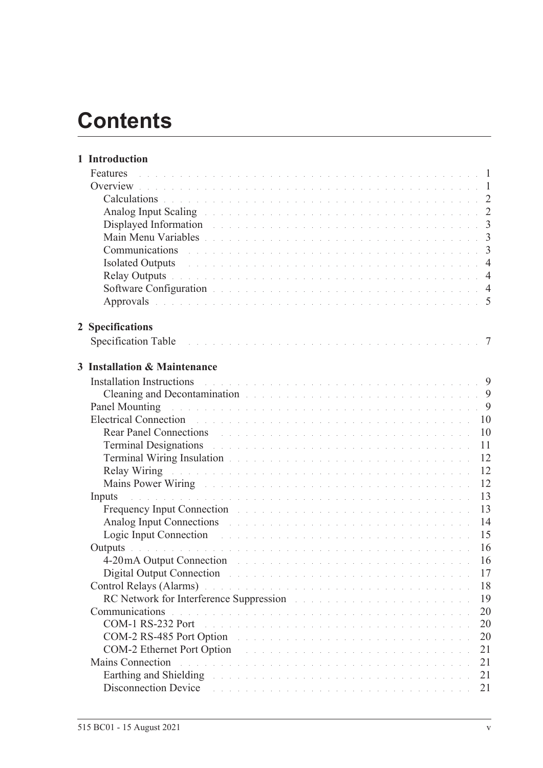# Contents

**1 Introduction**

- Features . . . 1
- Overview . . . 1
  - Calculations . . . 2
  - Analog Input Scaling . . . 2
  - Displayed Information . . . 3
  - Main Menu Variables . . . 3
  - Communications . . . 3
  - Isolated Outputs . . . 4
  - Relay Outputs . . . 4
  - Software Configuration . . . 4
  - Approvals . . . 5

**2 Specifications**

- Specification Table . . . 7

**3 Installation & Maintenance**

- Installation Instructions . . . 9
  - Cleaning and Decontamination . . . 9
- Panel Mounting . . . 9
- Electrical Connection . . . 10
  - Rear Panel Connections . . . 10
  - Terminal Designations . . . 11
  - Terminal Wiring Insulation . . . 12
  - Relay Wiring . . . 12
  - Mains Power Wiring . . . 12
- Inputs . . . 13
  - Frequency Input Connection . . . 13
  - Analog Input Connections . . . 14
  - Logic Input Connection . . . 15
- Outputs . . . 16
  - 4-20mA Output Connection . . . 16
  - Digital Output Connection . . . 17
- Control Relays (Alarms) . . . 18
  - RC Network for Interference Suppression . . . 19
- Communications . . . 20
  - COM-1 RS-232 Port . . . 20
  - COM-2 RS-485 Port Option . . . 20
  - COM-2 Ethernet Port Option . . . 21
- Mains Connection . . . 21
  - Earthing and Shielding . . . 21
  - Disconnection Device . . . 21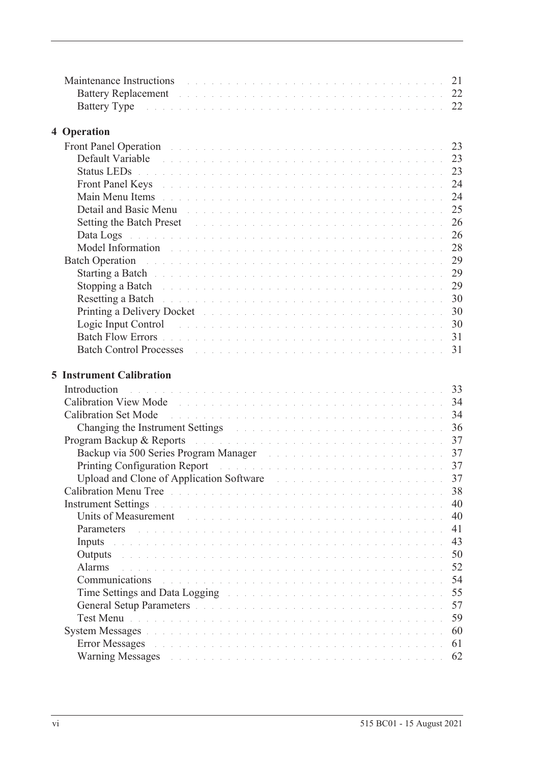Maintenance Instructions . . . 21
- Battery Replacement . . . 22
- Battery Type . . . 22

## 4 Operation

Front Panel Operation . . . 23
- Default Variable . . . 23
- Status LEDs . . . 23
- Front Panel Keys . . . 24
- Main Menu Items . . . 24
- Detail and Basic Menu . . . 25
- Setting the Batch Preset . . . 26
- Data Logs . . . 26
- Model Information . . . 28

Batch Operation . . . 29
- Starting a Batch . . . 29
- Stopping a Batch . . . 29
- Resetting a Batch . . . 30
- Printing a Delivery Docket . . . 30
- Logic Input Control . . . 30
- Batch Flow Errors . . . 31
- Batch Control Processes . . . 31

## 5 Instrument Calibration

Introduction . . . 33

Calibration View Mode . . . 34

Calibration Set Mode . . . 34
- Changing the Instrument Settings . . . 36

Program Backup & Reports . . . 37
- Backup via 500 Series Program Manager . . . 37
- Printing Configuration Report . . . 37
- Upload and Clone of Application Software . . . 37

Calibration Menu Tree . . . 38

Instrument Settings . . . 40
- Units of Measurement . . . 40
- Parameters . . . 41
- Inputs . . . 43
- Outputs . . . 50
- Alarms . . . 52
- Communications . . . 54
- Time Settings and Data Logging . . . 55
- General Setup Parameters . . . 57
- Test Menu . . . 59

System Messages . . . 60
- Error Messages . . . 61
- Warning Messages . . . 62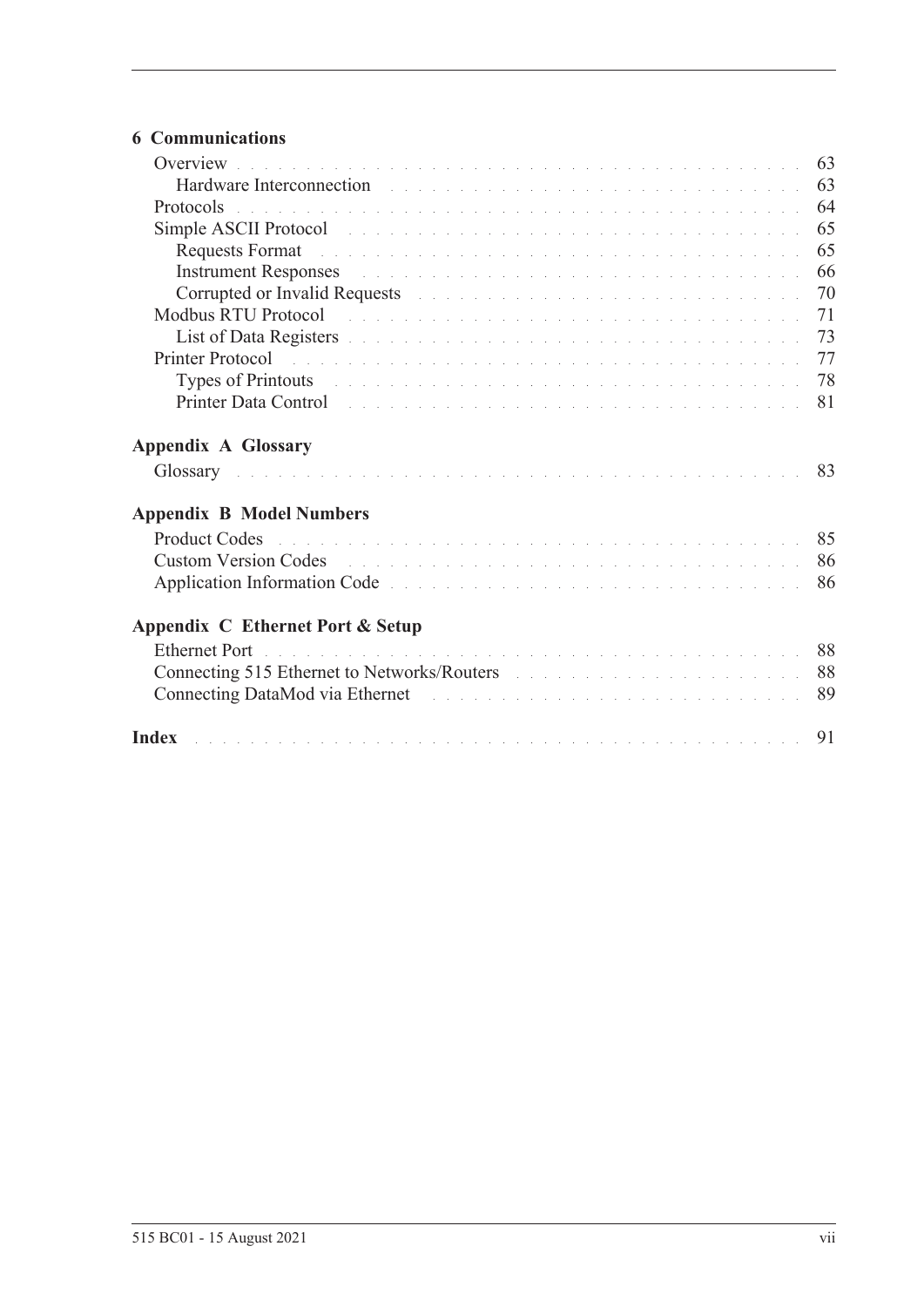**6 Communications**

Overview . . . . . . . . . . . . . . . . . . . . . . . . . . . . . . . . . . . . . 63
  Hardware Interconnection . . . . . . . . . . . . . . . . . . . . . . . . . . . . 63
Protocols . . . . . . . . . . . . . . . . . . . . . . . . . . . . . . . . . . . . . 64
Simple ASCII Protocol . . . . . . . . . . . . . . . . . . . . . . . . . . . . . . 65
  Requests Format . . . . . . . . . . . . . . . . . . . . . . . . . . . . . . . . 65
  Instrument Responses . . . . . . . . . . . . . . . . . . . . . . . . . . . . . 66
  Corrupted or Invalid Requests . . . . . . . . . . . . . . . . . . . . . . . . . 70
Modbus RTU Protocol . . . . . . . . . . . . . . . . . . . . . . . . . . . . . . . 71
  List of Data Registers . . . . . . . . . . . . . . . . . . . . . . . . . . . . . 73
Printer Protocol . . . . . . . . . . . . . . . . . . . . . . . . . . . . . . . . . 77
  Types of Printouts . . . . . . . . . . . . . . . . . . . . . . . . . . . . . . . 78
  Printer Data Control . . . . . . . . . . . . . . . . . . . . . . . . . . . . . . 81

**Appendix A Glossary**

Glossary . . . . . . . . . . . . . . . . . . . . . . . . . . . . . . . . . . . . . 83

**Appendix B Model Numbers**

Product Codes . . . . . . . . . . . . . . . . . . . . . . . . . . . . . . . . . . 85
Custom Version Codes . . . . . . . . . . . . . . . . . . . . . . . . . . . . . . 86
Application Information Code . . . . . . . . . . . . . . . . . . . . . . . . . . 86

**Appendix C Ethernet Port & Setup**

Ethernet Port . . . . . . . . . . . . . . . . . . . . . . . . . . . . . . . . . . 88
Connecting 515 Ethernet to Networks/Routers . . . . . . . . . . . . . . . . . . . 88
Connecting DataMod via Ethernet . . . . . . . . . . . . . . . . . . . . . . . . . 89

**Index** . . . . . . . . . . . . . . . . . . . . . . . . . . . . . . . . . . . . . 91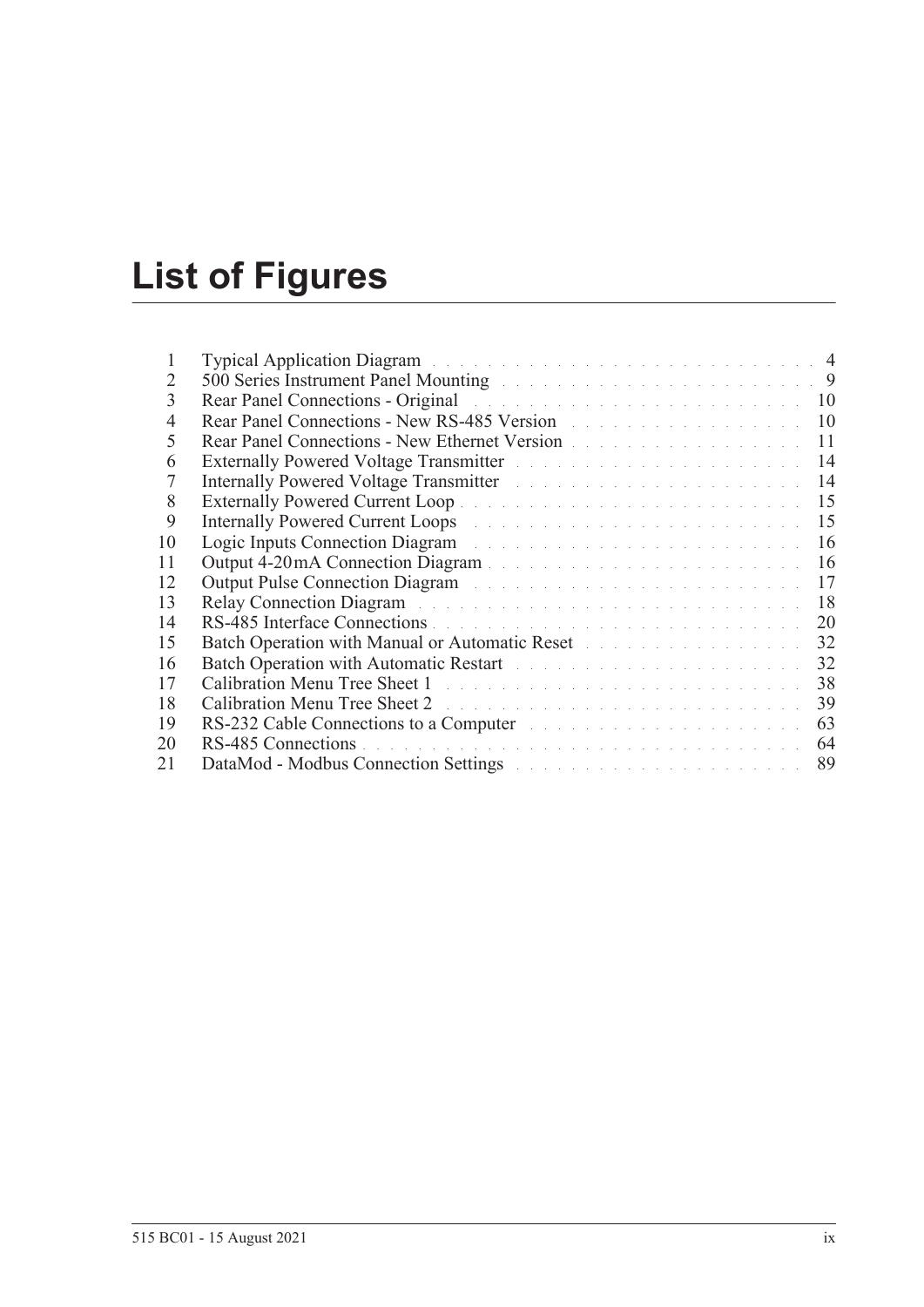# List of Figures

| | | |
|---|---|---|
| 1 | Typical Application Diagram | 4 |
| 2 | 500 Series Instrument Panel Mounting | 9 |
| 3 | Rear Panel Connections - Original | 10 |
| 4 | Rear Panel Connections - New RS-485 Version | 10 |
| 5 | Rear Panel Connections - New Ethernet Version | 11 |
| 6 | Externally Powered Voltage Transmitter | 14 |
| 7 | Internally Powered Voltage Transmitter | 14 |
| 8 | Externally Powered Current Loop | 15 |
| 9 | Internally Powered Current Loops | 15 |
| 10 | Logic Inputs Connection Diagram | 16 |
| 11 | Output 4-20 mA Connection Diagram | 16 |
| 12 | Output Pulse Connection Diagram | 17 |
| 13 | Relay Connection Diagram | 18 |
| 14 | RS-485 Interface Connections | 20 |
| 15 | Batch Operation with Manual or Automatic Reset | 32 |
| 16 | Batch Operation with Automatic Restart | 32 |
| 17 | Calibration Menu Tree Sheet 1 | 38 |
| 18 | Calibration Menu Tree Sheet 2 | 39 |
| 19 | RS-232 Cable Connections to a Computer | 63 |
| 20 | RS-485 Connections | 64 |
| 21 | DataMod - Modbus Connection Settings | 89 |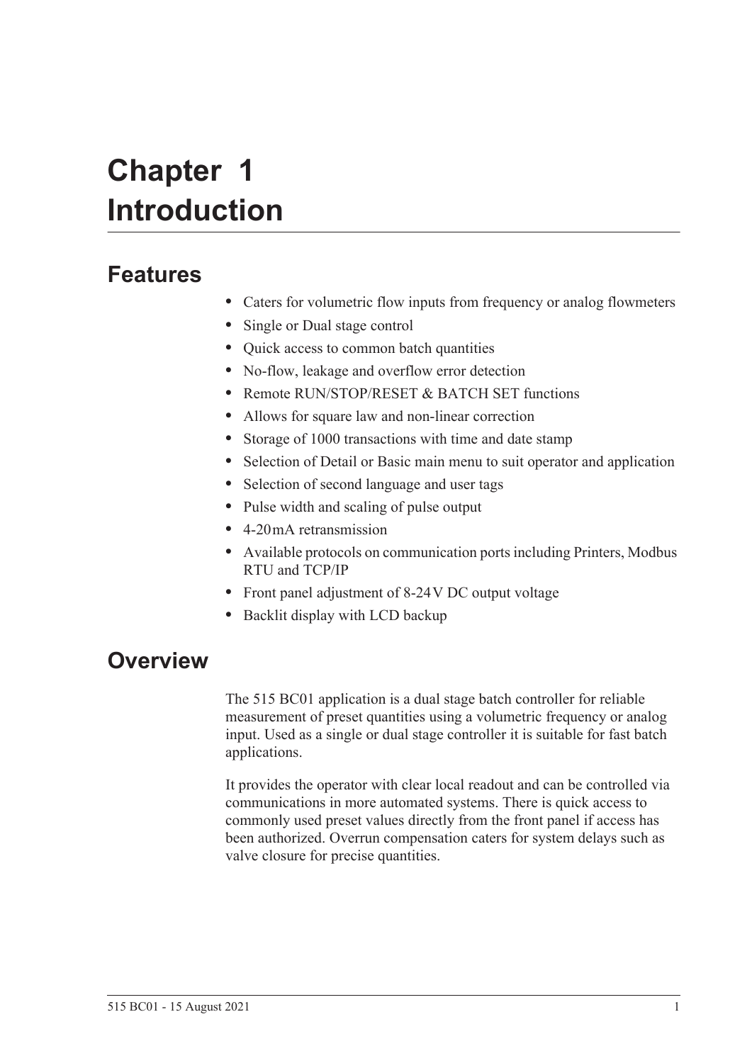# Chapter 1 Introduction

## Features

- Caters for volumetric flow inputs from frequency or analog flowmeters
- Single or Dual stage control
- Quick access to common batch quantities
- No-flow, leakage and overflow error detection
- Remote RUN/STOP/RESET & BATCH SET functions
- Allows for square law and non-linear correction
- Storage of 1000 transactions with time and date stamp
- Selection of Detail or Basic main menu to suit operator and application
- Selection of second language and user tags
- Pulse width and scaling of pulse output
- 4-20 mA retransmission
- Available protocols on communication ports including Printers, Modbus RTU and TCP/IP
- Front panel adjustment of 8-24 V DC output voltage
- Backlit display with LCD backup

## Overview

The 515 BC01 application is a dual stage batch controller for reliable measurement of preset quantities using a volumetric frequency or analog input. Used as a single or dual stage controller it is suitable for fast batch applications.

It provides the operator with clear local readout and can be controlled via communications in more automated systems. There is quick access to commonly used preset values directly from the front panel if access has been authorized. Overrun compensation caters for system delays such as valve closure for precise quantities.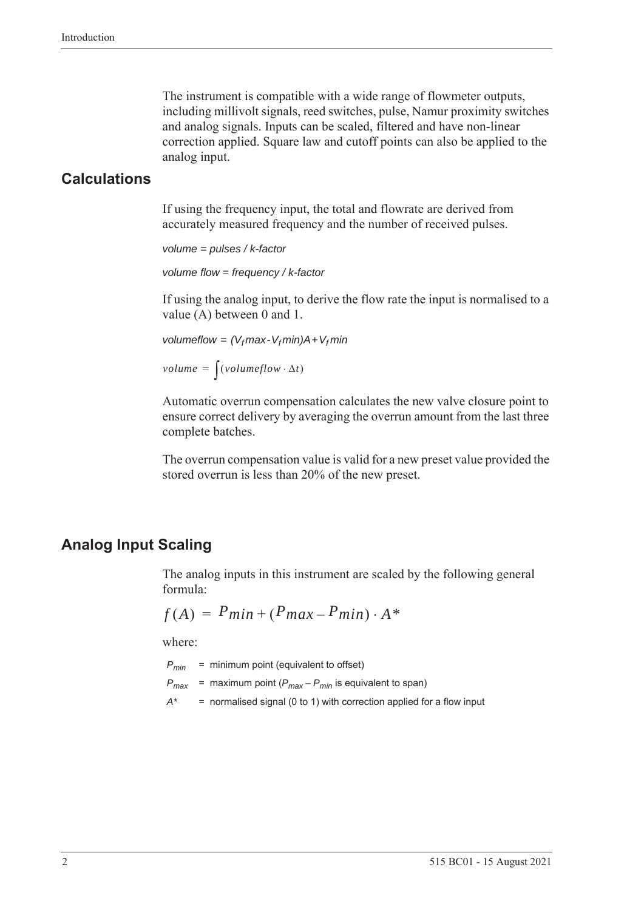The instrument is compatible with a wide range of flowmeter outputs, including millivolt signals, reed switches, pulse, Namur proximity switches and analog signals. Inputs can be scaled, filtered and have non-linear correction applied. Square law and cutoff points can also be applied to the analog input.

## Calculations

If using the frequency input, the total and flowrate are derived from accurately measured frequency and the number of received pulses.

*volume = pulses / k-factor*

*volume flow = frequency / k-factor*

If using the analog input, to derive the flow rate the input is normalised to a value (A) between 0 and 1.

$$volumeflow = (V_f max - V_f min)A + V_f min$$

$$volume = \int (volumeflow \cdot \Delta t)$$

Automatic overrun compensation calculates the new valve closure point to ensure correct delivery by averaging the overrun amount from the last three complete batches.

The overrun compensation value is valid for a new preset value provided the stored overrun is less than 20% of the new preset.

## Analog Input Scaling

The analog inputs in this instrument are scaled by the following general formula:

$$f(A) = P_{min} + (P_{max} - P_{min}) \cdot A^*$$

where:

$P_{min}$ = minimum point (equivalent to offset)

$P_{max}$ = maximum point ($P_{max} - P_{min}$ is equivalent to span)

$A^*$ = normalised signal (0 to 1) with correction applied for a flow input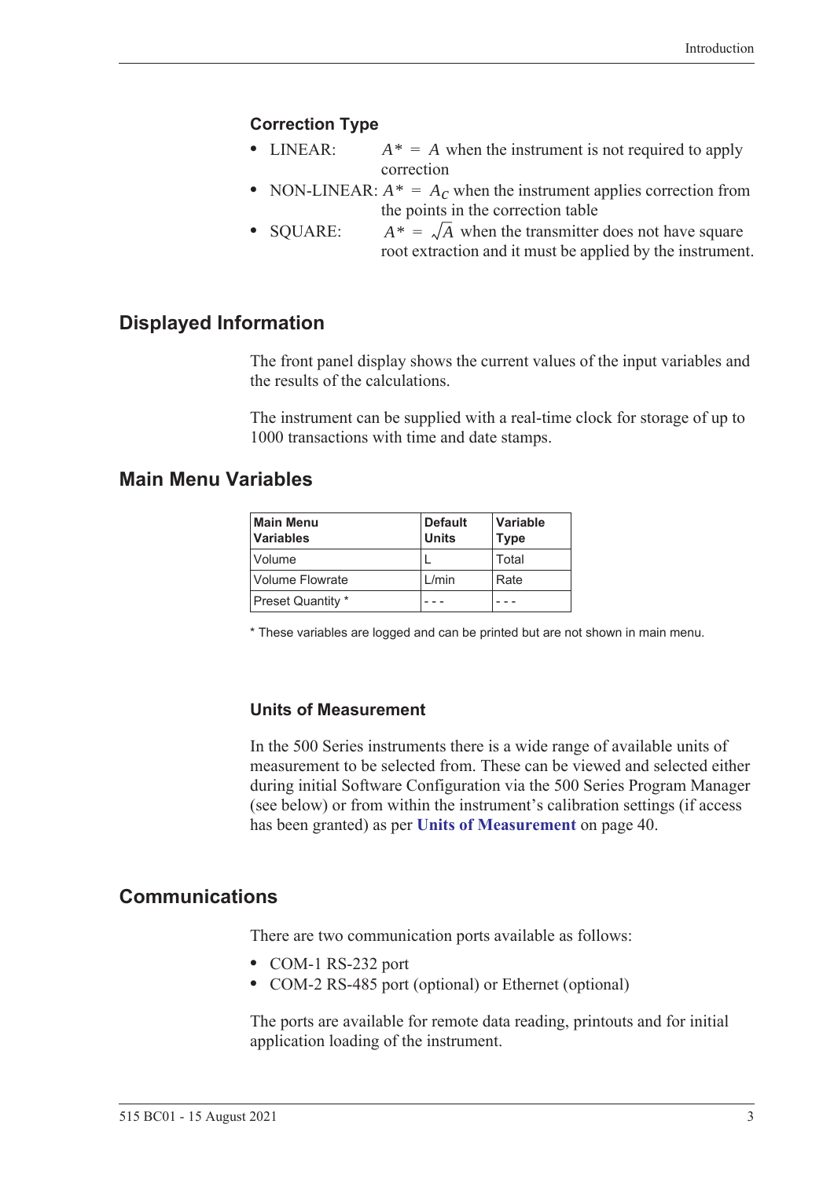### Correction Type

- LINEAR: $A^* = A$ when the instrument is not required to apply correction
- NON-LINEAR: $A^* = A_C$ when the instrument applies correction from the points in the correction table
- SQUARE: $A^* = \sqrt{A}$ when the transmitter does not have square root extraction and it must be applied by the instrument.

## Displayed Information

The front panel display shows the current values of the input variables and the results of the calculations.

The instrument can be supplied with a real-time clock for storage of up to 1000 transactions with time and date stamps.

## Main Menu Variables

| Main Menu Variables | Default Units | Variable Type |
|---|---|---|
| Volume | L | Total |
| Volume Flowrate | L/min | Rate |
| Preset Quantity * | - - - | - - - |

* These variables are logged and can be printed but are not shown in main menu.

### Units of Measurement

In the 500 Series instruments there is a wide range of available units of measurement to be selected from. These can be viewed and selected either during initial Software Configuration via the 500 Series Program Manager (see below) or from within the instrument's calibration settings (if access has been granted) as per **Units of Measurement** on page 40.

## Communications

There are two communication ports available as follows:

- COM-1 RS-232 port
- COM-2 RS-485 port (optional) or Ethernet (optional)

The ports are available for remote data reading, printouts and for initial application loading of the instrument.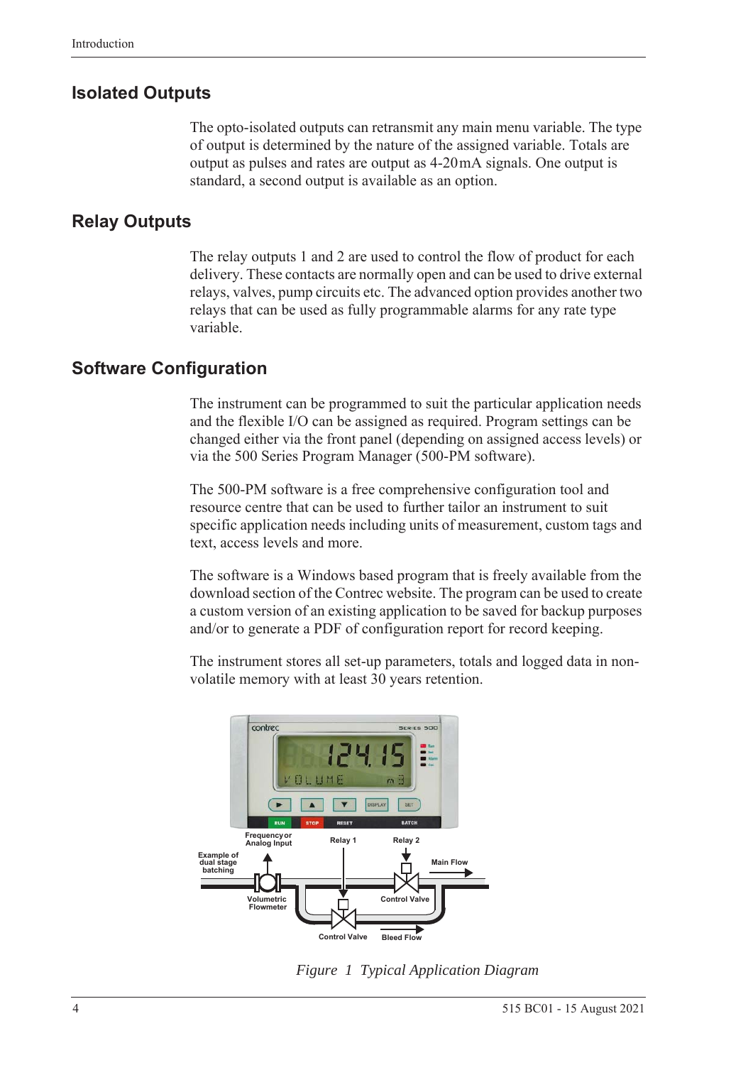## Isolated Outputs

The opto-isolated outputs can retransmit any main menu variable. The type of output is determined by the nature of the assigned variable. Totals are output as pulses and rates are output as 4-20 mA signals. One output is standard, a second output is available as an option.

## Relay Outputs

The relay outputs 1 and 2 are used to control the flow of product for each delivery. These contacts are normally open and can be used to drive external relays, valves, pump circuits etc. The advanced option provides another two relays that can be used as fully programmable alarms for any rate type variable.

## Software Configuration

The instrument can be programmed to suit the particular application needs and the flexible I/O can be assigned as required. Program settings can be changed either via the front panel (depending on assigned access levels) or via the 500 Series Program Manager (500-PM software).

The 500-PM software is a free comprehensive configuration tool and resource centre that can be used to further tailor an instrument to suit specific application needs including units of measurement, custom tags and text, access levels and more.

The software is a Windows based program that is freely available from the download section of the Contrec website. The program can be used to create a custom version of an existing application to be saved for backup purposes and/or to generate a PDF of configuration report for record keeping.

The instrument stores all set-up parameters, totals and logged data in non-volatile memory with at least 30 years retention.

*Figure 1 Typical Application Diagram*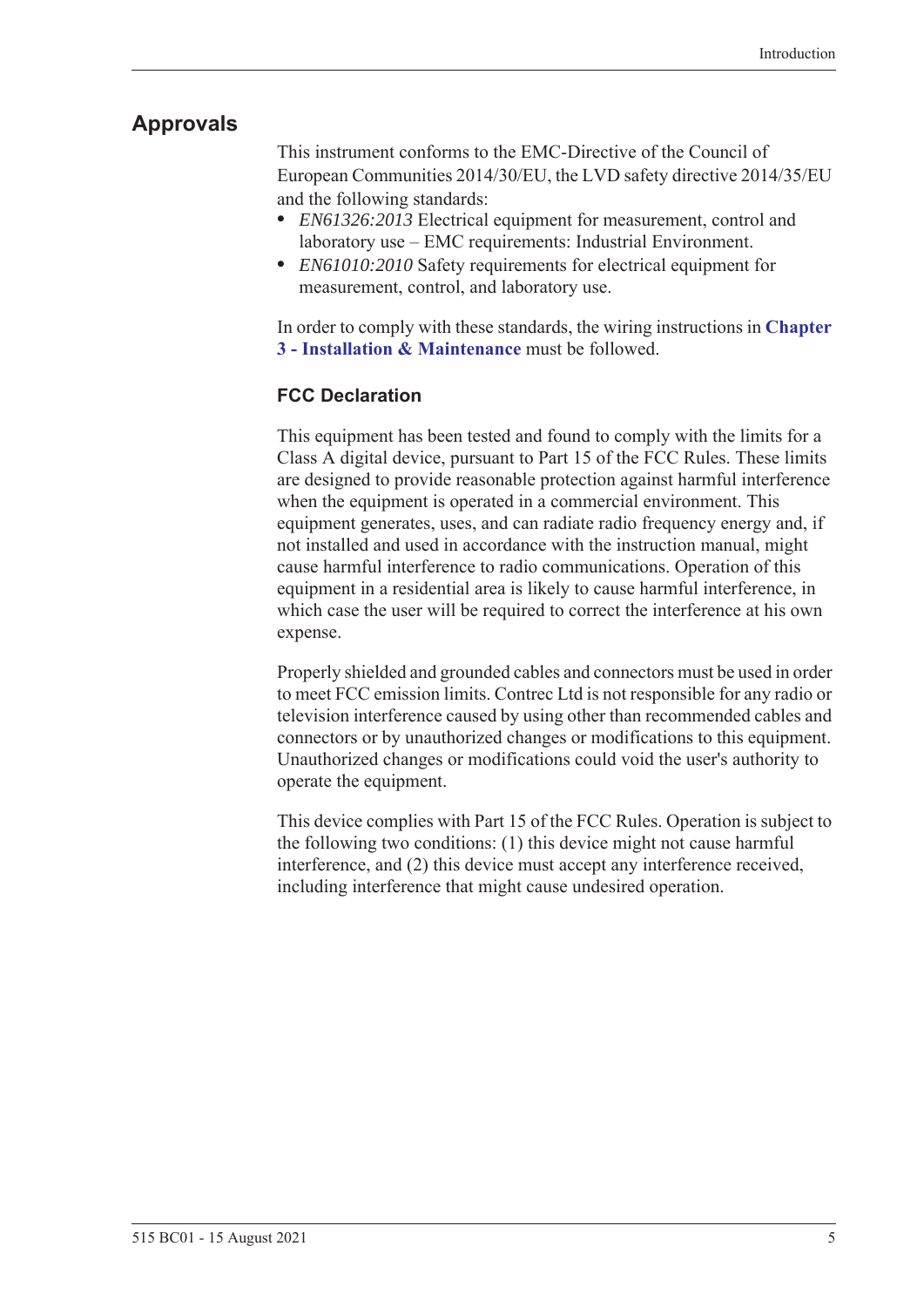## Approvals

This instrument conforms to the EMC-Directive of the Council of European Communities 2014/30/EU, the LVD safety directive 2014/35/EU and the following standards:

- *EN61326:2013* Electrical equipment for measurement, control and laboratory use – EMC requirements: Industrial Environment.
- *EN61010:2010* Safety requirements for electrical equipment for measurement, control, and laboratory use.

In order to comply with these standards, the wiring instructions in **Chapter 3 - Installation & Maintenance** must be followed.

### FCC Declaration

This equipment has been tested and found to comply with the limits for a Class A digital device, pursuant to Part 15 of the FCC Rules. These limits are designed to provide reasonable protection against harmful interference when the equipment is operated in a commercial environment. This equipment generates, uses, and can radiate radio frequency energy and, if not installed and used in accordance with the instruction manual, might cause harmful interference to radio communications. Operation of this equipment in a residential area is likely to cause harmful interference, in which case the user will be required to correct the interference at his own expense.

Properly shielded and grounded cables and connectors must be used in order to meet FCC emission limits. Contrec Ltd is not responsible for any radio or television interference caused by using other than recommended cables and connectors or by unauthorized changes or modifications to this equipment. Unauthorized changes or modifications could void the user's authority to operate the equipment.

This device complies with Part 15 of the FCC Rules. Operation is subject to the following two conditions: (1) this device might not cause harmful interference, and (2) this device must accept any interference received, including interference that might cause undesired operation.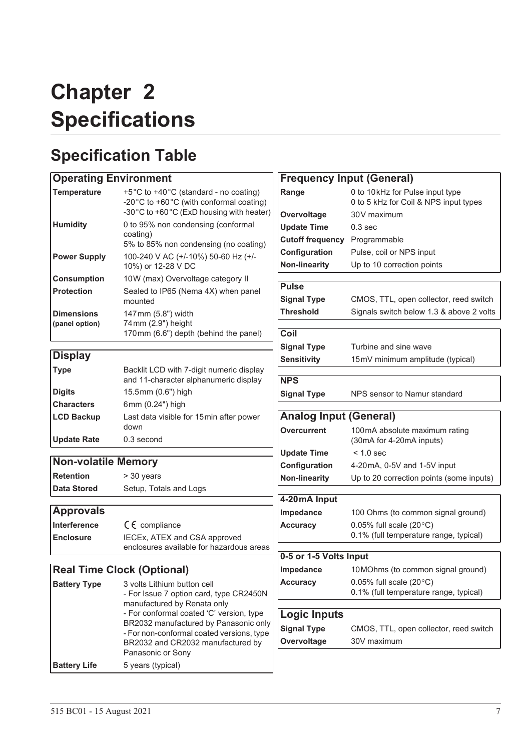# Chapter 2 Specifications

## Specification Table

| Operating Environment | |
|---|---|
| **Temperature** | +5°C to +40°C (standard - no coating)<br>-20°C to +60°C (with conformal coating)<br>-30°C to +60°C (ExD housing with heater) |
| **Humidity** | 0 to 95% non condensing (conformal coating)<br>5% to 85% non condensing (no coating) |
| **Power Supply** | 100-240 V AC (+/-10%) 50-60 Hz (+/-10%) or 12-28 V DC |
| **Consumption** | 10W (max) Overvoltage category II |
| **Protection** | Sealed to IP65 (Nema 4X) when panel mounted |
| **Dimensions (panel option)** | 147mm (5.8") width<br>74mm (2.9") height<br>170mm (6.6") depth (behind the panel) |

| Display | |
|---|---|
| **Type** | Backlit LCD with 7-digit numeric display and 11-character alphanumeric display |
| **Digits** | 15.5mm (0.6") high |
| **Characters** | 6mm (0.24") high |
| **LCD Backup** | Last data visible for 15min after power down |
| **Update Rate** | 0.3 second |

| Non-volatile Memory | |
|---|---|
| **Retention** | > 30 years |
| **Data Stored** | Setup, Totals and Logs |

| Approvals | |
|---|---|
| **Interference** | CE compliance |
| **Enclosure** | IECEx, ATEX and CSA approved enclosures available for hazardous areas |

| Real Time Clock (Optional) | |
|---|---|
| **Battery Type** | 3 volts Lithium button cell<br>- For Issue 7 option card, type CR2450N manufactured by Renata only<br>- For conformal coated 'C' version, type BR2032 manufactured by Panasonic only<br>- For non-conformal coated versions, type BR2032 and CR2032 manufactured by Panasonic or Sony |
| **Battery Life** | 5 years (typical) |

| Frequency Input (General) | |
|---|---|
| **Range** | 0 to 10kHz for Pulse input type<br>0 to 5 kHz for Coil & NPS input types |
| **Overvoltage** | 30V maximum |
| **Update Time** | 0.3 sec |
| **Cutoff frequency** | Programmable |
| **Configuration** | Pulse, coil or NPS input |
| **Non-linearity** | Up to 10 correction points |

| Pulse | |
|---|---|
| **Signal Type** | CMOS, TTL, open collector, reed switch |
| **Threshold** | Signals switch below 1.3 & above 2 volts |

| Coil | |
|---|---|
| **Signal Type** | Turbine and sine wave |
| **Sensitivity** | 15mV minimum amplitude (typical) |

| NPS | |
|---|---|
| **Signal Type** | NPS sensor to Namur standard |

| Analog Input (General) | |
|---|---|
| **Overcurrent** | 100mA absolute maximum rating (30mA for 4-20mA inputs) |
| **Update Time** | < 1.0 sec |
| **Configuration** | 4-20mA, 0-5V and 1-5V input |
| **Non-linearity** | Up to 20 correction points (some inputs) |

| 4-20mA Input | |
|---|---|
| **Impedance** | 100 Ohms (to common signal ground) |
| **Accuracy** | 0.05% full scale (20°C)<br>0.1% (full temperature range, typical) |

| 0-5 or 1-5 Volts Input | |
|---|---|
| **Impedance** | 10MOhms (to common signal ground) |
| **Accuracy** | 0.05% full scale (20°C)<br>0.1% (full temperature range, typical) |

| Logic Inputs | |
|---|---|
| **Signal Type** | CMOS, TTL, open collector, reed switch |
| **Overvoltage** | 30V maximum |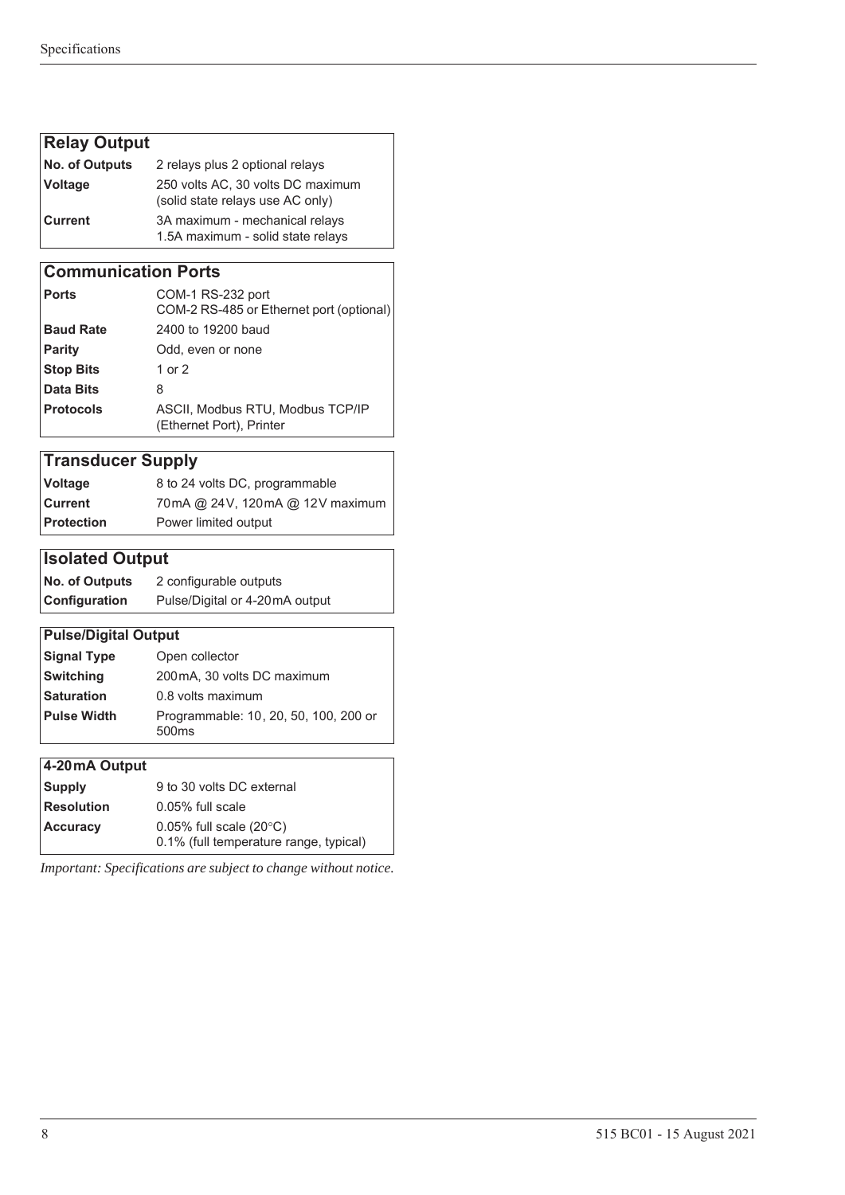| Relay Output | |
|---|---|
| **No. of Outputs** | 2 relays plus 2 optional relays |
| **Voltage** | 250 volts AC, 30 volts DC maximum (solid state relays use AC only) |
| **Current** | 3A maximum - mechanical relays 1.5A maximum - solid state relays |

| Communication Ports | |
|---|---|
| **Ports** | COM-1 RS-232 port COM-2 RS-485 or Ethernet port (optional) |
| **Baud Rate** | 2400 to 19200 baud |
| **Parity** | Odd, even or none |
| **Stop Bits** | 1 or 2 |
| **Data Bits** | 8 |
| **Protocols** | ASCII, Modbus RTU, Modbus TCP/IP (Ethernet Port), Printer |

| Transducer Supply | |
|---|---|
| **Voltage** | 8 to 24 volts DC, programmable |
| **Current** | 70mA @ 24V, 120mA @ 12V maximum |
| **Protection** | Power limited output |

| Isolated Output | |
|---|---|
| **No. of Outputs** | 2 configurable outputs |
| **Configuration** | Pulse/Digital or 4-20mA output |

| Pulse/Digital Output | |
|---|---|
| **Signal Type** | Open collector |
| **Switching** | 200mA, 30 volts DC maximum |
| **Saturation** | 0.8 volts maximum |
| **Pulse Width** | Programmable: 10, 20, 50, 100, 200 or 500ms |

| 4-20mA Output | |
|---|---|
| **Supply** | 9 to 30 volts DC external |
| **Resolution** | 0.05% full scale |
| **Accuracy** | 0.05% full scale (20°C) 0.1% (full temperature range, typical) |

*Important: Specifications are subject to change without notice.*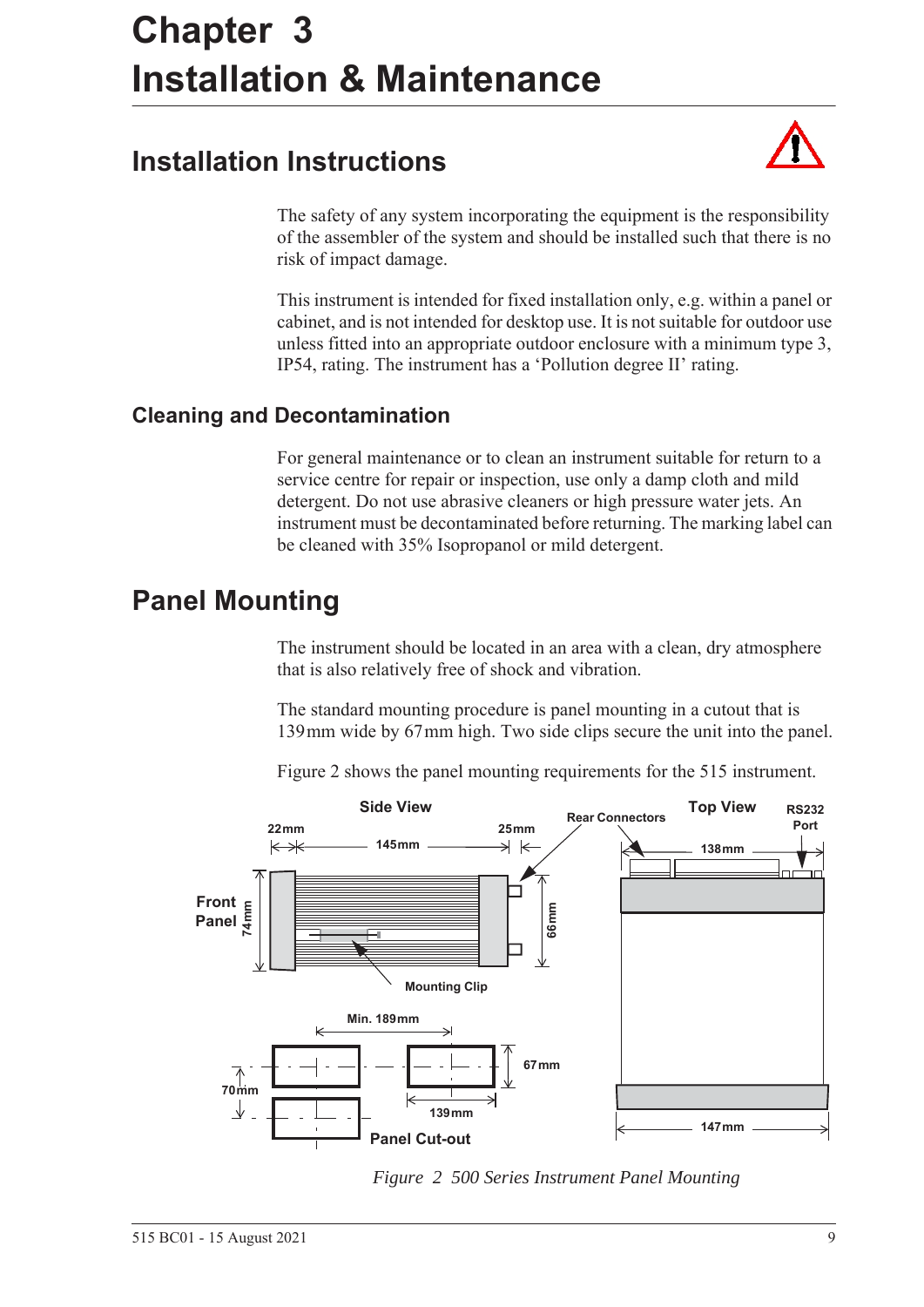# Chapter 3
# Installation & Maintenance

## Installation Instructions

The safety of any system incorporating the equipment is the responsibility of the assembler of the system and should be installed such that there is no risk of impact damage.

This instrument is intended for fixed installation only, e.g. within a panel or cabinet, and is not intended for desktop use. It is not suitable for outdoor use unless fitted into an appropriate outdoor enclosure with a minimum type 3, IP54, rating. The instrument has a 'Pollution degree II' rating.

### Cleaning and Decontamination

For general maintenance or to clean an instrument suitable for return to a service centre for repair or inspection, use only a damp cloth and mild detergent. Do not use abrasive cleaners or high pressure water jets. An instrument must be decontaminated before returning. The marking label can be cleaned with 35% Isopropanol or mild detergent.

## Panel Mounting

The instrument should be located in an area with a clean, dry atmosphere that is also relatively free of shock and vibration.

The standard mounting procedure is panel mounting in a cutout that is 139 mm wide by 67 mm high. Two side clips secure the unit into the panel.

Figure 2 shows the panel mounting requirements for the 515 instrument.

*Figure 2 500 Series Instrument Panel Mounting*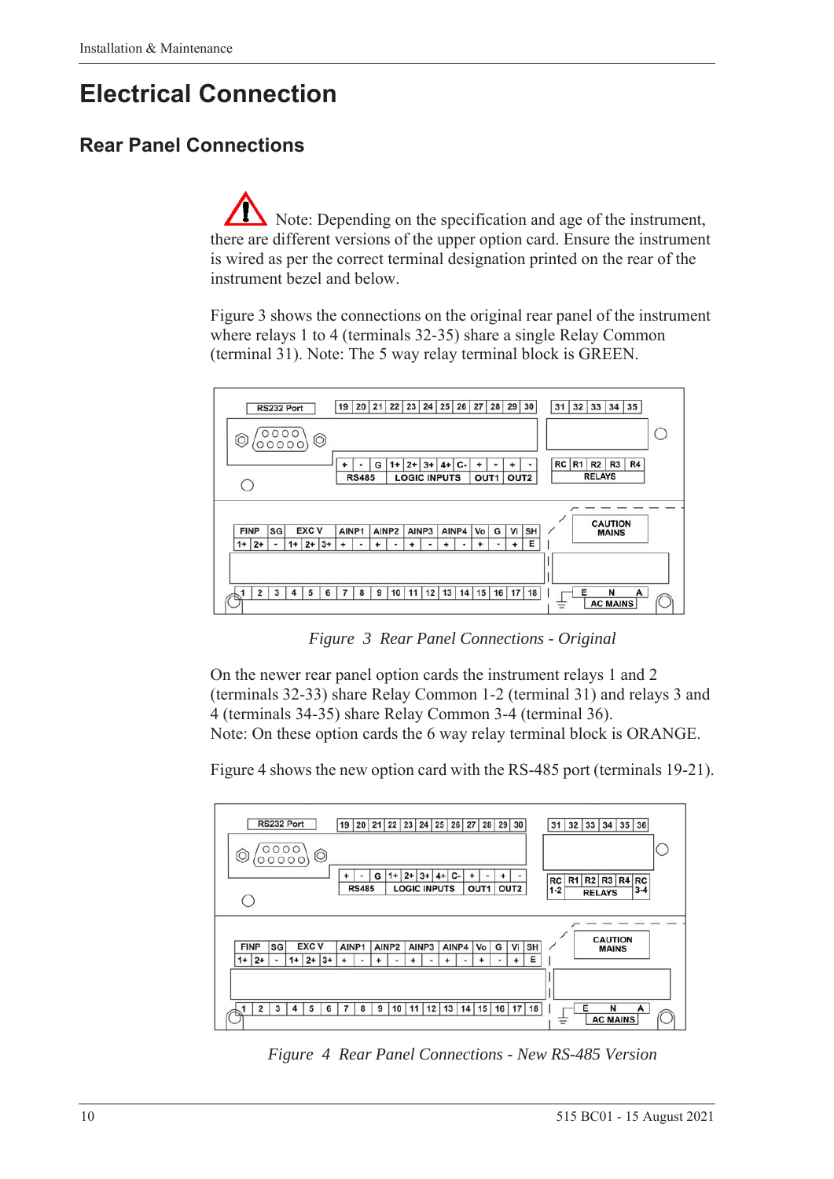# Electrical Connection

## Rear Panel Connections

Note: Depending on the specification and age of the instrument, there are different versions of the upper option card. Ensure the instrument is wired as per the correct terminal designation printed on the rear of the instrument bezel and below.

Figure 3 shows the connections on the original rear panel of the instrument where relays 1 to 4 (terminals 32-35) share a single Relay Common (terminal 31). Note: The 5 way relay terminal block is GREEN.

*Figure 3 Rear Panel Connections - Original*

On the newer rear panel option cards the instrument relays 1 and 2 (terminals 32-33) share Relay Common 1-2 (terminal 31) and relays 3 and 4 (terminals 34-35) share Relay Common 3-4 (terminal 36).
Note: On these option cards the 6 way relay terminal block is ORANGE.

Figure 4 shows the new option card with the RS-485 port (terminals 19-21).

*Figure 4 Rear Panel Connections - New RS-485 Version*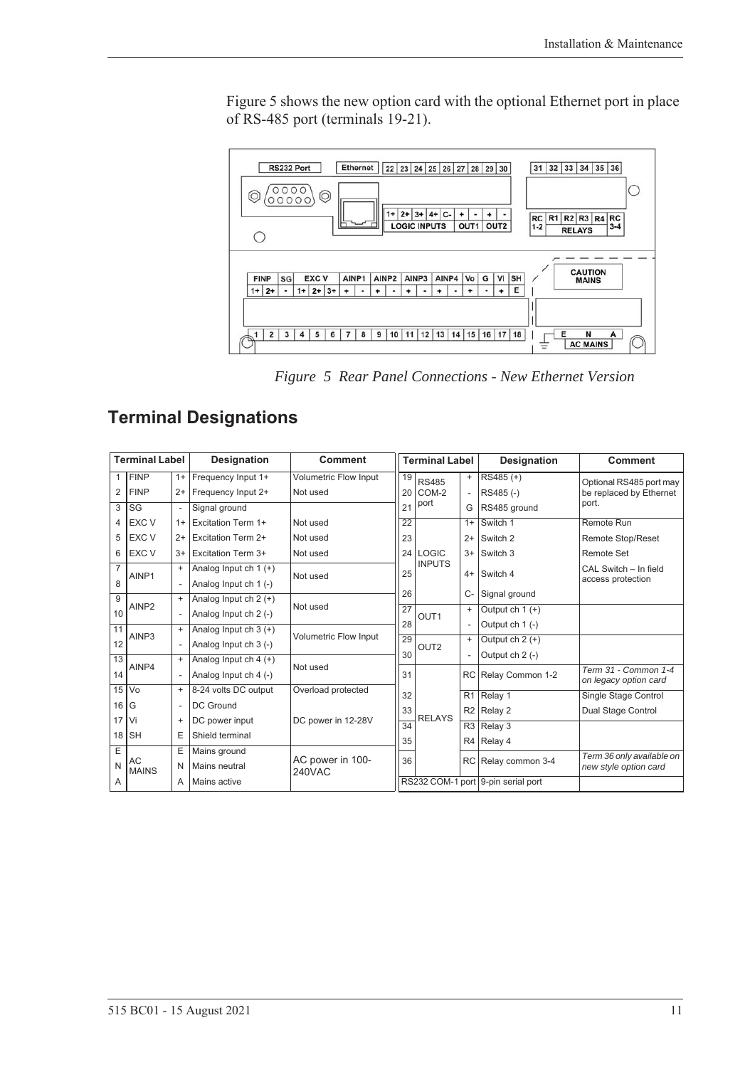Figure 5 shows the new option card with the optional Ethernet port in place of RS-485 port (terminals 19-21).

*Figure 5 Rear Panel Connections - New Ethernet Version*

## Terminal Designations

| Terminal Label | | | Designation | Comment |
|---|---|---|---|---|
| 1 | FINP | 1+ | Frequency Input 1+ | Volumetric Flow Input |
| 2 | FINP | 2+ | Frequency Input 2+ | Not used |
| 3 | SG | - | Signal ground | |
| 4 | EXC V | 1+ | Excitation Term 1+ | Not used |
| 5 | EXC V | 2+ | Excitation Term 2+ | Not used |
| 6 | EXC V | 3+ | Excitation Term 3+ | Not used |
| 7 | AINP1 | + | Analog Input ch 1 (+) | Not used |
| 8 | | - | Analog Input ch 1 (-) | |
| 9 | AINP2 | + | Analog Input ch 2 (+) | Not used |
| 10 | | - | Analog Input ch 2 (-) | |
| 11 | AINP3 | + | Analog Input ch 3 (+) | Volumetric Flow Input |
| 12 | | - | Analog Input ch 3 (-) | |
| 13 | AINP4 | + | Analog Input ch 4 (+) | Not used |
| 14 | | - | Analog Input ch 4 (-) | |
| 15 | Vo | + | 8-24 volts DC output | Overload protected |
| 16 | G | - | DC Ground | |
| 17 | Vi | + | DC power input | DC power in 12-28V |
| 18 | SH | E | Shield terminal | |
| E | AC MAINS | E | Mains ground | AC power in 100-240VAC |
| N | | N | Mains neutral | |
| A | | A | Mains active | |

| Terminal Label | | | Designation | Comment |
|---|---|---|---|---|
| 19 | RS485 COM-2 port | + | RS485 (+) | Optional RS485 port may be replaced by Ethernet port. |
| 20 | | - | RS485 (-) | |
| 21 | | G | RS485 ground | |
| 22 | LOGIC INPUTS | 1+ | Switch 1 | Remote Run |
| 23 | | 2+ | Switch 2 | Remote Stop/Reset |
| 24 | | 3+ | Switch 3 | Remote Set |
| 25 | | 4+ | Switch 4 | CAL Switch – In field access protection |
| 26 | | C- | Signal ground | |
| 27 | OUT1 | + | Output ch 1 (+) | |
| 28 | | - | Output ch 1 (-) | |
| 29 | OUT2 | + | Output ch 2 (+) | |
| 30 | | - | Output ch 2 (-) | |
| 31 | RELAYS | RC | Relay Common 1-2 | *Term 31 - Common 1-4 on legacy option card* |
| 32 | | R1 | Relay 1 | Single Stage Control |
| 33 | | R2 | Relay 2 | Dual Stage Control |
| 34 | | R3 | Relay 3 | |
| 35 | | R4 | Relay 4 | |
| 36 | | RC | Relay common 3-4 | *Term 36 only available on new style option card* |
| RS232 COM-1 port | | | 9-pin serial port | |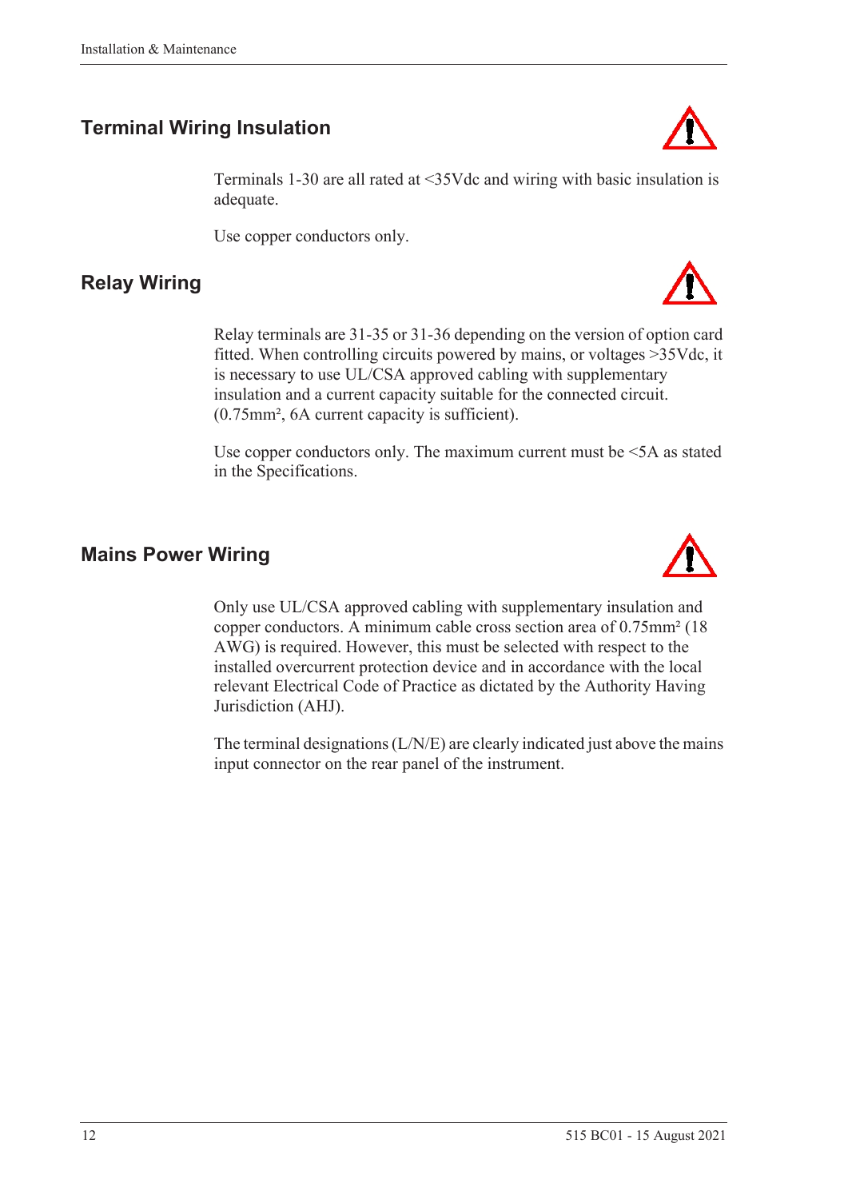## Terminal Wiring Insulation

Terminals 1-30 are all rated at <35Vdc and wiring with basic insulation is adequate.

Use copper conductors only.

## Relay Wiring

Relay terminals are 31-35 or 31-36 depending on the version of option card fitted. When controlling circuits powered by mains, or voltages >35Vdc, it is necessary to use UL/CSA approved cabling with supplementary insulation and a current capacity suitable for the connected circuit. (0.75mm², 6A current capacity is sufficient).

Use copper conductors only. The maximum current must be <5A as stated in the Specifications.

## Mains Power Wiring

Only use UL/CSA approved cabling with supplementary insulation and copper conductors. A minimum cable cross section area of 0.75mm² (18 AWG) is required. However, this must be selected with respect to the installed overcurrent protection device and in accordance with the local relevant Electrical Code of Practice as dictated by the Authority Having Jurisdiction (AHJ).

The terminal designations (L/N/E) are clearly indicated just above the mains input connector on the rear panel of the instrument.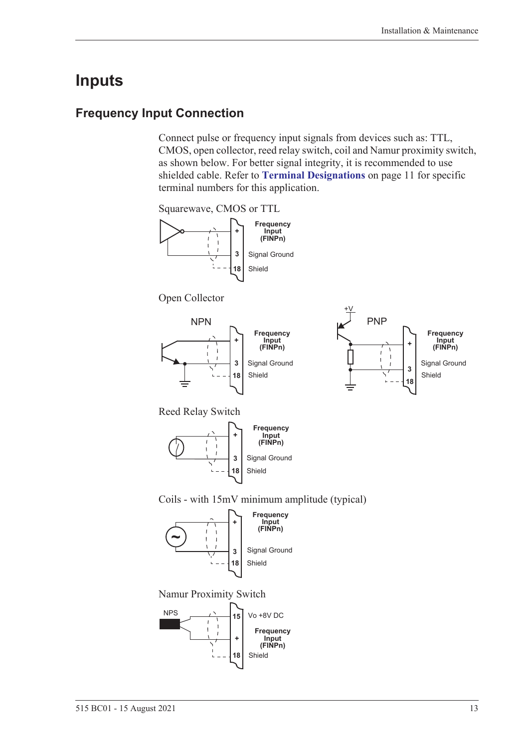# Inputs

## Frequency Input Connection

Connect pulse or frequency input signals from devices such as: TTL, CMOS, open collector, reed relay switch, coil and Namur proximity switch, as shown below. For better signal integrity, it is recommended to use shielded cable. Refer to **Terminal Designations** on page 11 for specific terminal numbers for this application.

Squarewave, CMOS or TTL

| Terminal | Function |
|---|---|
| + | **Frequency Input (FINPn)** |
| 3 | Signal Ground |
| 18 | Shield |

Open Collector

NPN

| Terminal | Function |
|---|---|
| + | **Frequency Input (FINPn)** |
| 3 | Signal Ground |
| 18 | Shield |

PNP (+V)

| Terminal | Function |
|---|---|
| + | **Frequency Input (FINPn)** |
| 3 | Signal Ground |
| 18 | Shield |

Reed Relay Switch

| Terminal | Function |
|---|---|
| + | **Frequency Input (FINPn)** |
| 3 | Signal Ground |
| 18 | Shield |

Coils - with 15mV minimum amplitude (typical)

| Terminal | Function |
|---|---|
| + | **Frequency Input (FINPn)** |
| 3 | Signal Ground |
| 18 | Shield |

Namur Proximity Switch

NPS

| Terminal | Function |
|---|---|
| 15 | Vo +8V DC |
| + | **Frequency Input (FINPn)** |
| 18 | Shield |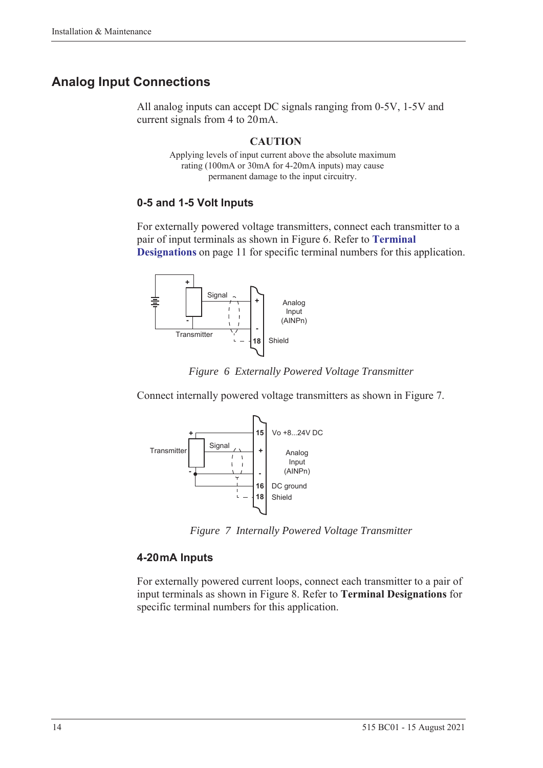## Analog Input Connections

All analog inputs can accept DC signals ranging from 0-5V, 1-5V and current signals from 4 to 20 mA.

**CAUTION**

Applying levels of input current above the absolute maximum rating (100mA or 30mA for 4-20mA inputs) may cause permanent damage to the input circuitry.

### 0-5 and 1-5 Volt Inputs

For externally powered voltage transmitters, connect each transmitter to a pair of input terminals as shown in Figure 6. Refer to **Terminal Designations** on page 11 for specific terminal numbers for this application.

*Figure 6 Externally Powered Voltage Transmitter*

Connect internally powered voltage transmitters as shown in Figure 7.

*Figure 7 Internally Powered Voltage Transmitter*

### 4-20 mA Inputs

For externally powered current loops, connect each transmitter to a pair of input terminals as shown in Figure 8. Refer to **Terminal Designations** for specific terminal numbers for this application.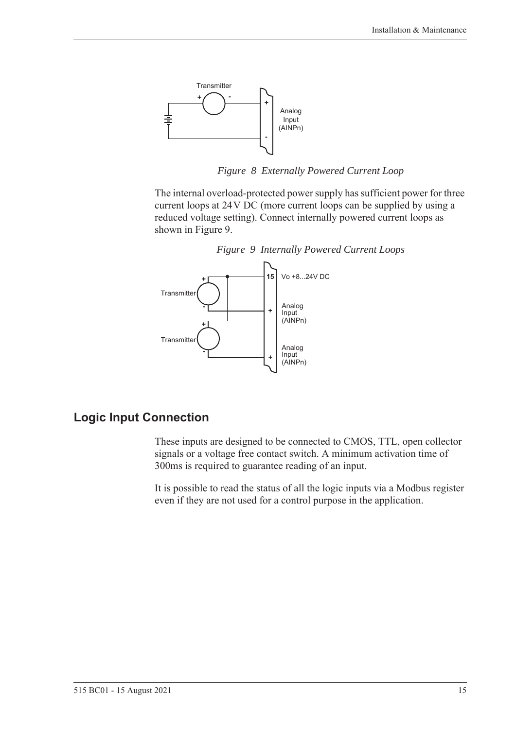*Figure 8 Externally Powered Current Loop*

The internal overload-protected power supply has sufficient power for three current loops at 24 V DC (more current loops can be supplied by using a reduced voltage setting). Connect internally powered current loops as shown in Figure 9.

*Figure 9 Internally Powered Current Loops*

## Logic Input Connection

These inputs are designed to be connected to CMOS, TTL, open collector signals or a voltage free contact switch. A minimum activation time of 300ms is required to guarantee reading of an input.

It is possible to read the status of all the logic inputs via a Modbus register even if they are not used for a control purpose in the application.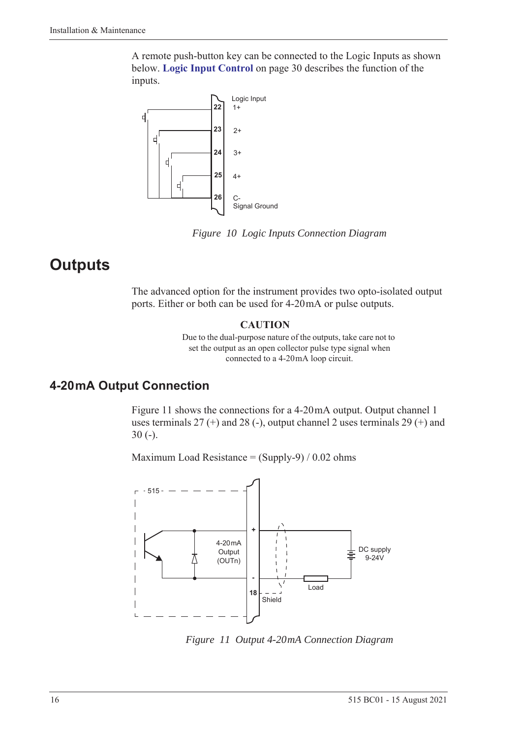A remote push-button key can be connected to the Logic Inputs as shown below. **Logic Input Control** on page 30 describes the function of the inputs.

*Figure 10 Logic Inputs Connection Diagram*

# Outputs

The advanced option for the instrument provides two opto-isolated output ports. Either or both can be used for 4-20 mA or pulse outputs.

**CAUTION**

Due to the dual-purpose nature of the outputs, take care not to set the output as an open collector pulse type signal when connected to a 4-20 mA loop circuit.

## 4-20 mA Output Connection

Figure 11 shows the connections for a 4-20 mA output. Output channel 1 uses terminals 27 (+) and 28 (-), output channel 2 uses terminals 29 (+) and 30 (-).

Maximum Load Resistance = (Supply-9) / 0.02 ohms

*Figure 11 Output 4-20 mA Connection Diagram*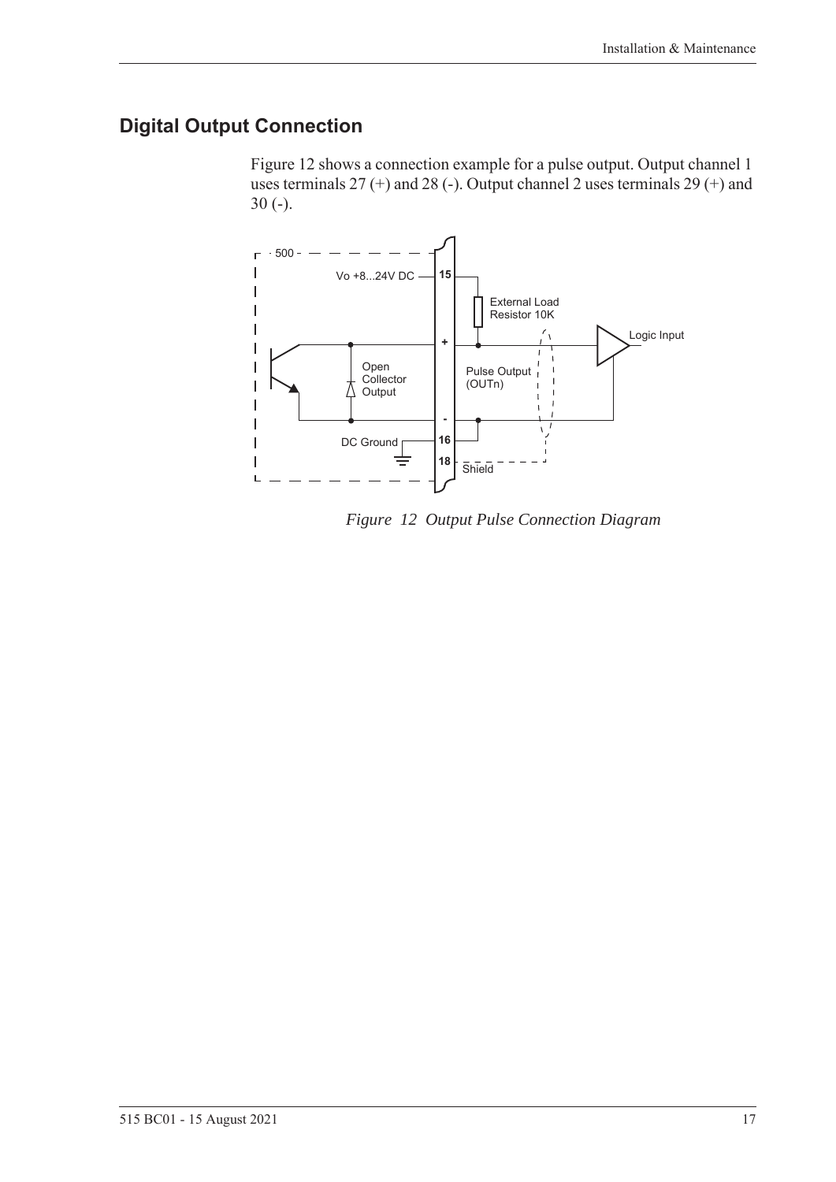## Digital Output Connection

Figure 12 shows a connection example for a pulse output. Output channel 1 uses terminals 27 (+) and 28 (-). Output channel 2 uses terminals 29 (+) and 30 (-).

*Figure 12 Output Pulse Connection Diagram*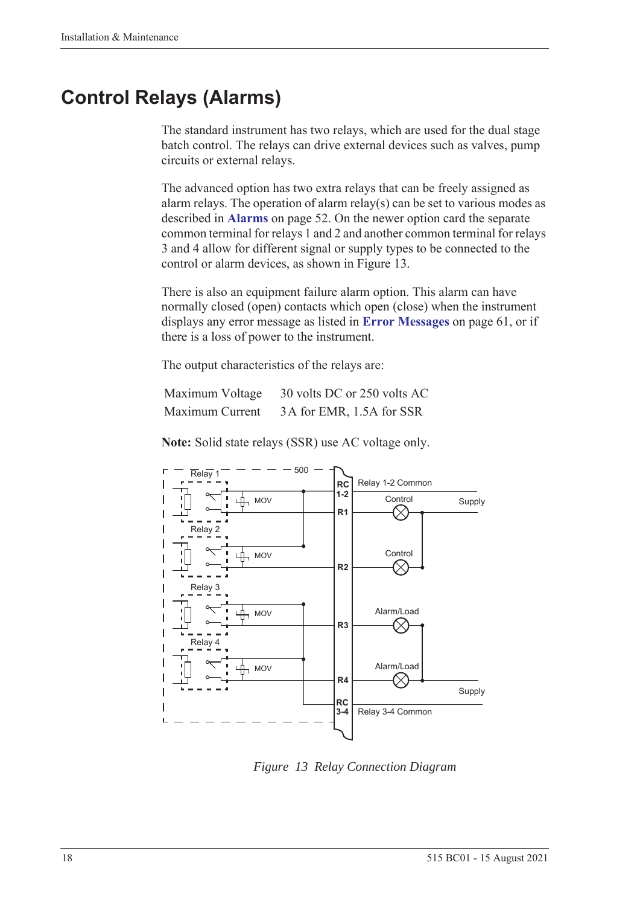# Control Relays (Alarms)

The standard instrument has two relays, which are used for the dual stage batch control. The relays can drive external devices such as valves, pump circuits or external relays.

The advanced option has two extra relays that can be freely assigned as alarm relays. The operation of alarm relay(s) can be set to various modes as described in **Alarms** on page 52. On the newer option card the separate common terminal for relays 1 and 2 and another common terminal for relays 3 and 4 allow for different signal or supply types to be connected to the control or alarm devices, as shown in Figure 13.

There is also an equipment failure alarm option. This alarm can have normally closed (open) contacts which open (close) when the instrument displays any error message as listed in **Error Messages** on page 61, or if there is a loss of power to the instrument.

The output characteristics of the relays are:

| | |
|---|---|
| Maximum Voltage | 30 volts DC or 250 volts AC |
| Maximum Current | 3 A for EMR, 1.5A for SSR |

**Note:** Solid state relays (SSR) use AC voltage only.

*Figure 13 Relay Connection Diagram*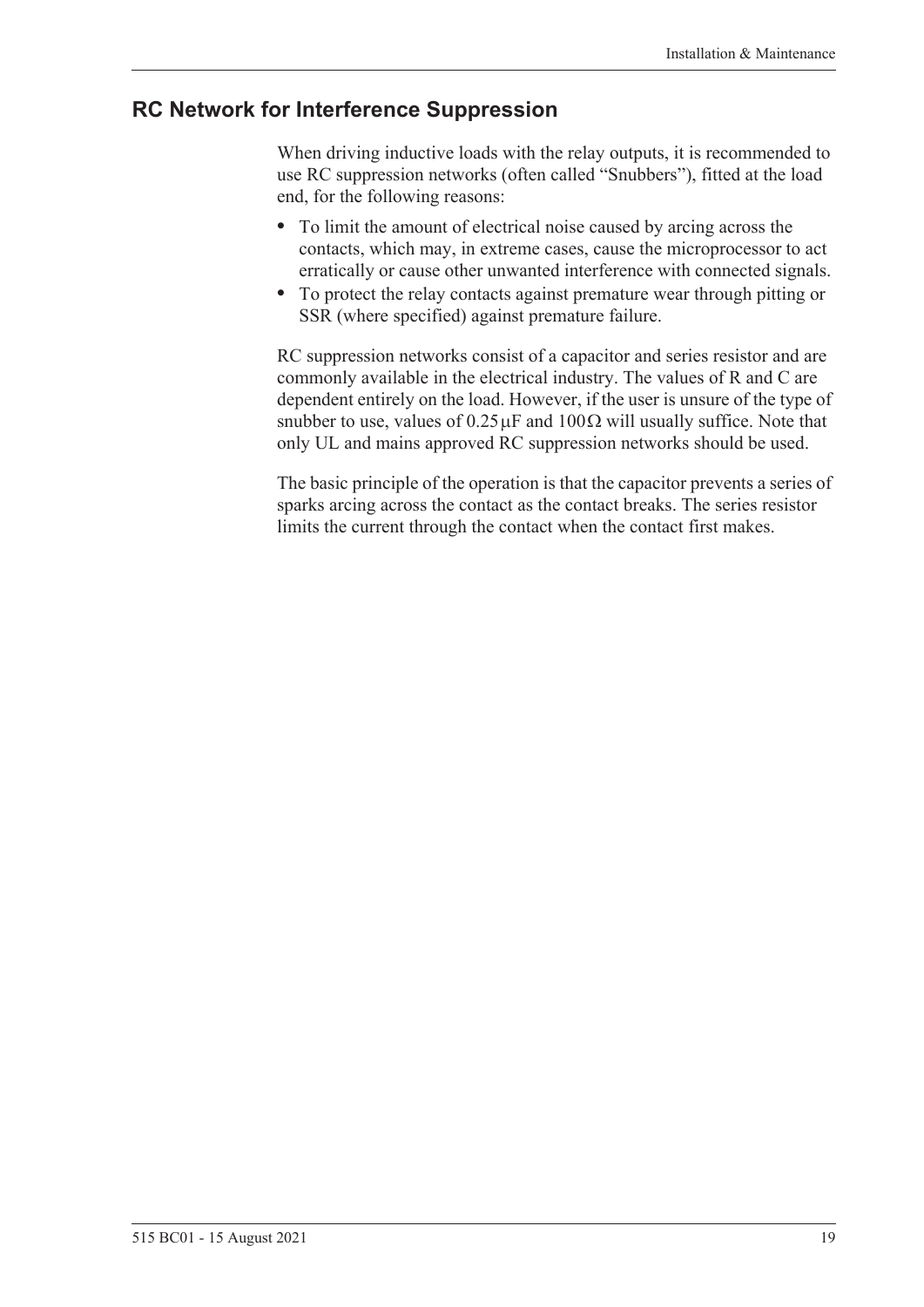## RC Network for Interference Suppression

When driving inductive loads with the relay outputs, it is recommended to use RC suppression networks (often called “Snubbers”), fitted at the load end, for the following reasons:

- To limit the amount of electrical noise caused by arcing across the contacts, which may, in extreme cases, cause the microprocessor to act erratically or cause other unwanted interference with connected signals.
- To protect the relay contacts against premature wear through pitting or SSR (where specified) against premature failure.

RC suppression networks consist of a capacitor and series resistor and are commonly available in the electrical industry. The values of R and C are dependent entirely on the load. However, if the user is unsure of the type of snubber to use, values of $0.25\,\mu F$ and $100\,\Omega$ will usually suffice. Note that only UL and mains approved RC suppression networks should be used.

The basic principle of the operation is that the capacitor prevents a series of sparks arcing across the contact as the contact breaks. The series resistor limits the current through the contact when the contact first makes.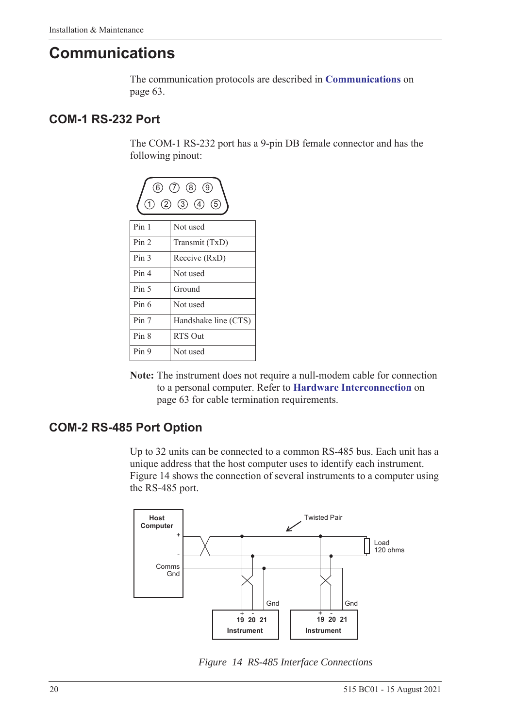# Communications

The communication protocols are described in **Communications** on page 63.

## COM-1 RS-232 Port

The COM-1 RS-232 port has a 9-pin DB female connector and has the following pinout:

| Pin | Function |
|---|---|
| Pin 1 | Not used |
| Pin 2 | Transmit (TxD) |
| Pin 3 | Receive (RxD) |
| Pin 4 | Not used |
| Pin 5 | Ground |
| Pin 6 | Not used |
| Pin 7 | Handshake line (CTS) |
| Pin 8 | RTS Out |
| Pin 9 | Not used |

**Note:** The instrument does not require a null-modem cable for connection to a personal computer. Refer to **Hardware Interconnection** on page 63 for cable termination requirements.

## COM-2 RS-485 Port Option

Up to 32 units can be connected to a common RS-485 bus. Each unit has a unique address that the host computer uses to identify each instrument. Figure 14 shows the connection of several instruments to a computer using the RS-485 port.

*Figure 14 RS-485 Interface Connections*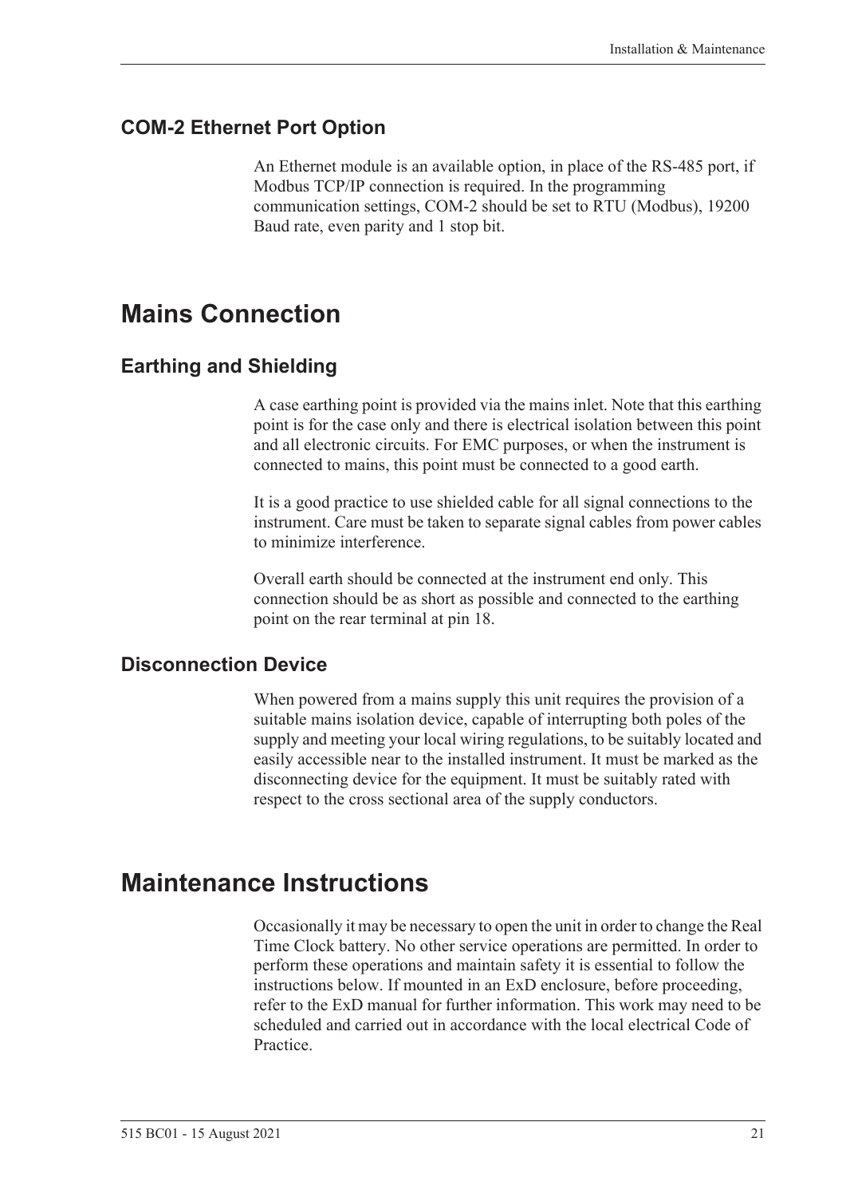### COM-2 Ethernet Port Option

An Ethernet module is an available option, in place of the RS-485 port, if Modbus TCP/IP connection is required. In the programming communication settings, COM-2 should be set to RTU (Modbus), 19200 Baud rate, even parity and 1 stop bit.

## Mains Connection

### Earthing and Shielding

A case earthing point is provided via the mains inlet. Note that this earthing point is for the case only and there is electrical isolation between this point and all electronic circuits. For EMC purposes, or when the instrument is connected to mains, this point must be connected to a good earth.

It is a good practice to use shielded cable for all signal connections to the instrument. Care must be taken to separate signal cables from power cables to minimize interference.

Overall earth should be connected at the instrument end only. This connection should be as short as possible and connected to the earthing point on the rear terminal at pin 18.

### Disconnection Device

When powered from a mains supply this unit requires the provision of a suitable mains isolation device, capable of interrupting both poles of the supply and meeting your local wiring regulations, to be suitably located and easily accessible near to the installed instrument. It must be marked as the disconnecting device for the equipment. It must be suitably rated with respect to the cross sectional area of the supply conductors.

## Maintenance Instructions

Occasionally it may be necessary to open the unit in order to change the Real Time Clock battery. No other service operations are permitted. In order to perform these operations and maintain safety it is essential to follow the instructions below. If mounted in an ExD enclosure, before proceeding, refer to the ExD manual for further information. This work may need to be scheduled and carried out in accordance with the local electrical Code of Practice.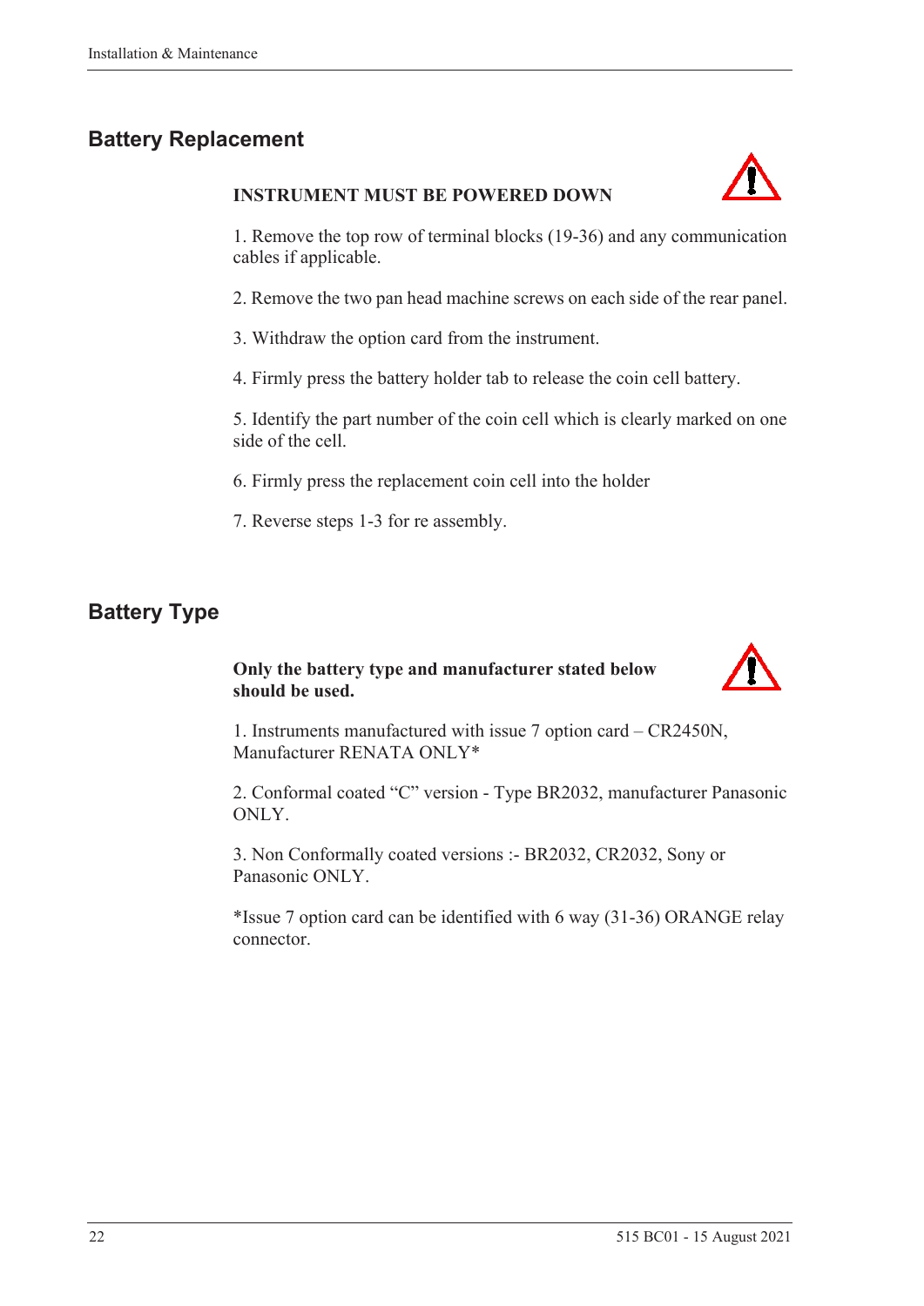## Battery Replacement

**INSTRUMENT MUST BE POWERED DOWN**

1. Remove the top row of terminal blocks (19-36) and any communication cables if applicable.

2. Remove the two pan head machine screws on each side of the rear panel.

3. Withdraw the option card from the instrument.

4. Firmly press the battery holder tab to release the coin cell battery.

5. Identify the part number of the coin cell which is clearly marked on one side of the cell.

6. Firmly press the replacement coin cell into the holder

7. Reverse steps 1-3 for re assembly.

## Battery Type

**Only the battery type and manufacturer stated below should be used.**

1. Instruments manufactured with issue 7 option card – CR2450N, Manufacturer RENATA ONLY*

2. Conformal coated "C" version - Type BR2032, manufacturer Panasonic ONLY.

3. Non Conformally coated versions :- BR2032, CR2032, Sony or Panasonic ONLY.

*Issue 7 option card can be identified with 6 way (31-36) ORANGE relay connector.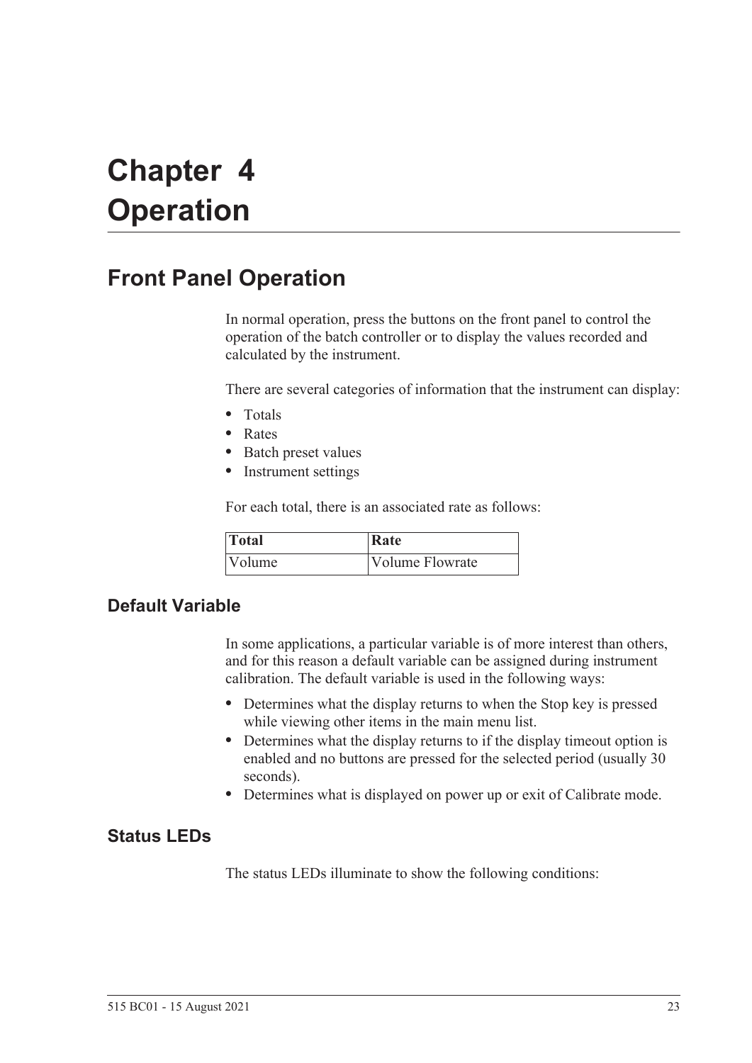# Chapter 4 Operation

## Front Panel Operation

In normal operation, press the buttons on the front panel to control the operation of the batch controller or to display the values recorded and calculated by the instrument.

There are several categories of information that the instrument can display:

- Totals
- Rates
- Batch preset values
- Instrument settings

For each total, there is an associated rate as follows:

| Total | Rate |
| --- | --- |
| Volume | Volume Flowrate |

### Default Variable

In some applications, a particular variable is of more interest than others, and for this reason a default variable can be assigned during instrument calibration. The default variable is used in the following ways:

- Determines what the display returns to when the Stop key is pressed while viewing other items in the main menu list.
- Determines what the display returns to if the display timeout option is enabled and no buttons are pressed for the selected period (usually 30 seconds).
- Determines what is displayed on power up or exit of Calibrate mode.

### Status LEDs

The status LEDs illuminate to show the following conditions: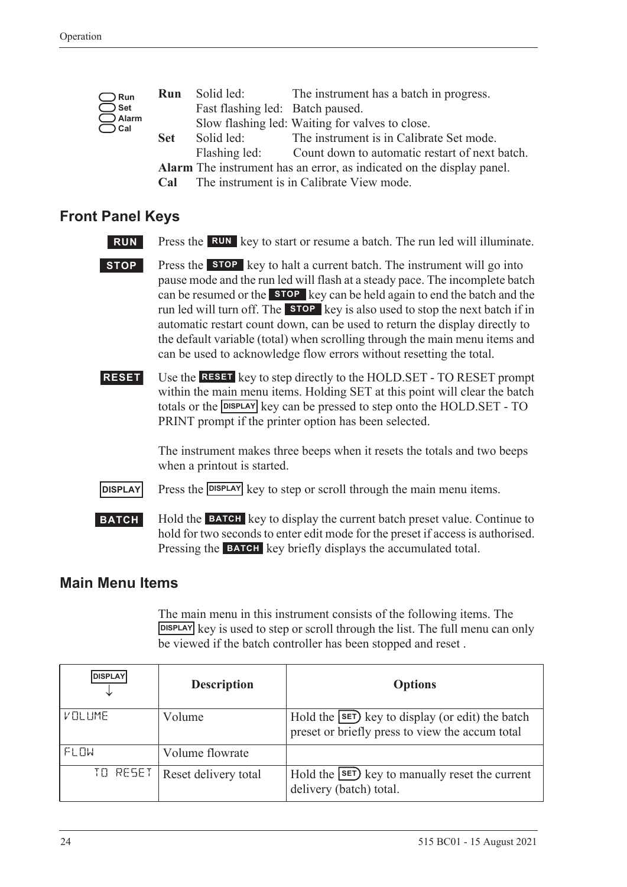Run
Set
Alarm
Cal

**Run** Solid led: The instrument has a batch in progress.
Fast flashing led: Batch paused.
Slow flashing led: Waiting for valves to close.

**Set** Solid led: The instrument is in Calibrate Set mode.
Flashing led: Count down to automatic restart of next batch.

**Alarm** The instrument has an error, as indicated on the display panel.

**Cal** The instrument is in Calibrate View mode.

## Front Panel Keys

**RUN** Press the **RUN** key to start or resume a batch. The run led will illuminate.

**STOP** Press the **STOP** key to halt a current batch. The instrument will go into pause mode and the run led will flash at a steady pace. The incomplete batch can be resumed or the **STOP** key can be held again to end the batch and the run led will turn off. The **STOP** key is also used to stop the next batch if in automatic restart count down, can be used to return the display directly to the default variable (total) when scrolling through the main menu items and can be used to acknowledge flow errors without resetting the total.

**RESET** Use the **RESET** key to step directly to the HOLD.SET - TO RESET prompt within the main menu items. Holding SET at this point will clear the batch totals or the **DISPLAY** key can be pressed to step onto the HOLD.SET - TO PRINT prompt if the printer option has been selected.

The instrument makes three beeps when it resets the totals and two beeps when a printout is started.

**DISPLAY** Press the **DISPLAY** key to step or scroll through the main menu items.

**BATCH** Hold the **BATCH** key to display the current batch preset value. Continue to hold for two seconds to enter edit mode for the preset if access is authorised. Pressing the **BATCH** key briefly displays the accumulated total.

## Main Menu Items

The main menu in this instrument consists of the following items. The **DISPLAY** key is used to step or scroll through the list. The full menu can only be viewed if the batch controller has been stopped and reset .

| DISPLAY ↓ | Description | Options |
|---|---|---|
| VOLUME | Volume | Hold the SET key to display (or edit) the batch preset or briefly press to view the accum total |
| FLOW | Volume flowrate | |
| TO RESET | Reset delivery total | Hold the SET key to manually reset the current delivery (batch) total. |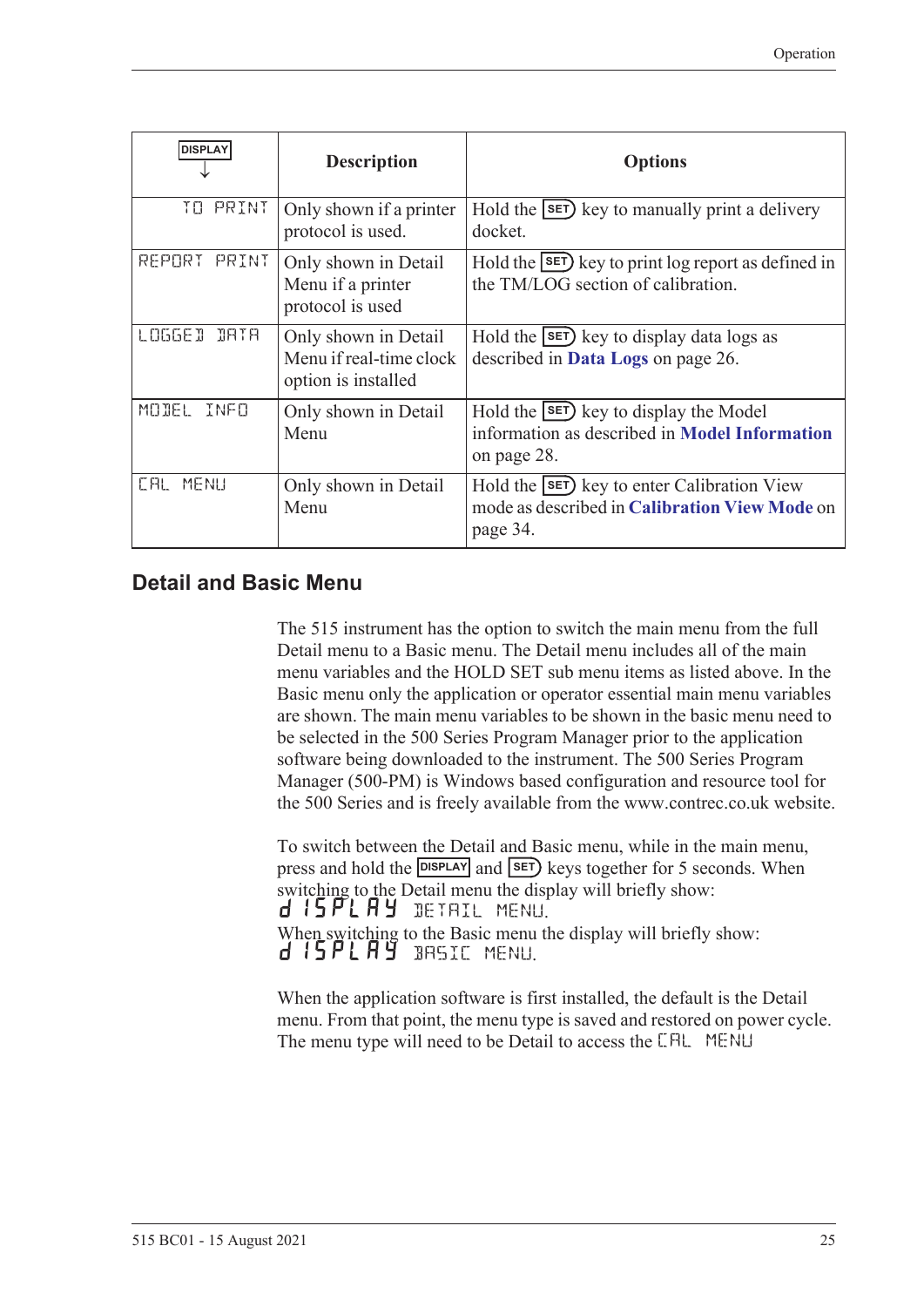| DISPLAY ↓ | Description | Options |
| --- | --- | --- |
| TO PRINT | Only shown if a printer protocol is used. | Hold the SET key to manually print a delivery docket. |
| REPORT PRINT | Only shown in Detail Menu if a printer protocol is used | Hold the SET key to print log report as defined in the TM/LOG section of calibration. |
| LOGGED DATA | Only shown in Detail Menu if real-time clock option is installed | Hold the SET key to display data logs as described in **Data Logs** on page 26. |
| MODEL INFO | Only shown in Detail Menu | Hold the SET key to display the Model information as described in **Model Information** on page 28. |
| CAL MENU | Only shown in Detail Menu | Hold the SET key to enter Calibration View mode as described in **Calibration View Mode** on page 34. |

## Detail and Basic Menu

The 515 instrument has the option to switch the main menu from the full Detail menu to a Basic menu. The Detail menu includes all of the main menu variables and the HOLD SET sub menu items as listed above. In the Basic menu only the application or operator essential main menu variables are shown. The main menu variables to be shown in the basic menu need to be selected in the 500 Series Program Manager prior to the application software being downloaded to the instrument. The 500 Series Program Manager (500-PM) is Windows based configuration and resource tool for the 500 Series and is freely available from the www.contrec.co.uk website.

To switch between the Detail and Basic menu, while in the main menu, press and hold the DISPLAY and SET keys together for 5 seconds. When switching to the Detail menu the display will briefly show:
dISPLAY DETAIL MENU.
When switching to the Basic menu the display will briefly show:
dISPLAY BASIC MENU.

When the application software is first installed, the default is the Detail menu. From that point, the menu type is saved and restored on power cycle. The menu type will need to be Detail to access the CAL MENU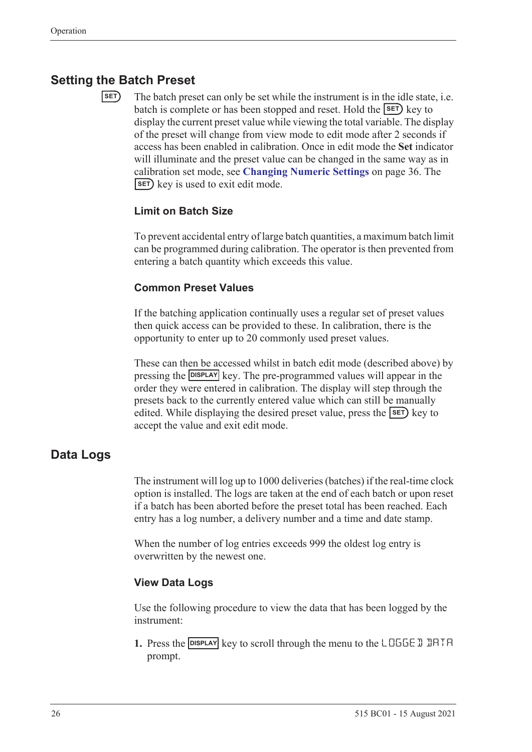## Setting the Batch Preset

SET The batch preset can only be set while the instrument is in the idle state, i.e. batch is complete or has been stopped and reset. Hold the SET key to display the current preset value while viewing the total variable. The display of the preset will change from view mode to edit mode after 2 seconds if access has been enabled in calibration. Once in edit mode the **Set** indicator will illuminate and the preset value can be changed in the same way as in calibration set mode, see **Changing Numeric Settings** on page 36. The SET key is used to exit edit mode.

### Limit on Batch Size

To prevent accidental entry of large batch quantities, a maximum batch limit can be programmed during calibration. The operator is then prevented from entering a batch quantity which exceeds this value.

### Common Preset Values

If the batching application continually uses a regular set of preset values then quick access can be provided to these. In calibration, there is the opportunity to enter up to 20 commonly used preset values.

These can then be accessed whilst in batch edit mode (described above) by pressing the DISPLAY key. The pre-programmed values will appear in the order they were entered in calibration. The display will step through the presets back to the currently entered value which can still be manually edited. While displaying the desired preset value, press the SET key to accept the value and exit edit mode.

## Data Logs

The instrument will log up to 1000 deliveries (batches) if the real-time clock option is installed. The logs are taken at the end of each batch or upon reset if a batch has been aborted before the preset total has been reached. Each entry has a log number, a delivery number and a time and date stamp.

When the number of log entries exceeds 999 the oldest log entry is overwritten by the newest one.

### View Data Logs

Use the following procedure to view the data that has been logged by the instrument:

1. Press the DISPLAY key to scroll through the menu to the LOGGED DATA prompt.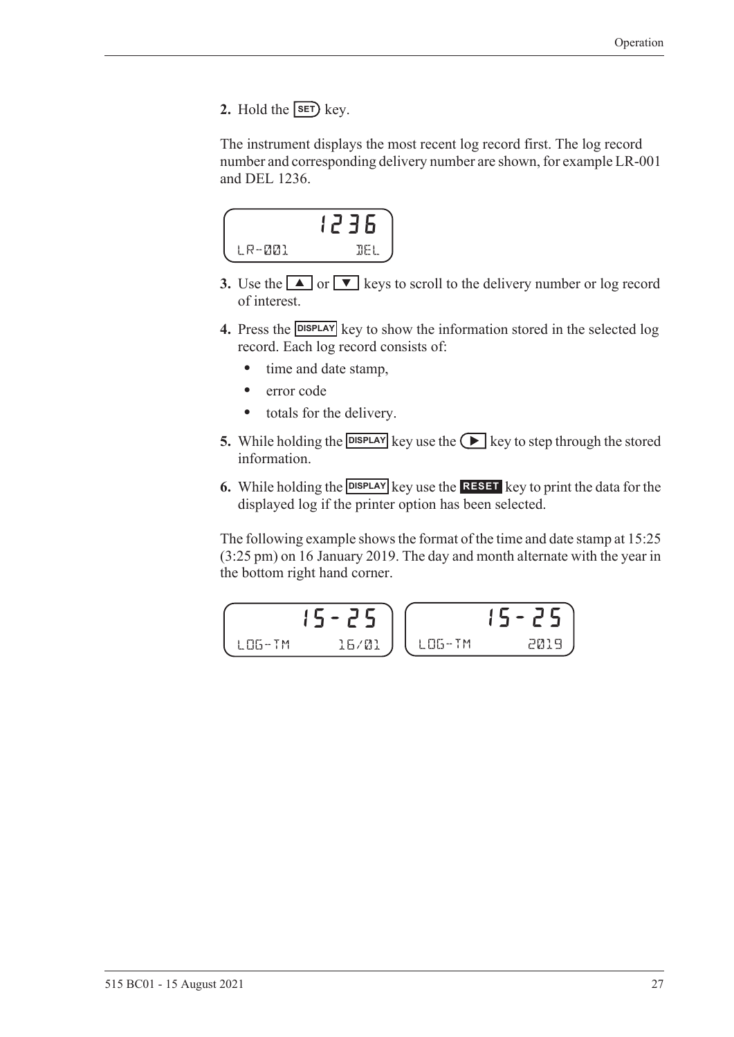2. Hold the SET key.

The instrument displays the most recent log record first. The log record number and corresponding delivery number are shown, for example LR-001 and DEL 1236.

```
        1236
LR-001       DEL
```

3. Use the ▲ or ▼ keys to scroll to the delivery number or log record of interest.
4. Press the DISPLAY key to show the information stored in the selected log record. Each log record consists of:
   - time and date stamp,
   - error code
   - totals for the delivery.
5. While holding the DISPLAY key use the ▶ key to step through the stored information.
6. While holding the DISPLAY key use the RESET key to print the data for the displayed log if the printer option has been selected.

The following example shows the format of the time and date stamp at 15:25 (3:25 pm) on 16 January 2019. The day and month alternate with the year in the bottom right hand corner.

```
       15-25              15-25
LOG-TM     16/01    LOG-TM      2019
```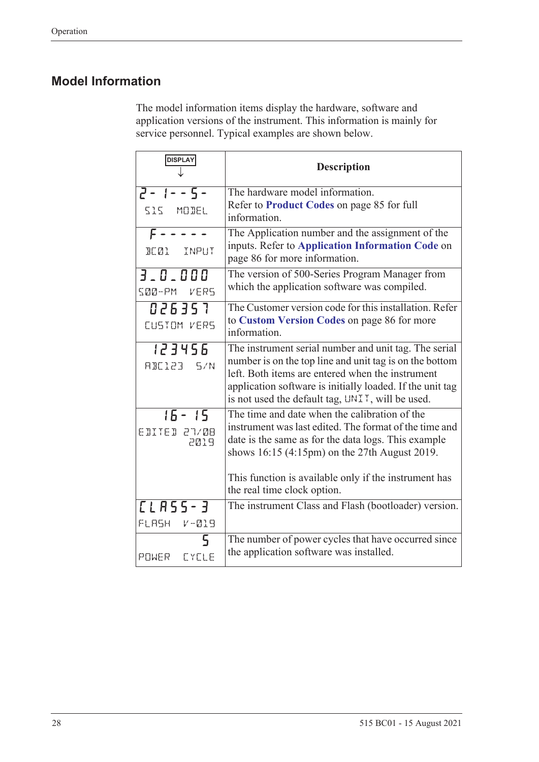## Model Information

The model information items display the hardware, software and application versions of the instrument. This information is mainly for service personnel. Typical examples are shown below.

| DISPLAY ↓ | Description |
|---|---|
| 2 - 1 - - 5 -<br>515 MODEL | The hardware model information.<br>Refer to **Product Codes** on page 85 for full information. |
| F - - - - -<br>BC01 INPUT | The Application number and the assignment of the inputs. Refer to **Application Information Code** on page 86 for more information. |
| 3_0_000<br>500-PM VERS | The version of 500-Series Program Manager from which the application software was compiled. |
| 026357<br>CUSTOM VERS | The Customer version code for this installation. Refer to **Custom Version Codes** on page 86 for more information. |
| 123456<br>ABC123 S/N | The instrument serial number and unit tag. The serial number is on the top line and unit tag is on the bottom left. Both items are entered when the instrument application software is initially loaded. If the unit tag is not used the default tag, UNIT, will be used. |
| 16 - 15<br>EDITED 27/08 2019 | The time and date when the calibration of the instrument was last edited. The format of the time and date is the same as for the data logs. This example shows 16:15 (4:15pm) on the 27th August 2019.<br><br>This function is available only if the instrument has the real time clock option. |
| CLASS-3<br>FLASH V-019 | The instrument Class and Flash (bootloader) version. |
| 5<br>POWER CYCLE | The number of power cycles that have occurred since the application software was installed. |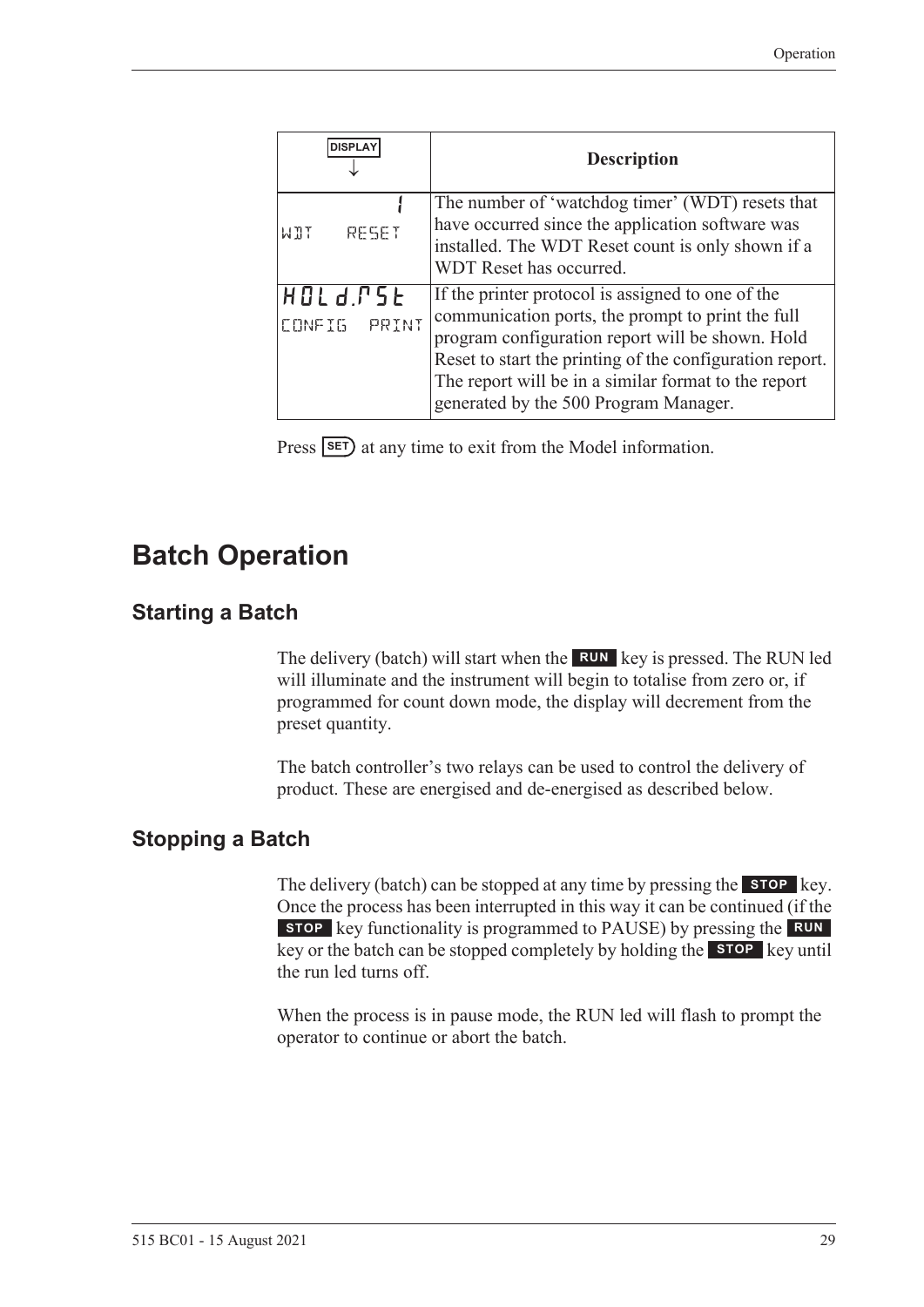| DISPLAY ↓ | Description |
|---|---|
| 1<br>WDT RESET | The number of 'watchdog timer' (WDT) resets that have occurred since the application software was installed. The WDT Reset count is only shown if a WDT Reset has occurred. |
| HOLd.RSt<br>CONFIG PRINT | If the printer protocol is assigned to one of the communication ports, the prompt to print the full program configuration report will be shown. Hold Reset to start the printing of the configuration report. The report will be in a similar format to the report generated by the 500 Program Manager. |

Press SET at any time to exit from the Model information.

# Batch Operation

## Starting a Batch

The delivery (batch) will start when the RUN key is pressed. The RUN led will illuminate and the instrument will begin to totalise from zero or, if programmed for count down mode, the display will decrement from the preset quantity.

The batch controller's two relays can be used to control the delivery of product. These are energised and de-energised as described below.

## Stopping a Batch

The delivery (batch) can be stopped at any time by pressing the STOP key. Once the process has been interrupted in this way it can be continued (if the STOP key functionality is programmed to PAUSE) by pressing the RUN key or the batch can be stopped completely by holding the STOP key until the run led turns off.

When the process is in pause mode, the RUN led will flash to prompt the operator to continue or abort the batch.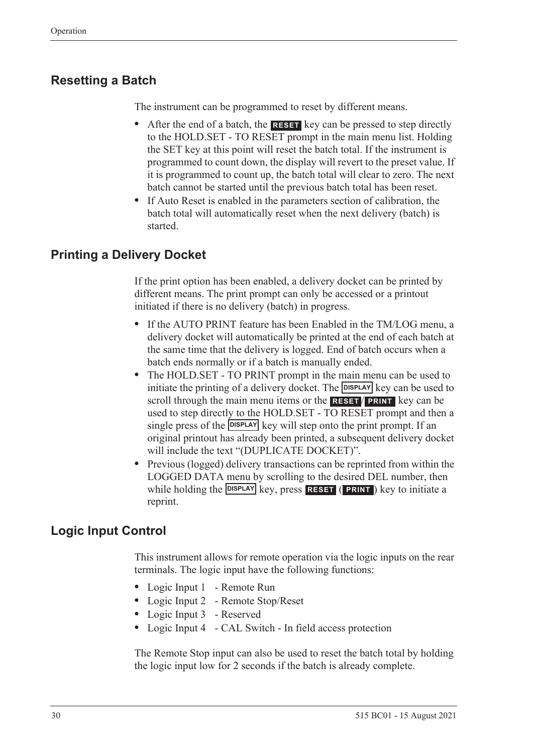## Resetting a Batch

The instrument can be programmed to reset by different means.

- After the end of a batch, the **RESET** key can be pressed to step directly to the HOLD.SET - TO RESET prompt in the main menu list. Holding the SET key at this point will reset the batch total. If the instrument is programmed to count down, the display will revert to the preset value. If it is programmed to count up, the batch total will clear to zero. The next batch cannot be started until the previous batch total has been reset.
- If Auto Reset is enabled in the parameters section of calibration, the batch total will automatically reset when the next delivery (batch) is started.

## Printing a Delivery Docket

If the print option has been enabled, a delivery docket can be printed by different means. The print prompt can only be accessed or a printout initiated if there is no delivery (batch) in progress.

- If the AUTO PRINT feature has been Enabled in the TM/LOG menu, a delivery docket will automatically be printed at the end of each batch at the same time that the delivery is logged. End of batch occurs when a batch ends normally or if a batch is manually ended.
- The HOLD.SET - TO PRINT prompt in the main menu can be used to initiate the printing of a delivery docket. The **DISPLAY** key can be used to scroll through the main menu items or the **RESET**/**PRINT** key can be used to step directly to the HOLD.SET - TO RESET prompt and then a single press of the **DISPLAY** key will step onto the print prompt. If an original printout has already been printed, a subsequent delivery docket will include the text "(DUPLICATE DOCKET)".
- Previous (logged) delivery transactions can be reprinted from within the LOGGED DATA menu by scrolling to the desired DEL number, then while holding the **DISPLAY** key, press **RESET** (**PRINT**) key to initiate a reprint.

## Logic Input Control

This instrument allows for remote operation via the logic inputs on the rear terminals. The logic input have the following functions:

- Logic Input 1 - Remote Run
- Logic Input 2 - Remote Stop/Reset
- Logic Input 3 - Reserved
- Logic Input 4 - CAL Switch - In field access protection

The Remote Stop input can also be used to reset the batch total by holding the logic input low for 2 seconds if the batch is already complete.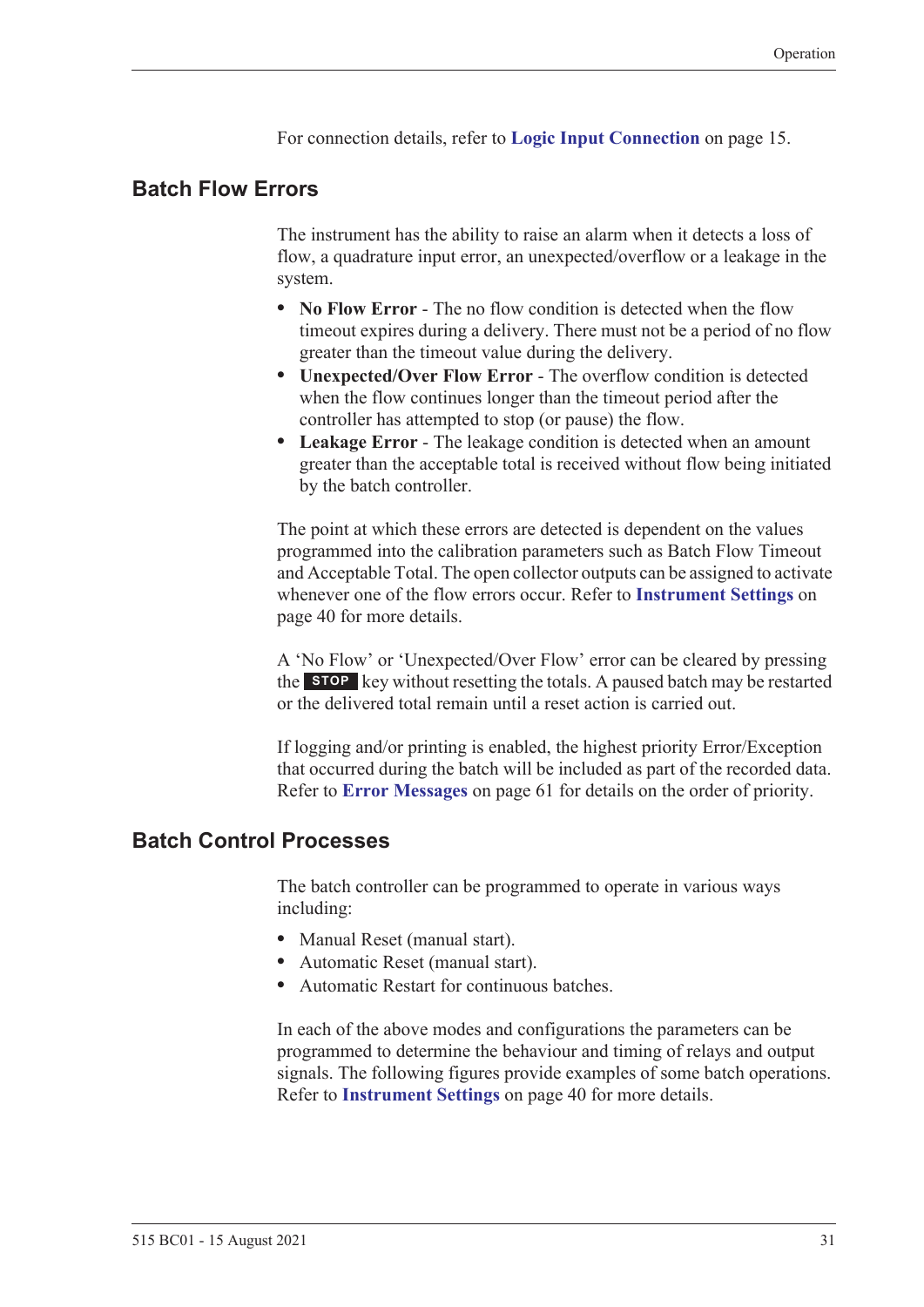For connection details, refer to **Logic Input Connection** on page 15.

## Batch Flow Errors

The instrument has the ability to raise an alarm when it detects a loss of flow, a quadrature input error, an unexpected/overflow or a leakage in the system.

- **No Flow Error** - The no flow condition is detected when the flow timeout expires during a delivery. There must not be a period of no flow greater than the timeout value during the delivery.
- **Unexpected/Over Flow Error** - The overflow condition is detected when the flow continues longer than the timeout period after the controller has attempted to stop (or pause) the flow.
- **Leakage Error** - The leakage condition is detected when an amount greater than the acceptable total is received without flow being initiated by the batch controller.

The point at which these errors are detected is dependent on the values programmed into the calibration parameters such as Batch Flow Timeout and Acceptable Total. The open collector outputs can be assigned to activate whenever one of the flow errors occur. Refer to **Instrument Settings** on page 40 for more details.

A 'No Flow' or 'Unexpected/Over Flow' error can be cleared by pressing the **STOP** key without resetting the totals. A paused batch may be restarted or the delivered total remain until a reset action is carried out.

If logging and/or printing is enabled, the highest priority Error/Exception that occurred during the batch will be included as part of the recorded data. Refer to **Error Messages** on page 61 for details on the order of priority.

## Batch Control Processes

The batch controller can be programmed to operate in various ways including:

- Manual Reset (manual start).
- Automatic Reset (manual start).
- Automatic Restart for continuous batches.

In each of the above modes and configurations the parameters can be programmed to determine the behaviour and timing of relays and output signals. The following figures provide examples of some batch operations. Refer to **Instrument Settings** on page 40 for more details.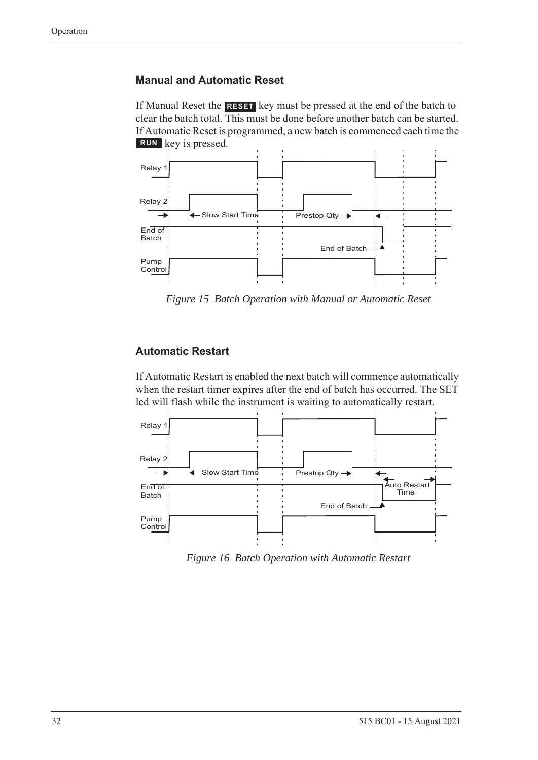### Manual and Automatic Reset

If Manual Reset the **RESET** key must be pressed at the end of the batch to clear the batch total. This must be done before another batch can be started. If Automatic Reset is programmed, a new batch is commenced each time the **RUN** key is pressed.

*Figure 15 Batch Operation with Manual or Automatic Reset*

### Automatic Restart

If Automatic Restart is enabled the next batch will commence automatically when the restart timer expires after the end of batch has occurred. The SET led will flash while the instrument is waiting to automatically restart.

*Figure 16 Batch Operation with Automatic Restart*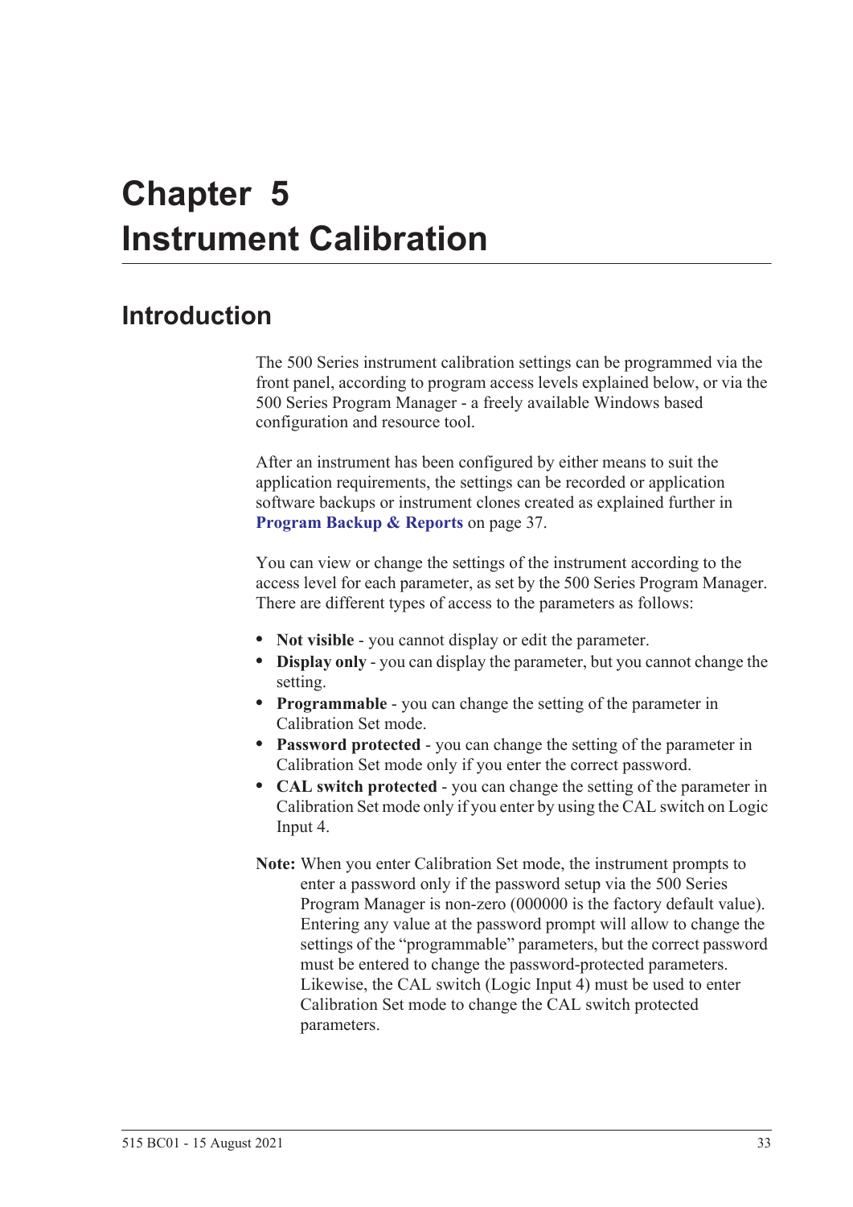# Chapter 5
# Instrument Calibration

## Introduction

The 500 Series instrument calibration settings can be programmed via the front panel, according to program access levels explained below, or via the 500 Series Program Manager - a freely available Windows based configuration and resource tool.

After an instrument has been configured by either means to suit the application requirements, the settings can be recorded or application software backups or instrument clones created as explained further in **Program Backup & Reports** on page 37.

You can view or change the settings of the instrument according to the access level for each parameter, as set by the 500 Series Program Manager. There are different types of access to the parameters as follows:

- **Not visible** - you cannot display or edit the parameter.
- **Display only** - you can display the parameter, but you cannot change the setting.
- **Programmable** - you can change the setting of the parameter in Calibration Set mode.
- **Password protected** - you can change the setting of the parameter in Calibration Set mode only if you enter the correct password.
- **CAL switch protected** - you can change the setting of the parameter in Calibration Set mode only if you enter by using the CAL switch on Logic Input 4.

**Note:** When you enter Calibration Set mode, the instrument prompts to enter a password only if the password setup via the 500 Series Program Manager is non-zero (000000 is the factory default value). Entering any value at the password prompt will allow to change the settings of the "programmable" parameters, but the correct password must be entered to change the password-protected parameters. Likewise, the CAL switch (Logic Input 4) must be used to enter Calibration Set mode to change the CAL switch protected parameters.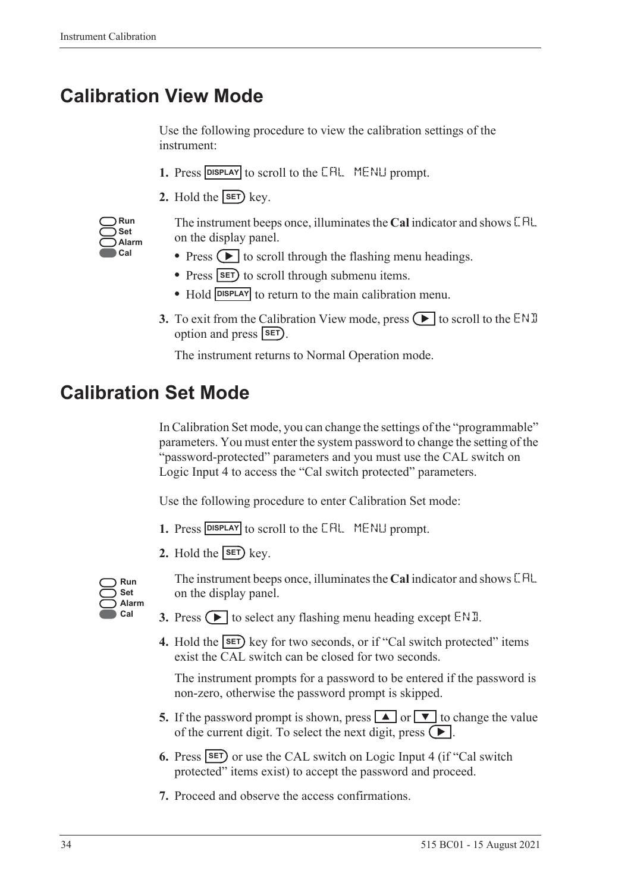# Calibration View Mode

Use the following procedure to view the calibration settings of the instrument:

1. Press DISPLAY to scroll to the CAL MENU prompt.
2. Hold the SET key.

   Run
   Set
   Alarm
   Cal

   The instrument beeps once, illuminates the **Cal** indicator and shows CAL on the display panel.

   - Press ▶ to scroll through the flashing menu headings.
   - Press SET to scroll through submenu items.
   - Hold DISPLAY to return to the main calibration menu.

3. To exit from the Calibration View mode, press ▶ to scroll to the END option and press SET.

   The instrument returns to Normal Operation mode.

# Calibration Set Mode

In Calibration Set mode, you can change the settings of the "programmable" parameters. You must enter the system password to change the setting of the "password-protected" parameters and you must use the CAL switch on Logic Input 4 to access the "Cal switch protected" parameters.

Use the following procedure to enter Calibration Set mode:

1. Press DISPLAY to scroll to the CAL MENU prompt.
2. Hold the SET key.

   Run
   Set
   Alarm
   Cal

   The instrument beeps once, illuminates the **Cal** indicator and shows CAL on the display panel.

3. Press ▶ to select any flashing menu heading except END.
4. Hold the SET key for two seconds, or if "Cal switch protected" items exist the CAL switch can be closed for two seconds.

   The instrument prompts for a password to be entered if the password is non-zero, otherwise the password prompt is skipped.

5. If the password prompt is shown, press ▲ or ▼ to change the value of the current digit. To select the next digit, press ▶.
6. Press SET or use the CAL switch on Logic Input 4 (if "Cal switch protected" items exist) to accept the password and proceed.
7. Proceed and observe the access confirmations.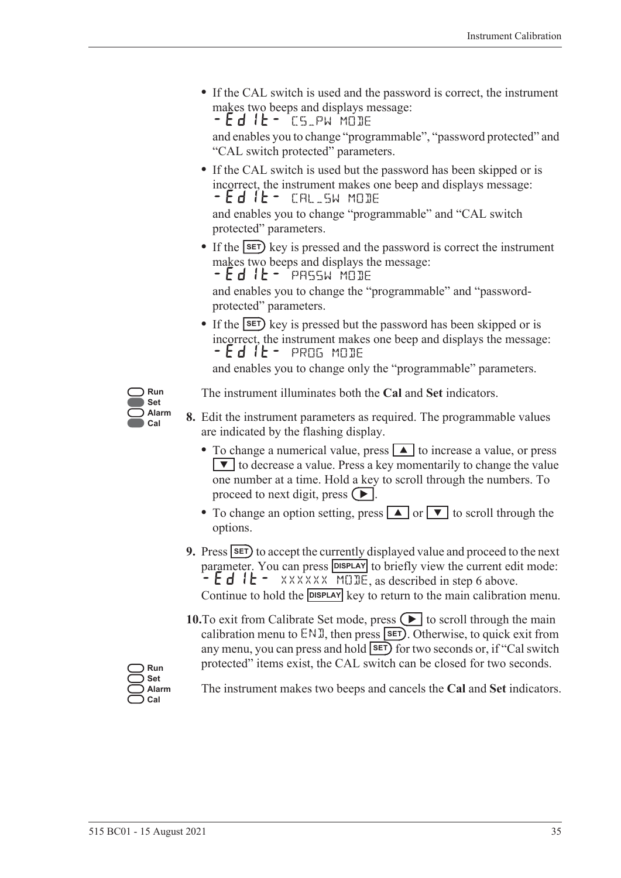- If the CAL switch is used and the password is correct, the instrument makes two beeps and displays message:
  -Edit- CS_PW MODE
  and enables you to change "programmable", "password protected" and "CAL switch protected" parameters.
- If the CAL switch is used but the password has been skipped or is incorrect, the instrument makes one beep and displays message:
  -Edit- CAL_SW MODE
  and enables you to change "programmable" and "CAL switch protected" parameters.
- If the SET key is pressed and the password is correct the instrument makes two beeps and displays the message:
  -Edit- PASSW MODE
  and enables you to change the "programmable" and "password-protected" parameters.
- If the SET key is pressed but the password has been skipped or is incorrect, the instrument makes one beep and displays the message:
  -Edit- PROG MODE
  and enables you to change only the "programmable" parameters.

Run / Set / Alarm / Cal

The instrument illuminates both the **Cal** and **Set** indicators.

**8.** Edit the instrument parameters as required. The programmable values are indicated by the flashing display.

- To change a numerical value, press ▲ to increase a value, or press ▼ to decrease a value. Press a key momentarily to change the value one number at a time. Hold a key to scroll through the numbers. To proceed to next digit, press ▶.
- To change an option setting, press ▲ or ▼ to scroll through the options.

**9.** Press SET to accept the currently displayed value and proceed to the next parameter. You can press DISPLAY to briefly view the current edit mode: -Edit- XXXXXX MODE, as described in step 6 above. Continue to hold the DISPLAY key to return to the main calibration menu.

**10.** To exit from Calibrate Set mode, press ▶ to scroll through the main calibration menu to END, then press SET. Otherwise, to quick exit from any menu, you can press and hold SET for two seconds or, if "Cal switch protected" items exist, the CAL switch can be closed for two seconds.

Run / Set / Alarm / Cal

The instrument makes two beeps and cancels the **Cal** and **Set** indicators.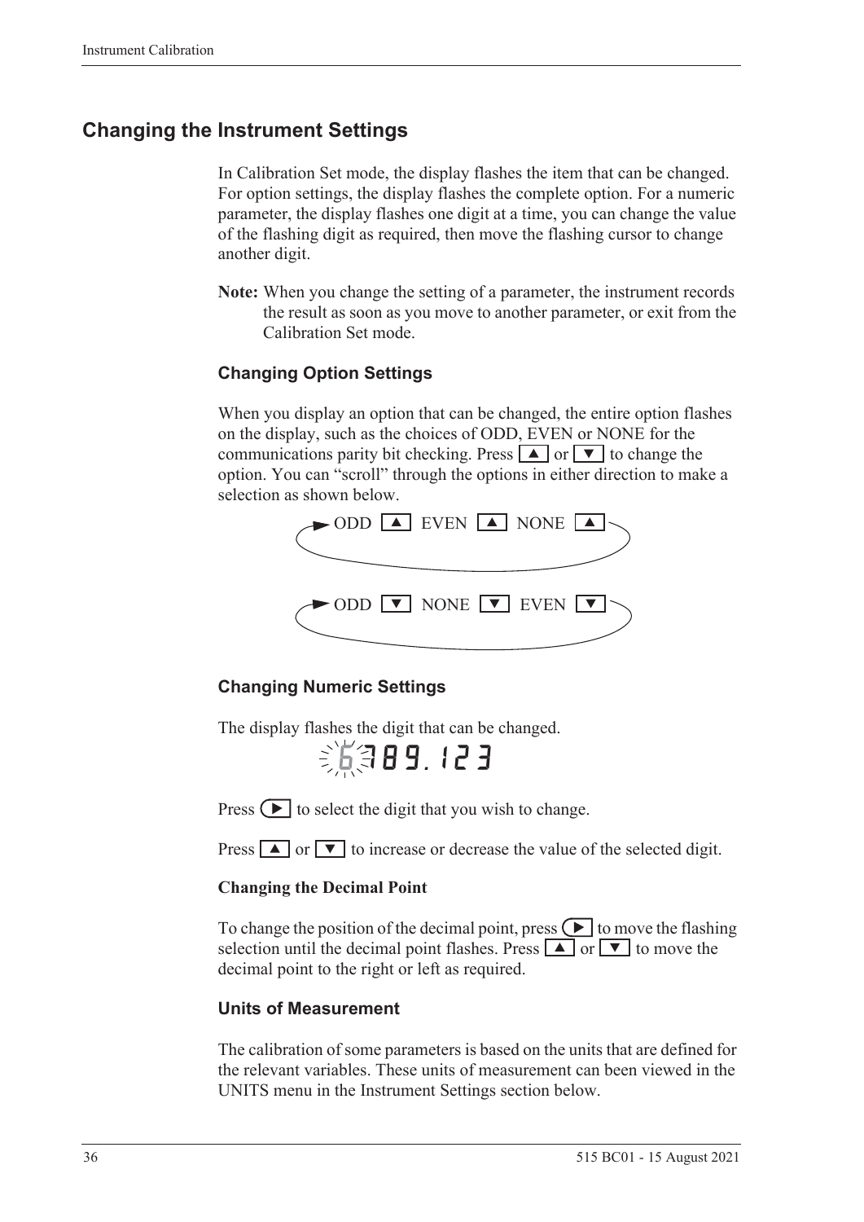## Changing the Instrument Settings

In Calibration Set mode, the display flashes the item that can be changed. For option settings, the display flashes the complete option. For a numeric parameter, the display flashes one digit at a time, you can change the value of the flashing digit as required, then move the flashing cursor to change another digit.

**Note:** When you change the setting of a parameter, the instrument records the result as soon as you move to another parameter, or exit from the Calibration Set mode.

### Changing Option Settings

When you display an option that can be changed, the entire option flashes on the display, such as the choices of ODD, EVEN or NONE for the communications parity bit checking. Press ▲ or ▼ to change the option. You can "scroll" through the options in either direction to make a selection as shown below.

ODD ▲ EVEN ▲ NONE ▲

ODD ▼ NONE ▼ EVEN ▼

### Changing Numeric Settings

The display flashes the digit that can be changed.

6789.123

Press ▶ to select the digit that you wish to change.

Press ▲ or ▼ to increase or decrease the value of the selected digit.

**Changing the Decimal Point**

To change the position of the decimal point, press ▶ to move the flashing selection until the decimal point flashes. Press ▲ or ▼ to move the decimal point to the right or left as required.

### Units of Measurement

The calibration of some parameters is based on the units that are defined for the relevant variables. These units of measurement can been viewed in the UNITS menu in the Instrument Settings section below.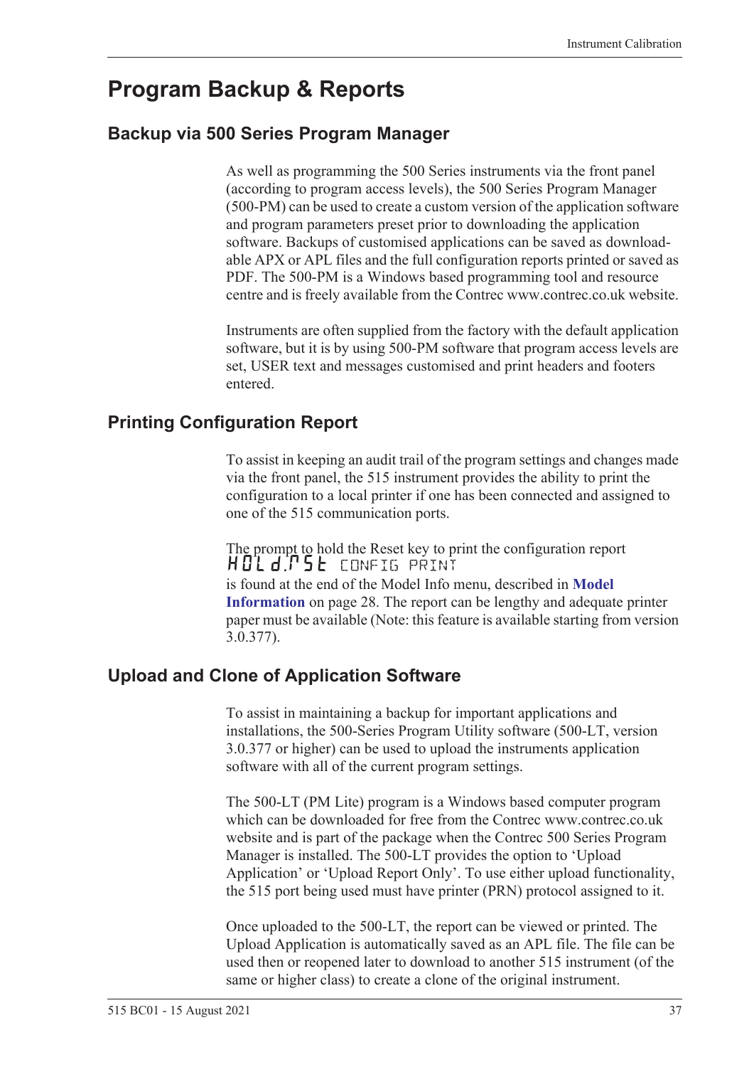# Program Backup & Reports

## Backup via 500 Series Program Manager

As well as programming the 500 Series instruments via the front panel (according to program access levels), the 500 Series Program Manager (500-PM) can be used to create a custom version of the application software and program parameters preset prior to downloading the application software. Backups of customised applications can be saved as downloadable APX or APL files and the full configuration reports printed or saved as PDF. The 500-PM is a Windows based programming tool and resource centre and is freely available from the Contrec www.contrec.co.uk website.

Instruments are often supplied from the factory with the default application software, but it is by using 500-PM software that program access levels are set, USER text and messages customised and print headers and footers entered.

## Printing Configuration Report

To assist in keeping an audit trail of the program settings and changes made via the front panel, the 515 instrument provides the ability to print the configuration to a local printer if one has been connected and assigned to one of the 515 communication ports.

The prompt to hold the Reset key to print the configuration report
HOLd.RSt CONFIG PRINT
is found at the end of the Model Info menu, described in **Model Information** on page 28. The report can be lengthy and adequate printer paper must be available (Note: this feature is available starting from version 3.0.377).

## Upload and Clone of Application Software

To assist in maintaining a backup for important applications and installations, the 500-Series Program Utility software (500-LT, version 3.0.377 or higher) can be used to upload the instruments application software with all of the current program settings.

The 500-LT (PM Lite) program is a Windows based computer program which can be downloaded for free from the Contrec www.contrec.co.uk website and is part of the package when the Contrec 500 Series Program Manager is installed. The 500-LT provides the option to 'Upload Application' or 'Upload Report Only'. To use either upload functionality, the 515 port being used must have printer (PRN) protocol assigned to it.

Once uploaded to the 500-LT, the report can be viewed or printed. The Upload Application is automatically saved as an APL file. The file can be used then or reopened later to download to another 515 instrument (of the same or higher class) to create a clone of the original instrument.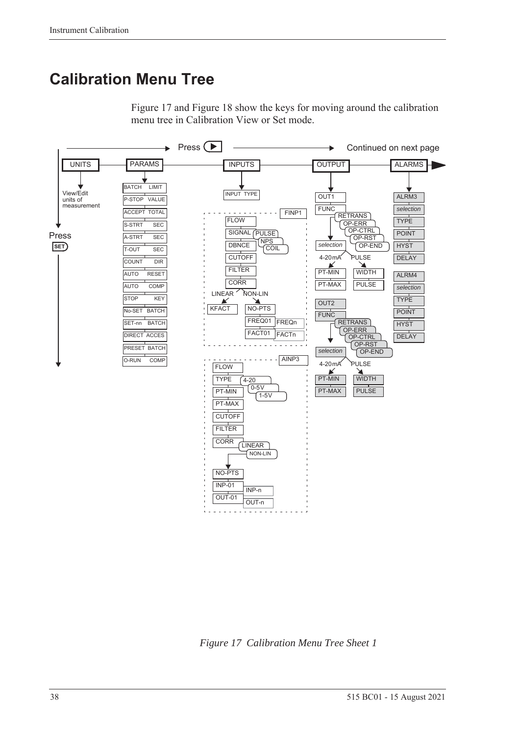# Calibration Menu Tree

Figure 17 and Figure 18 show the keys for moving around the calibration menu tree in Calibration View or Set mode.

*Figure 17 Calibration Menu Tree Sheet 1*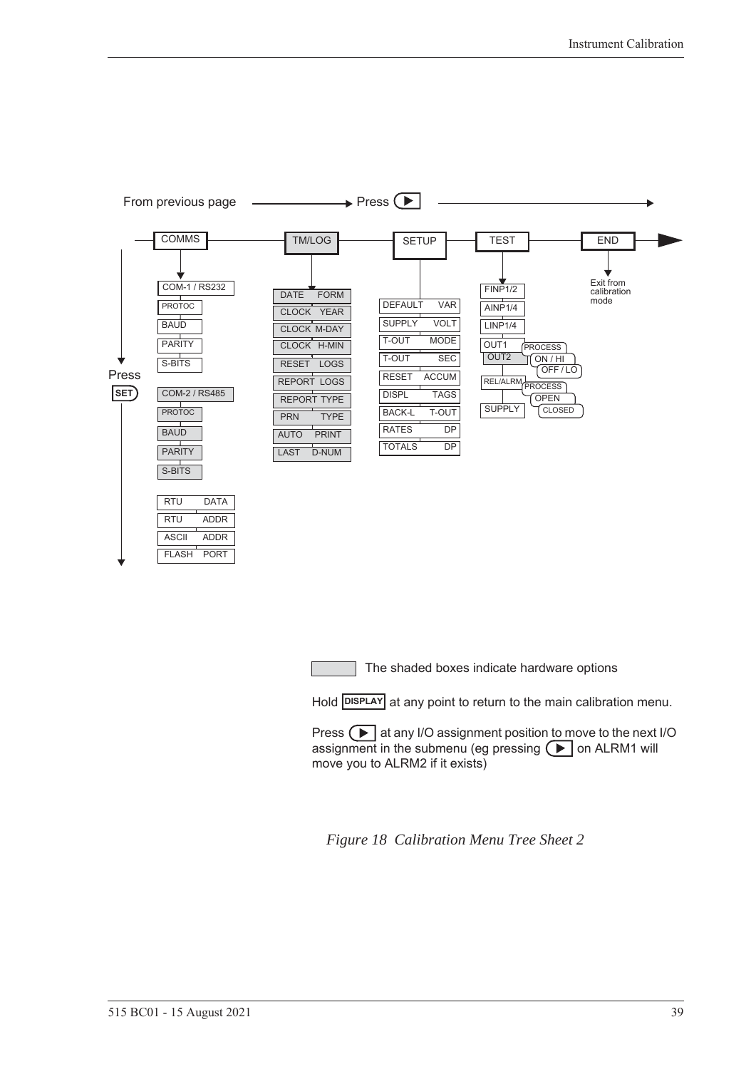From previous page → Press ▶ →

COMMS — TM/LOG — SETUP — TEST — END

Press SET

**COMMS**
- COM-1 / RS232
  - PROTOC
  - BAUD
  - PARITY
  - S-BITS
- COM-2 / RS485
  - PROTOC
  - BAUD
  - PARITY
  - S-BITS
- RTU DATA
- RTU ADDR
- ASCII ADDR
- FLASH PORT

**TM/LOG**
- DATE FORM
- CLOCK YEAR
- CLOCK M-DAY
- CLOCK H-MIN
- RESET LOGS
- REPORT LOGS
- REPORT TYPE
- PRN TYPE
- AUTO PRINT
- LAST D-NUM

**SETUP**
- DEFAULT VAR
- SUPPLY VOLT
- T-OUT MODE
- T-OUT SEC
- RESET ACCUM
- DISPL TAGS
- BACK-L T-OUT
- RATES DP
- TOTALS DP

**TEST**
- FINP1/2
- AINP1/4
- LINP1/4
- OUT1 / OUT2
  - PROCESS
  - ON / HI
  - OFF / LO
- REL/ALRM
  - PROCESS
  - OPEN
  - CLOSED
- SUPPLY

**END**
- Exit from calibration mode

The shaded boxes indicate hardware options

Hold DISPLAY at any point to return to the main calibration menu.

Press ▶ at any I/O assignment position to move to the next I/O assignment in the submenu (eg pressing ▶ on ALRM1 will move you to ALRM2 if it exists)

*Figure 18 Calibration Menu Tree Sheet 2*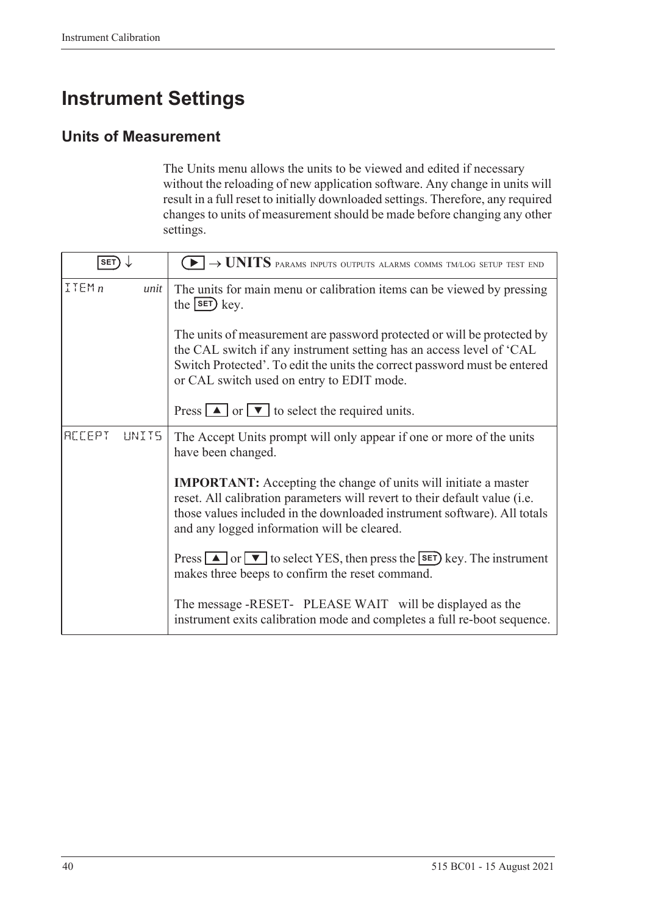# Instrument Settings

## Units of Measurement

The Units menu allows the units to be viewed and edited if necessary without the reloading of new application software. Any change in units will result in a full reset to initially downloaded settings. Therefore, any required changes to units of measurement should be made before changing any other settings.

| SET ↓ | ▶ → UNITS PARAMS INPUTS OUTPUTS ALARMS COMMS TM/LOG SETUP TEST END |
|---|---|
| ITEM *n* *unit* | The units for main menu or calibration items can be viewed by pressing the SET key.<br><br>The units of measurement are password protected or will be protected by the CAL switch if any instrument setting has an access level of 'CAL Switch Protected'. To edit the units the correct password must be entered or CAL switch used on entry to EDIT mode.<br><br>Press ▲ or ▼ to select the required units. |
| ACCEPT UNITS | The Accept Units prompt will only appear if one or more of the units have been changed.<br><br>**IMPORTANT:** Accepting the change of units will initiate a master reset. All calibration parameters will revert to their default value (i.e. those values included in the downloaded instrument software). All totals and any logged information will be cleared.<br><br>Press ▲ or ▼ to select YES, then press the SET key. The instrument makes three beeps to confirm the reset command.<br><br>The message -RESET- PLEASE WAIT will be displayed as the instrument exits calibration mode and completes a full re-boot sequence. |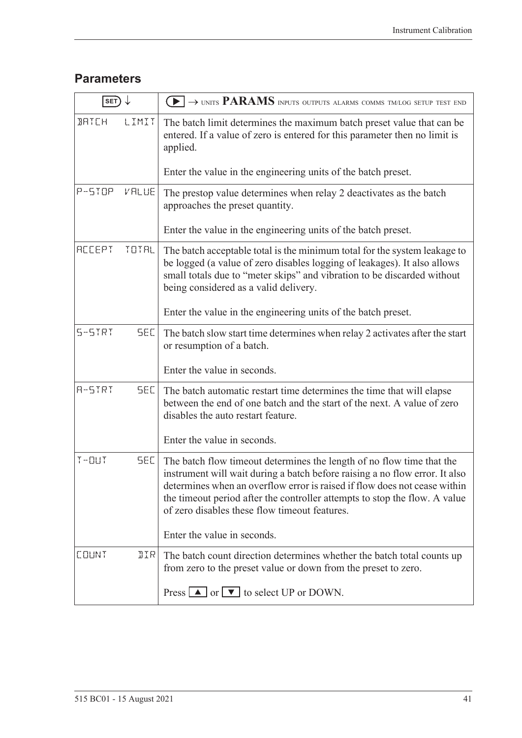## Parameters

| SET ↓ | ▶ → UNITS **PARAMS** INPUTS OUTPUTS ALARMS COMMS TM/LOG SETUP TEST END |
|---|---|
| BATCH LIMIT | The batch limit determines the maximum batch preset value that can be entered. If a value of zero is entered for this parameter then no limit is applied.<br><br>Enter the value in the engineering units of the batch preset. |
| P-STOP VALUE | The prestop value determines when relay 2 deactivates as the batch approaches the preset quantity.<br><br>Enter the value in the engineering units of the batch preset. |
| ACCEPT TOTAL | The batch acceptable total is the minimum total for the system leakage to be logged (a value of zero disables logging of leakages). It also allows small totals due to "meter skips" and vibration to be discarded without being considered as a valid delivery.<br><br>Enter the value in the engineering units of the batch preset. |
| S-STRT SEC | The batch slow start time determines when relay 2 activates after the start or resumption of a batch.<br><br>Enter the value in seconds. |
| A-STRT SEC | The batch automatic restart time determines the time that will elapse between the end of one batch and the start of the next. A value of zero disables the auto restart feature.<br><br>Enter the value in seconds. |
| T-OUT SEC | The batch flow timeout determines the length of no flow time that the instrument will wait during a batch before raising a no flow error. It also determines when an overflow error is raised if flow does not cease within the timeout period after the controller attempts to stop the flow. A value of zero disables these flow timeout features.<br><br>Enter the value in seconds. |
| COUNT DIR | The batch count direction determines whether the batch total counts up from zero to the preset value or down from the preset to zero.<br><br>Press ▲ or ▼ to select UP or DOWN. |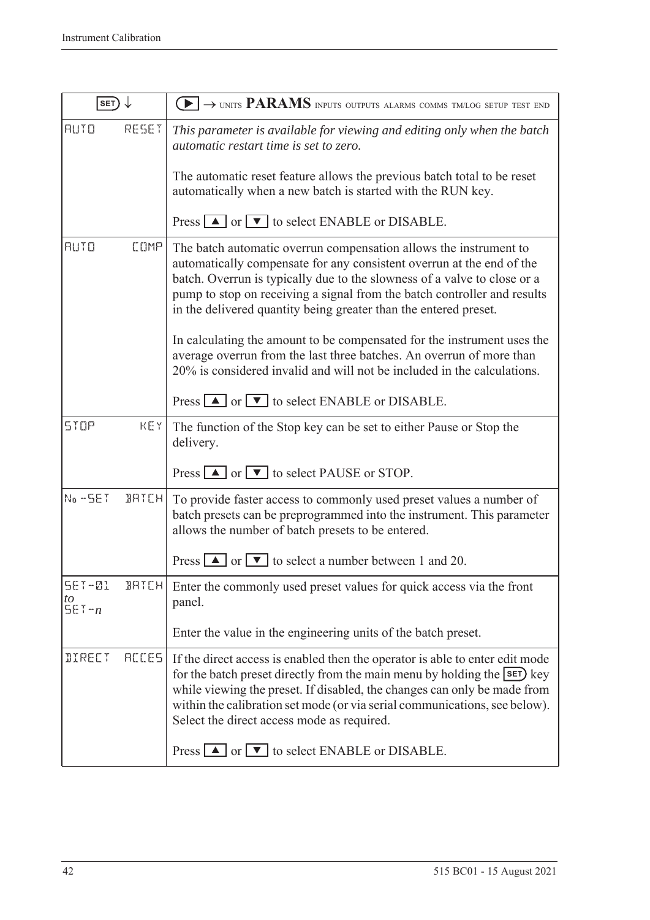| SET ↓ | ▶ → UNITS **PARAMS** INPUTS OUTPUTS ALARMS COMMS TM/LOG SETUP TEST END |
|---|---|
| AUTO RESET | *This parameter is available for viewing and editing only when the batch automatic restart time is set to zero.*<br><br>The automatic reset feature allows the previous batch total to be reset automatically when a new batch is started with the RUN key.<br><br>Press ▲ or ▼ to select ENABLE or DISABLE. |
| AUTO COMP | The batch automatic overrun compensation allows the instrument to automatically compensate for any consistent overrun at the end of the batch. Overrun is typically due to the slowness of a valve to close or a pump to stop on receiving a signal from the batch controller and results in the delivered quantity being greater than the entered preset.<br><br>In calculating the amount to be compensated for the instrument uses the average overrun from the last three batches. An overrun of more than 20% is considered invalid and will not be included in the calculations.<br><br>Press ▲ or ▼ to select ENABLE or DISABLE. |
| STOP KEY | The function of the Stop key can be set to either Pause or Stop the delivery.<br><br>Press ▲ or ▼ to select PAUSE or STOP. |
| No-SET BATCH | To provide faster access to commonly used preset values a number of batch presets can be preprogrammed into the instrument. This parameter allows the number of batch presets to be entered.<br><br>Press ▲ or ▼ to select a number between 1 and 20. |
| SET-01 BATCH *to* SET-*n* | Enter the commonly used preset values for quick access via the front panel.<br><br>Enter the value in the engineering units of the batch preset. |
| DIRECT ACCES | If the direct access is enabled then the operator is able to enter edit mode for the batch preset directly from the main menu by holding the SET key while viewing the preset. If disabled, the changes can only be made from within the calibration set mode (or via serial communications, see below). Select the direct access mode as required.<br><br>Press ▲ or ▼ to select ENABLE or DISABLE. |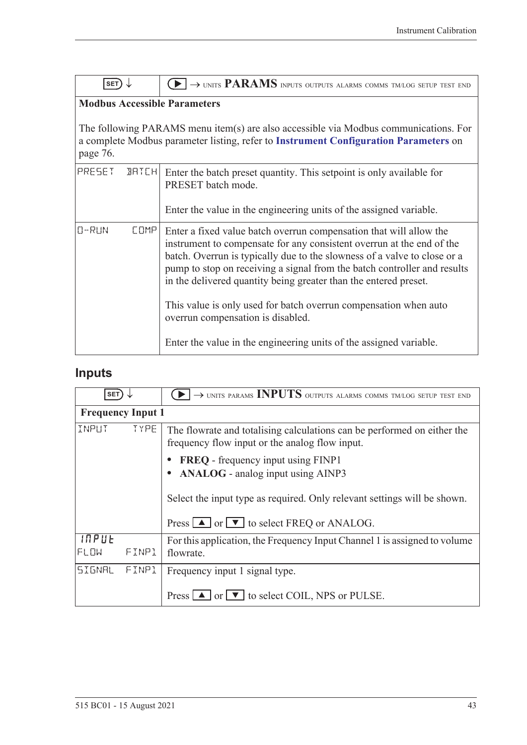| SET ↓ | ▶ → UNITS **PARAMS** INPUTS OUTPUTS ALARMS COMMS TM/LOG SETUP TEST END |
|---|---|
| **Modbus Accessible Parameters**<br><br>The following PARAMS menu item(s) are also accessible via Modbus communications. For a complete Modbus parameter listing, refer to **Instrument Configuration Parameters** on page 76. | |
| PRESET BATCH | Enter the batch preset quantity. This setpoint is only available for PRESET batch mode.<br><br>Enter the value in the engineering units of the assigned variable. |
| O-RUN COMP | Enter a fixed value batch overrun compensation that will allow the instrument to compensate for any consistent overrun at the end of the batch. Overrun is typically due to the slowness of a valve to close or a pump to stop on receiving a signal from the batch controller and results in the delivered quantity being greater than the entered preset.<br><br>This value is only used for batch overrun compensation when auto overrun compensation is disabled.<br><br>Enter the value in the engineering units of the assigned variable. |

## Inputs

| SET ↓ | ▶ → UNITS PARAMS **INPUTS** OUTPUTS ALARMS COMMS TM/LOG SETUP TEST END |
|---|---|
| **Frequency Input 1** | |
| INPUT TYPE | The flowrate and totalising calculations can be performed on either the frequency flow input or the analog flow input.<br><br>• **FREQ** - frequency input using FINP1<br>• **ANALOG** - analog input using AINP3<br><br>Select the input type as required. Only relevant settings will be shown.<br><br>Press ▲ or ▼ to select FREQ or ANALOG. |
| INPUT FLOW FINP1 | For this application, the Frequency Input Channel 1 is assigned to volume flowrate. |
| SIGNAL FINP1 | Frequency input 1 signal type.<br><br>Press ▲ or ▼ to select COIL, NPS or PULSE. |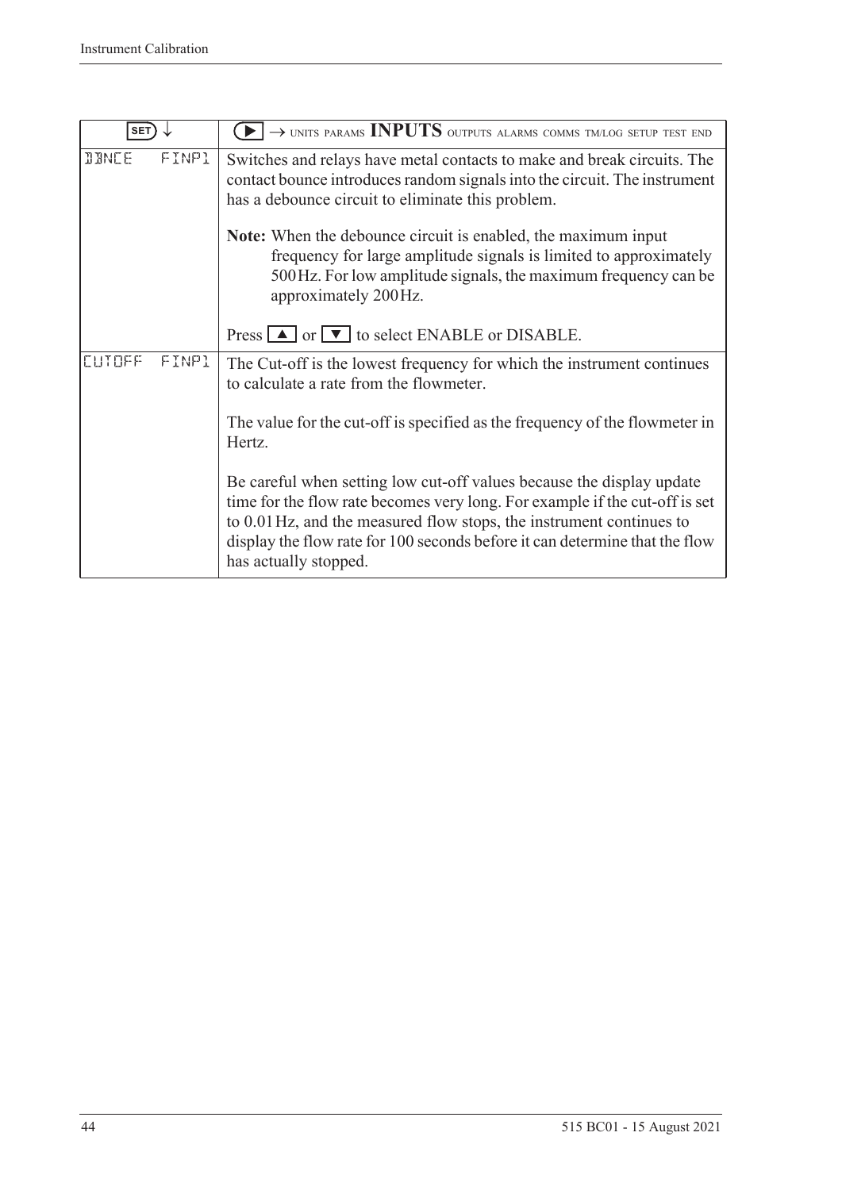| SET ↓ | ▶ → UNITS PARAMS **INPUTS** OUTPUTS ALARMS COMMS TM/LOG SETUP TEST END |
|---|---|
| DBNCE FINP1 | Switches and relays have metal contacts to make and break circuits. The contact bounce introduces random signals into the circuit. The instrument has a debounce circuit to eliminate this problem.<br><br>**Note:** When the debounce circuit is enabled, the maximum input frequency for large amplitude signals is limited to approximately 500 Hz. For low amplitude signals, the maximum frequency can be approximately 200 Hz.<br><br>Press ▲ or ▼ to select ENABLE or DISABLE. |
| CUTOFF FINP1 | The Cut-off is the lowest frequency for which the instrument continues to calculate a rate from the flowmeter.<br><br>The value for the cut-off is specified as the frequency of the flowmeter in Hertz.<br><br>Be careful when setting low cut-off values because the display update time for the flow rate becomes very long. For example if the cut-off is set to 0.01 Hz, and the measured flow stops, the instrument continues to display the flow rate for 100 seconds before it can determine that the flow has actually stopped. |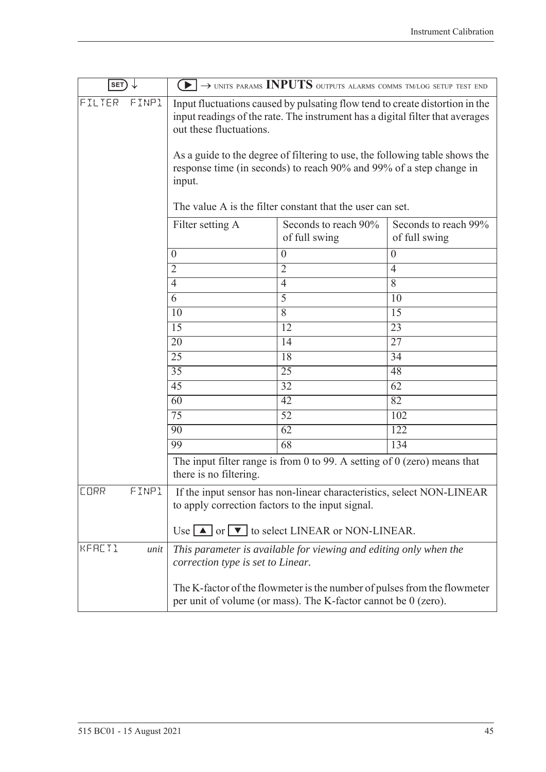| SET ↓ | ▶ → UNITS PARAMS **INPUTS** OUTPUTS ALARMS COMMS TM/LOG SETUP TEST END | | |
|---|---|---|---|
| FILTER FINP1 | Input fluctuations caused by pulsating flow tend to create distortion in the input readings of the rate. The instrument has a digital filter that averages out these fluctuations.<br><br>As a guide to the degree of filtering to use, the following table shows the response time (in seconds) to reach 90% and 99% of a step change in input.<br><br>The value A is the filter constant that the user can set. | | |
| | Filter setting A | Seconds to reach 90% of full swing | Seconds to reach 99% of full swing |
| | 0 | 0 | 0 |
| | 2 | 2 | 4 |
| | 4 | 4 | 8 |
| | 6 | 5 | 10 |
| | 10 | 8 | 15 |
| | 15 | 12 | 23 |
| | 20 | 14 | 27 |
| | 25 | 18 | 34 |
| | 35 | 25 | 48 |
| | 45 | 32 | 62 |
| | 60 | 42 | 82 |
| | 75 | 52 | 102 |
| | 90 | 62 | 122 |
| | 99 | 68 | 134 |
| | The input filter range is from 0 to 99. A setting of 0 (zero) means that there is no filtering. | | |
| CORR FINP1 | If the input sensor has non-linear characteristics, select NON-LINEAR to apply correction factors to the input signal.<br><br>Use ▲ or ▼ to select LINEAR or NON-LINEAR. | | |
| KFACT1 *unit* | *This parameter is available for viewing and editing only when the correction type is set to Linear.*<br><br>The K-factor of the flowmeter is the number of pulses from the flowmeter per unit of volume (or mass). The K-factor cannot be 0 (zero). | | |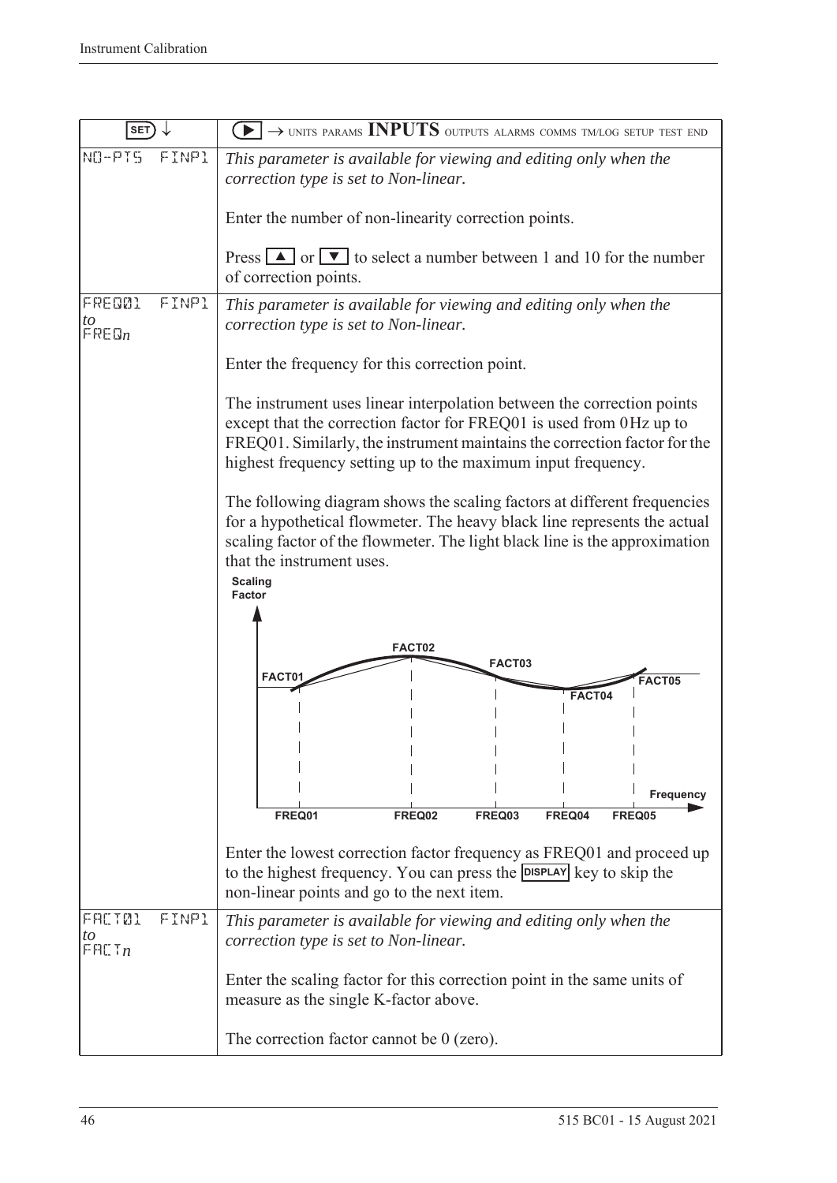| SET ↓ | ▶ → UNITS PARAMS **INPUTS** OUTPUTS ALARMS COMMS TM/LOG SETUP TEST END |
|---|---|
| NO-PTS FINP1 | *This parameter is available for viewing and editing only when the correction type is set to Non-linear.*<br><br>Enter the number of non-linearity correction points.<br><br>Press ▲ or ▼ to select a number between 1 and 10 for the number of correction points. |
| FREQ01 FINP1<br>*to*<br>FREQ*n* | *This parameter is available for viewing and editing only when the correction type is set to Non-linear.*<br><br>Enter the frequency for this correction point.<br><br>The instrument uses linear interpolation between the correction points except that the correction factor for FREQ01 is used from 0 Hz up to FREQ01. Similarly, the instrument maintains the correction factor for the highest frequency setting up to the maximum input frequency.<br><br>The following diagram shows the scaling factors at different frequencies for a hypothetical flowmeter. The heavy black line represents the actual scaling factor of the flowmeter. The light black line is the approximation that the instrument uses.<br><br>Scaling Factor; FACT01, FACT02, FACT03, FACT04, FACT05; Frequency; FREQ01, FREQ02, FREQ03, FREQ04, FREQ05<br><br>Enter the lowest correction factor frequency as FREQ01 and proceed up to the highest frequency. You can press the DISPLAY key to skip the non-linear points and go to the next item. |
| FACT01 FINP1<br>*to*<br>FACT*n* | *This parameter is available for viewing and editing only when the correction type is set to Non-linear.*<br><br>Enter the scaling factor for this correction point in the same units of measure as the single K-factor above.<br><br>The correction factor cannot be 0 (zero). |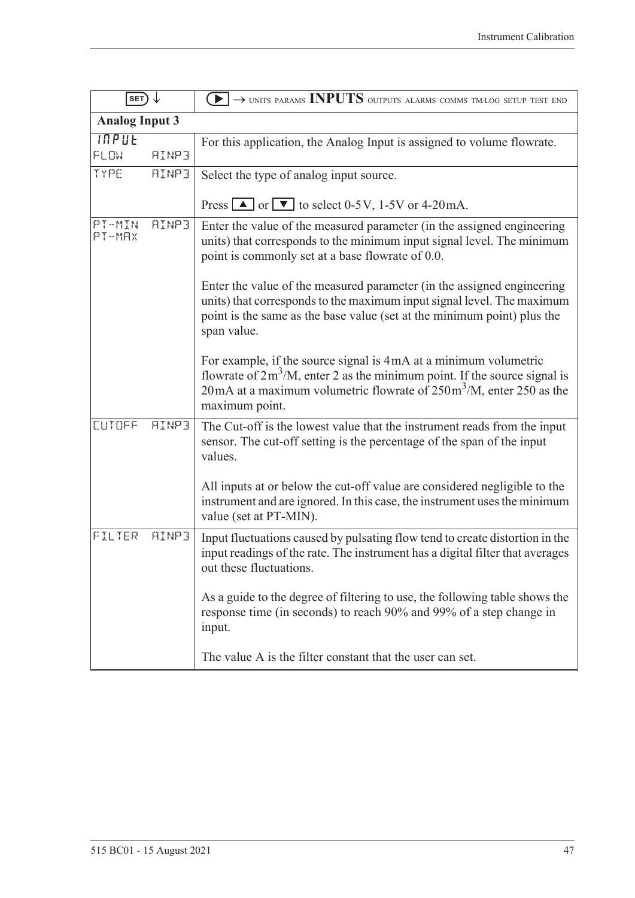| SET ↓ | ▶ → UNITS PARAMS **INPUTS** OUTPUTS ALARMS COMMS TM/LOG SETUP TEST END |
|---|---|
| **Analog Input 3** | |
| INPUT<br>FLOW AINP3 | For this application, the Analog Input is assigned to volume flowrate. |
| TYPE AINP3 | Select the type of analog input source.<br><br>Press ▲ or ▼ to select 0-5V, 1-5V or 4-20mA. |
| PT-MIN AINP3<br>PT-MAX | Enter the value of the measured parameter (in the assigned engineering units) that corresponds to the minimum input signal level. The minimum point is commonly set at a base flowrate of 0.0.<br><br>Enter the value of the measured parameter (in the assigned engineering units) that corresponds to the maximum input signal level. The maximum point is the same as the base value (set at the minimum point) plus the span value.<br><br>For example, if the source signal is 4mA at a minimum volumetric flowrate of $2m^3$/M, enter 2 as the minimum point. If the source signal is 20mA at a maximum volumetric flowrate of $250m^3$/M, enter 250 as the maximum point. |
| CUTOFF AINP3 | The Cut-off is the lowest value that the instrument reads from the input sensor. The cut-off setting is the percentage of the span of the input values.<br><br>All inputs at or below the cut-off value are considered negligible to the instrument and are ignored. In this case, the instrument uses the minimum value (set at PT-MIN). |
| FILTER AINP3 | Input fluctuations caused by pulsating flow tend to create distortion in the input readings of the rate. The instrument has a digital filter that averages out these fluctuations.<br><br>As a guide to the degree of filtering to use, the following table shows the response time (in seconds) to reach 90% and 99% of a step change in input.<br><br>The value A is the filter constant that the user can set. |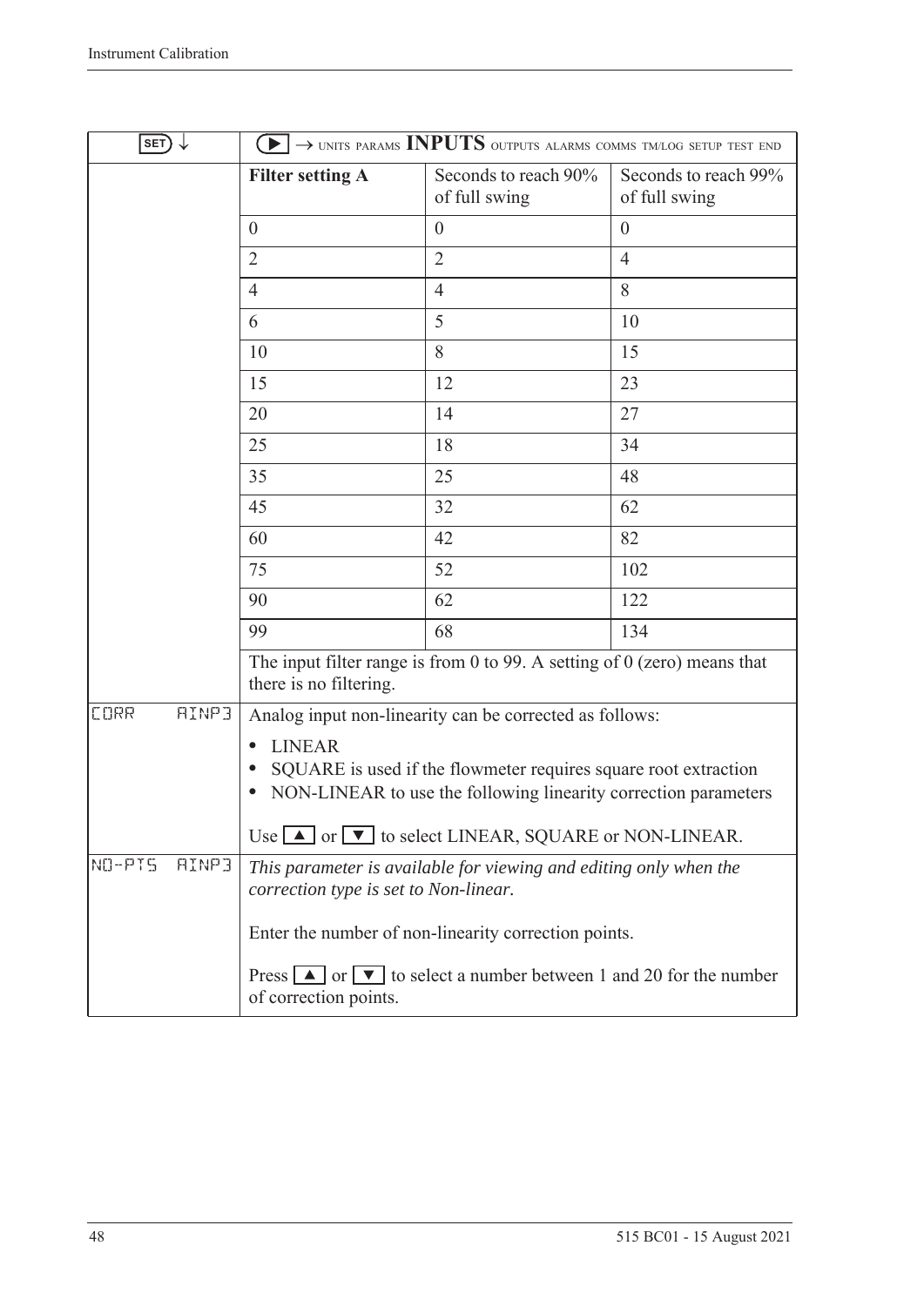| SET ↓ | ▶ → UNITS PARAMS **INPUTS** OUTPUTS ALARMS COMMS TM/LOG SETUP TEST END | | |
|---|---|---|---|
| | **Filter setting A** | Seconds to reach 90% of full swing | Seconds to reach 99% of full swing |
| | 0 | 0 | 0 |
| | 2 | 2 | 4 |
| | 4 | 4 | 8 |
| | 6 | 5 | 10 |
| | 10 | 8 | 15 |
| | 15 | 12 | 23 |
| | 20 | 14 | 27 |
| | 25 | 18 | 34 |
| | 35 | 25 | 48 |
| | 45 | 32 | 62 |
| | 60 | 42 | 82 |
| | 75 | 52 | 102 |
| | 90 | 62 | 122 |
| | 99 | 68 | 134 |
| | The input filter range is from 0 to 99. A setting of 0 (zero) means that there is no filtering. | | |
| CORR AINP3 | Analog input non-linearity can be corrected as follows:<br>• LINEAR<br>• SQUARE is used if the flowmeter requires square root extraction<br>• NON-LINEAR to use the following linearity correction parameters<br><br>Use ▲ or ▼ to select LINEAR, SQUARE or NON-LINEAR. | | |
| NO-PTS AINP3 | *This parameter is available for viewing and editing only when the correction type is set to Non-linear.*<br><br>Enter the number of non-linearity correction points.<br><br>Press ▲ or ▼ to select a number between 1 and 20 for the number of correction points. | | |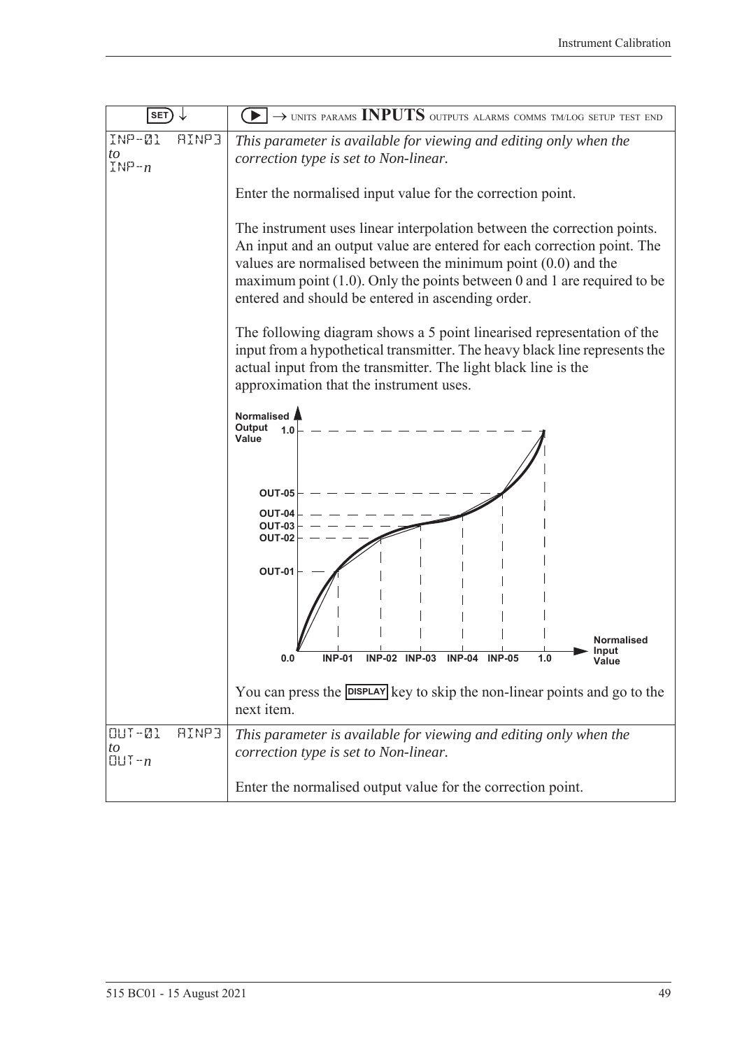| SET ↓ | ▶ → UNITS PARAMS **INPUTS** OUTPUTS ALARMS COMMS TM/LOG SETUP TEST END |
|---|---|
| INP-01 AINP3 *to* INP-*n* | *This parameter is available for viewing and editing only when the correction type is set to Non-linear.*<br><br>Enter the normalised input value for the correction point.<br><br>The instrument uses linear interpolation between the correction points. An input and an output value are entered for each correction point. The values are normalised between the minimum point (0.0) and the maximum point (1.0). Only the points between 0 and 1 are required to be entered and should be entered in ascending order.<br><br>The following diagram shows a 5 point linearised representation of the input from a hypothetical transmitter. The heavy black line represents the actual input from the transmitter. The light black line is the approximation that the instrument uses.<br><br>You can press the DISPLAY key to skip the non-linear points and go to the next item. |
| OUT-01 AINP3 *to* OUT-*n* | *This parameter is available for viewing and editing only when the correction type is set to Non-linear.*<br><br>Enter the normalised output value for the correction point. |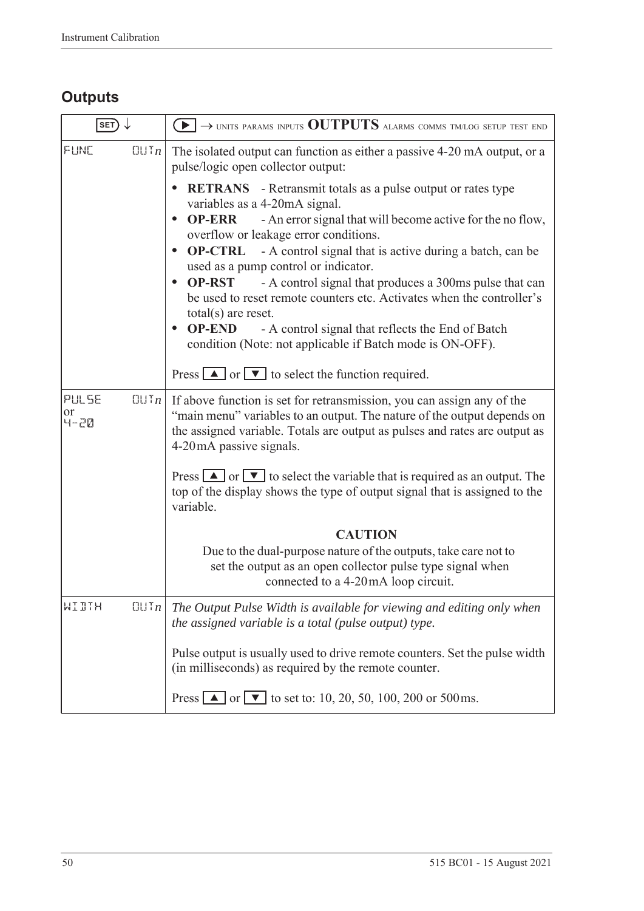## Outputs

| SET ↓ | ▶ → UNITS PARAMS INPUTS **OUTPUTS** ALARMS COMMS TM/LOG SETUP TEST END |
|---|---|
| FUNC OUT*n* | The isolated output can function as either a passive 4-20 mA output, or a pulse/logic open collector output:<br><br>• **RETRANS** - Retransmit totals as a pulse output or rates type variables as a 4-20mA signal.<br>• **OP-ERR** - An error signal that will become active for the no flow, overflow or leakage error conditions.<br>• **OP-CTRL** - A control signal that is active during a batch, can be used as a pump control or indicator.<br>• **OP-RST** - A control signal that produces a 300ms pulse that can be used to reset remote counters etc. Activates when the controller's total(s) are reset.<br>• **OP-END** - A control signal that reflects the End of Batch condition (Note: not applicable if Batch mode is ON-OFF).<br><br>Press ▲ or ▼ to select the function required. |
| PULSE or 4-20 OUT*n* | If above function is set for retransmission, you can assign any of the "main menu" variables to an output. The nature of the output depends on the assigned variable. Totals are output as pulses and rates are output as 4-20mA passive signals.<br><br>Press ▲ or ▼ to select the variable that is required as an output. The top of the display shows the type of output signal that is assigned to the variable.<br><br>**CAUTION**<br>Due to the dual-purpose nature of the outputs, take care not to set the output as an open collector pulse type signal when connected to a 4-20mA loop circuit. |
| WIDTH OUT*n* | *The Output Pulse Width is available for viewing and editing only when the assigned variable is a total (pulse output) type.*<br><br>Pulse output is usually used to drive remote counters. Set the pulse width (in milliseconds) as required by the remote counter.<br><br>Press ▲ or ▼ to set to: 10, 20, 50, 100, 200 or 500ms. |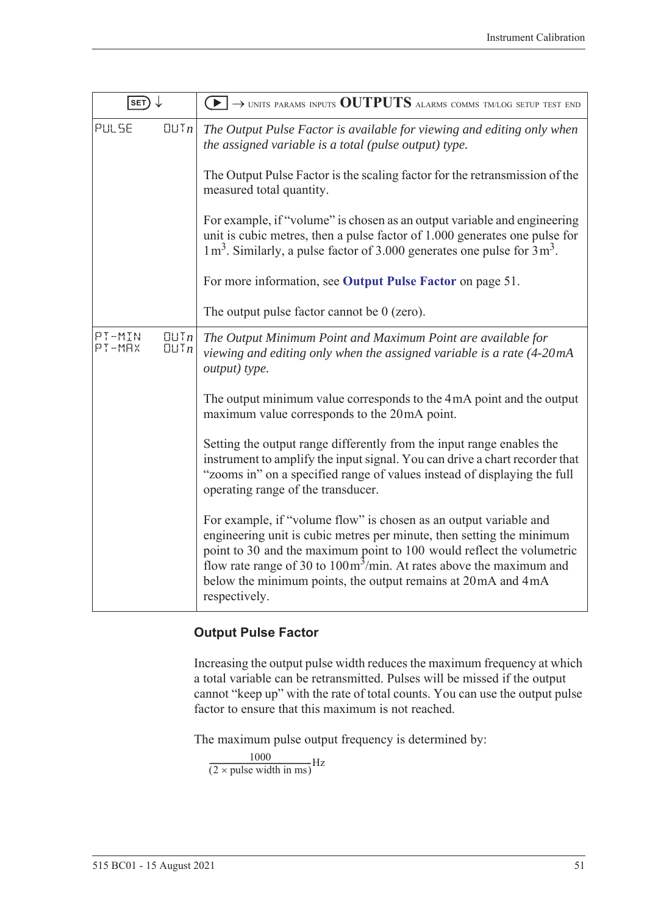| SET ↓ | ▶ → UNITS PARAMS INPUTS **OUTPUTS** ALARMS COMMS TM/LOG SETUP TEST END |
|---|---|
| PULSE OUT*n* | *The Output Pulse Factor is available for viewing and editing only when the assigned variable is a total (pulse output) type.*<br><br>The Output Pulse Factor is the scaling factor for the retransmission of the measured total quantity.<br><br>For example, if "volume" is chosen as an output variable and engineering unit is cubic metres, then a pulse factor of 1.000 generates one pulse for $1\,m^3$. Similarly, a pulse factor of 3.000 generates one pulse for $3\,m^3$.<br><br>For more information, see **Output Pulse Factor** on page 51.<br><br>The output pulse factor cannot be 0 (zero). |
| PT-MIN OUT*n*<br>PT-MAX OUT*n* | *The Output Minimum Point and Maximum Point are available for viewing and editing only when the assigned variable is a rate (4-20mA output) type.*<br><br>The output minimum value corresponds to the 4 mA point and the output maximum value corresponds to the 20 mA point.<br><br>Setting the output range differently from the input range enables the instrument to amplify the input signal. You can drive a chart recorder that "zooms in" on a specified range of values instead of displaying the full operating range of the transducer.<br><br>For example, if "volume flow" is chosen as an output variable and engineering unit is cubic metres per minute, then setting the minimum point to 30 and the maximum point to 100 would reflect the volumetric flow rate range of 30 to $100\,m^3$/min. At rates above the maximum and below the minimum points, the output remains at 20 mA and 4 mA respectively. |

## Output Pulse Factor

Increasing the output pulse width reduces the maximum frequency at which a total variable can be retransmitted. Pulses will be missed if the output cannot "keep up" with the rate of total counts. You can use the output pulse factor to ensure that this maximum is not reached.

The maximum pulse output frequency is determined by:

$$\frac{1000}{(2 \times \text{pulse width in ms})}\text{Hz}$$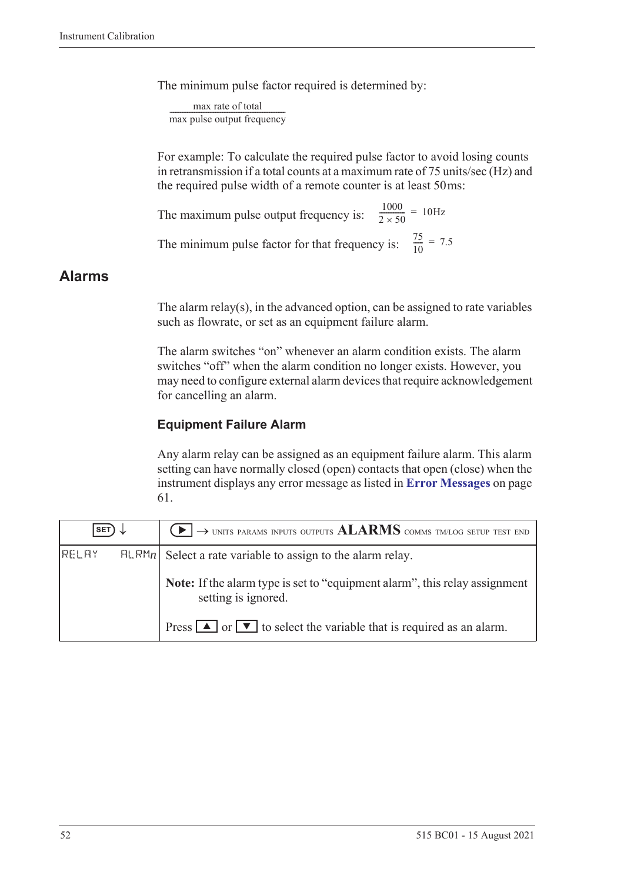The minimum pulse factor required is determined by:

$$\frac{\text{max rate of total}}{\text{max pulse output frequency}}$$

For example: To calculate the required pulse factor to avoid losing counts in retransmission if a total counts at a maximum rate of 75 units/sec (Hz) and the required pulse width of a remote counter is at least 50 ms:

The maximum pulse output frequency is: $\frac{1000}{2 \times 50} = 10\text{Hz}$

The minimum pulse factor for that frequency is: $\frac{75}{10} = 7.5$

## Alarms

The alarm relay(s), in the advanced option, can be assigned to rate variables such as flowrate, or set as an equipment failure alarm.

The alarm switches "on" whenever an alarm condition exists. The alarm switches "off" when the alarm condition no longer exists. However, you may need to configure external alarm devices that require acknowledgement for cancelling an alarm.

### Equipment Failure Alarm

Any alarm relay can be assigned as an equipment failure alarm. This alarm setting can have normally closed (open) contacts that open (close) when the instrument displays any error message as listed in **Error Messages** on page 61.

| SET ↓ | ▶ → UNITS PARAMS INPUTS OUTPUTS **ALARMS** COMMS TM/LOG SETUP TEST END |
|---|---|
| RELAY ALRM*n* | Select a rate variable to assign to the alarm relay.<br><br>**Note:** If the alarm type is set to "equipment alarm", this relay assignment setting is ignored.<br><br>Press ▲ or ▼ to select the variable that is required as an alarm. |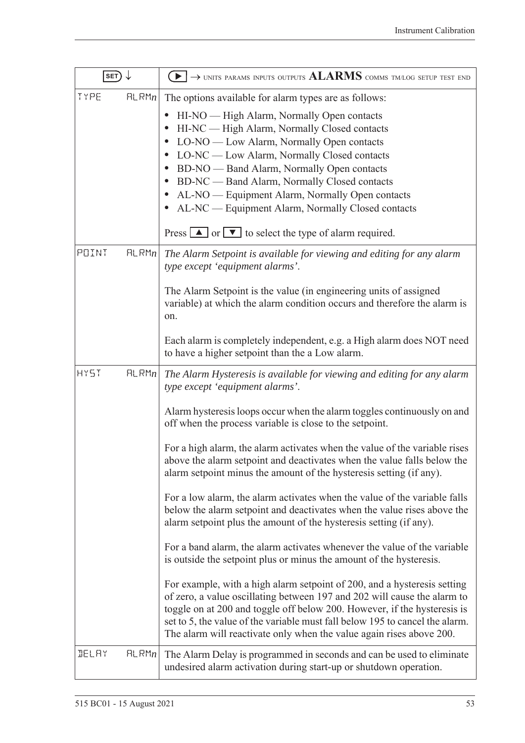| SET ↓ | ▶ → UNITS PARAMS INPUTS OUTPUTS **ALARMS** COMMS TM/LOG SETUP TEST END |
|---|---|
| TYPE ALRM*n* | The options available for alarm types are as follows:<br>• HI-NO — High Alarm, Normally Open contacts<br>• HI-NC — High Alarm, Normally Closed contacts<br>• LO-NO — Low Alarm, Normally Open contacts<br>• LO-NC — Low Alarm, Normally Closed contacts<br>• BD-NO — Band Alarm, Normally Open contacts<br>• BD-NC — Band Alarm, Normally Closed contacts<br>• AL-NO — Equipment Alarm, Normally Open contacts<br>• AL-NC — Equipment Alarm, Normally Closed contacts<br><br>Press ▲ or ▼ to select the type of alarm required. |
| POINT ALRM*n* | *The Alarm Setpoint is available for viewing and editing for any alarm type except 'equipment alarms'.*<br><br>The Alarm Setpoint is the value (in engineering units of assigned variable) at which the alarm condition occurs and therefore the alarm is on.<br><br>Each alarm is completely independent, e.g. a High alarm does NOT need to have a higher setpoint than the a Low alarm. |
| HYST ALRM*n* | *The Alarm Hysteresis is available for viewing and editing for any alarm type except 'equipment alarms'.*<br><br>Alarm hysteresis loops occur when the alarm toggles continuously on and off when the process variable is close to the setpoint.<br><br>For a high alarm, the alarm activates when the value of the variable rises above the alarm setpoint and deactivates when the value falls below the alarm setpoint minus the amount of the hysteresis setting (if any).<br><br>For a low alarm, the alarm activates when the value of the variable falls below the alarm setpoint and deactivates when the value rises above the alarm setpoint plus the amount of the hysteresis setting (if any).<br><br>For a band alarm, the alarm activates whenever the value of the variable is outside the setpoint plus or minus the amount of the hysteresis.<br><br>For example, with a high alarm setpoint of 200, and a hysteresis setting of zero, a value oscillating between 197 and 202 will cause the alarm to toggle on at 200 and toggle off below 200. However, if the hysteresis is set to 5, the value of the variable must fall below 195 to cancel the alarm. The alarm will reactivate only when the value again rises above 200. |
| DELAY ALRM*n* | The Alarm Delay is programmed in seconds and can be used to eliminate undesired alarm activation during start-up or shutdown operation. |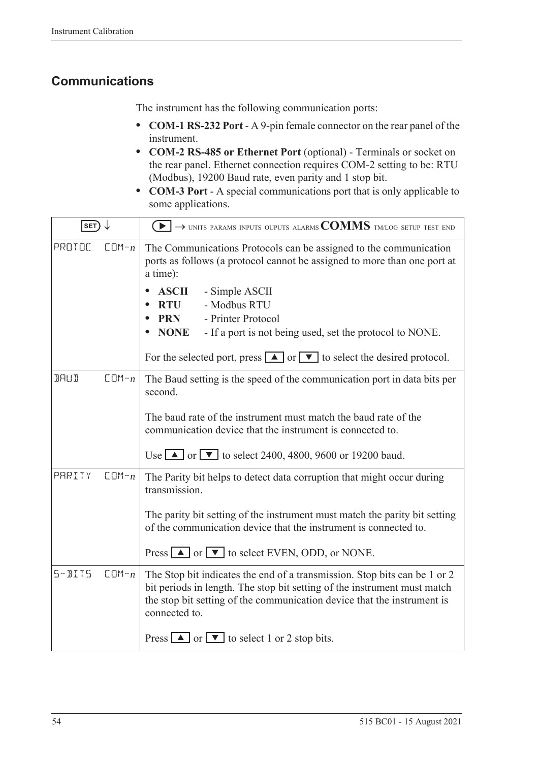## Communications

The instrument has the following communication ports:

- **COM-1 RS-232 Port** - A 9-pin female connector on the rear panel of the instrument.
- **COM-2 RS-485 or Ethernet Port** (optional) - Terminals or socket on the rear panel. Ethernet connection requires COM-2 setting to be: RTU (Modbus), 19200 Baud rate, even parity and 1 stop bit.
- **COM-3 Port** - A special communications port that is only applicable to some applications.

| SET ↓ | ▶ → UNITS PARAMS INPUTS OUPUTS ALARMS **COMMS** TM/LOG SETUP TEST END |
|---|---|
| PROTOC COM-*n* | The Communications Protocols can be assigned to the communication ports as follows (a protocol cannot be assigned to more than one port at a time):<br>• **ASCII** - Simple ASCII<br>• **RTU** - Modbus RTU<br>• **PRN** - Printer Protocol<br>• **NONE** - If a port is not being used, set the protocol to NONE.<br><br>For the selected port, press ▲ or ▼ to select the desired protocol. |
| BAUD COM-*n* | The Baud setting is the speed of the communication port in data bits per second.<br><br>The baud rate of the instrument must match the baud rate of the communication device that the instrument is connected to.<br><br>Use ▲ or ▼ to select 2400, 4800, 9600 or 19200 baud. |
| PARITY COM-*n* | The Parity bit helps to detect data corruption that might occur during transmission.<br><br>The parity bit setting of the instrument must match the parity bit setting of the communication device that the instrument is connected to.<br><br>Press ▲ or ▼ to select EVEN, ODD, or NONE. |
| S-BITS COM-*n* | The Stop bit indicates the end of a transmission. Stop bits can be 1 or 2 bit periods in length. The stop bit setting of the instrument must match the stop bit setting of the communication device that the instrument is connected to.<br><br>Press ▲ or ▼ to select 1 or 2 stop bits. |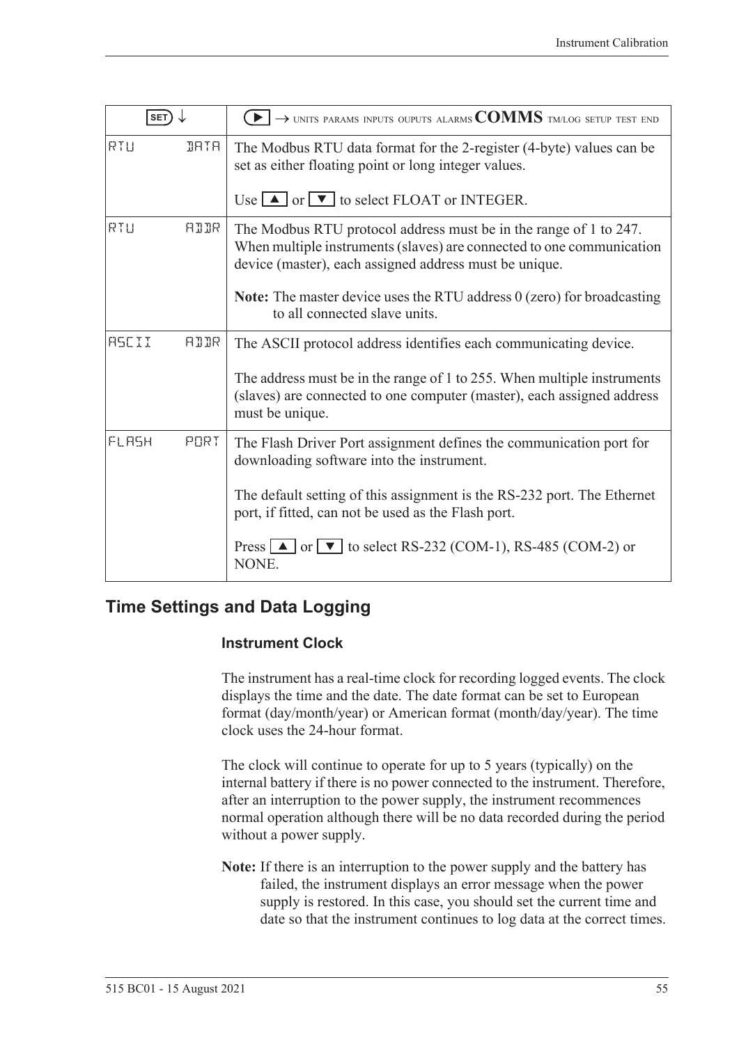| SET ↓ | ▶ → UNITS PARAMS INPUTS OUPUTS ALARMS **COMMS** TM/LOG SETUP TEST END |
|---|---|
| RTU DATA | The Modbus RTU data format for the 2-register (4-byte) values can be set as either floating point or long integer values.<br><br>Use ▲ or ▼ to select FLOAT or INTEGER. |
| RTU ADDR | The Modbus RTU protocol address must be in the range of 1 to 247. When multiple instruments (slaves) are connected to one communication device (master), each assigned address must be unique.<br><br>**Note:** The master device uses the RTU address 0 (zero) for broadcasting to all connected slave units. |
| ASCII ADDR | The ASCII protocol address identifies each communicating device.<br><br>The address must be in the range of 1 to 255. When multiple instruments (slaves) are connected to one computer (master), each assigned address must be unique. |
| FLASH PORT | The Flash Driver Port assignment defines the communication port for downloading software into the instrument.<br><br>The default setting of this assignment is the RS-232 port. The Ethernet port, if fitted, can not be used as the Flash port.<br><br>Press ▲ or ▼ to select RS-232 (COM-1), RS-485 (COM-2) or NONE. |

## Time Settings and Data Logging

### Instrument Clock

The instrument has a real-time clock for recording logged events. The clock displays the time and the date. The date format can be set to European format (day/month/year) or American format (month/day/year). The time clock uses the 24-hour format.

The clock will continue to operate for up to 5 years (typically) on the internal battery if there is no power connected to the instrument. Therefore, after an interruption to the power supply, the instrument recommences normal operation although there will be no data recorded during the period without a power supply.

**Note:** If there is an interruption to the power supply and the battery has failed, the instrument displays an error message when the power supply is restored. In this case, you should set the current time and date so that the instrument continues to log data at the correct times.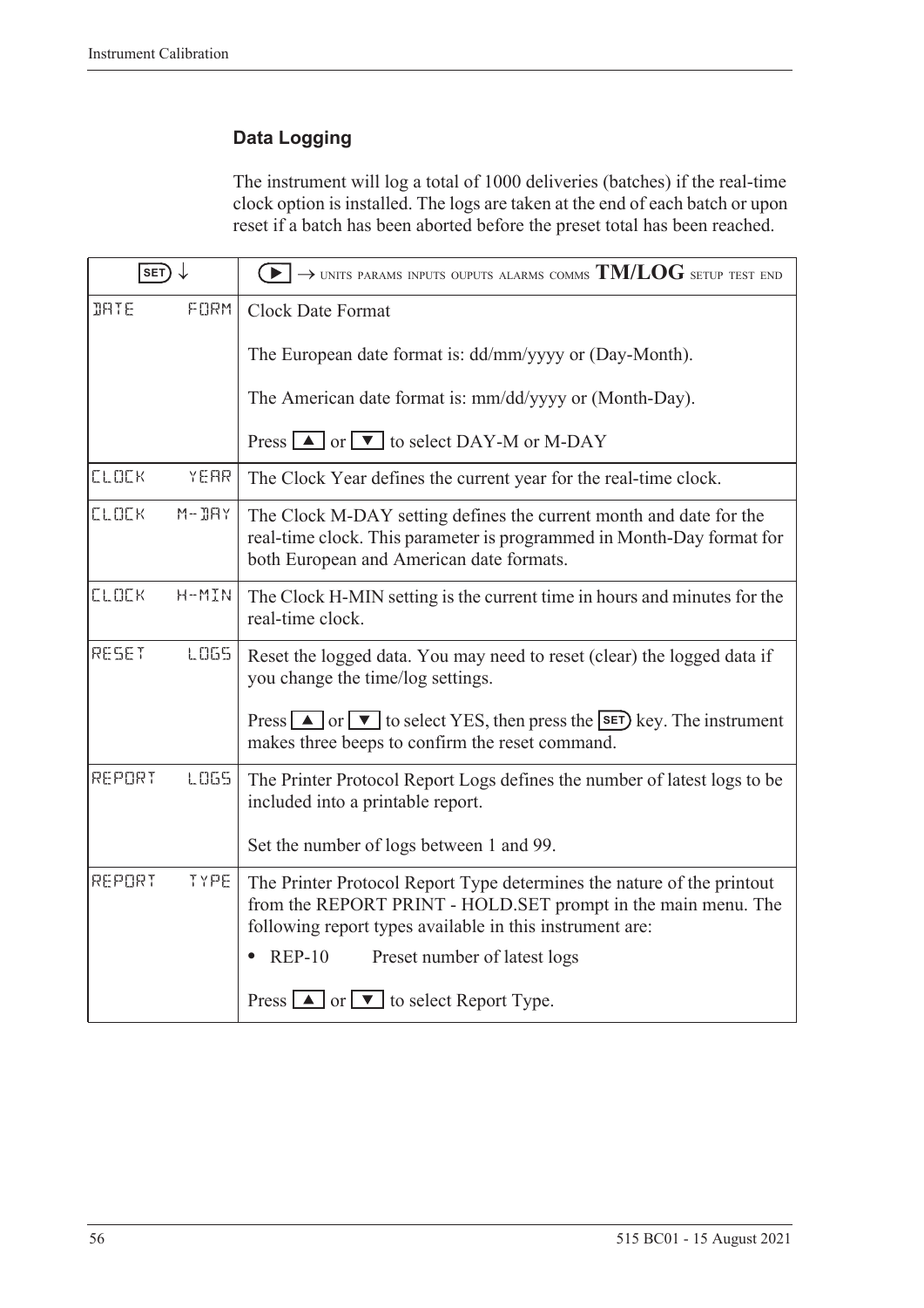## Data Logging

The instrument will log a total of 1000 deliveries (batches) if the real-time clock option is installed. The logs are taken at the end of each batch or upon reset if a batch has been aborted before the preset total has been reached.

| SET ↓ | ▶ → UNITS PARAMS INPUTS OUPUTS ALARMS COMMS **TM/LOG** SETUP TEST END |
|---|---|
| DATE FORM | Clock Date Format<br><br>The European date format is: dd/mm/yyyy or (Day-Month).<br><br>The American date format is: mm/dd/yyyy or (Month-Day).<br><br>Press ▲ or ▼ to select DAY-M or M-DAY |
| CLOCK YEAR | The Clock Year defines the current year for the real-time clock. |
| CLOCK M-DAY | The Clock M-DAY setting defines the current month and date for the real-time clock. This parameter is programmed in Month-Day format for both European and American date formats. |
| CLOCK H-MIN | The Clock H-MIN setting is the current time in hours and minutes for the real-time clock. |
| RESET LOGS | Reset the logged data. You may need to reset (clear) the logged data if you change the time/log settings.<br><br>Press ▲ or ▼ to select YES, then press the SET key. The instrument makes three beeps to confirm the reset command. |
| REPORT LOGS | The Printer Protocol Report Logs defines the number of latest logs to be included into a printable report.<br><br>Set the number of logs between 1 and 99. |
| REPORT TYPE | The Printer Protocol Report Type determines the nature of the printout from the REPORT PRINT - HOLD.SET prompt in the main menu. The following report types available in this instrument are:<br><br>• REP-10 Preset number of latest logs<br><br>Press ▲ or ▼ to select Report Type. |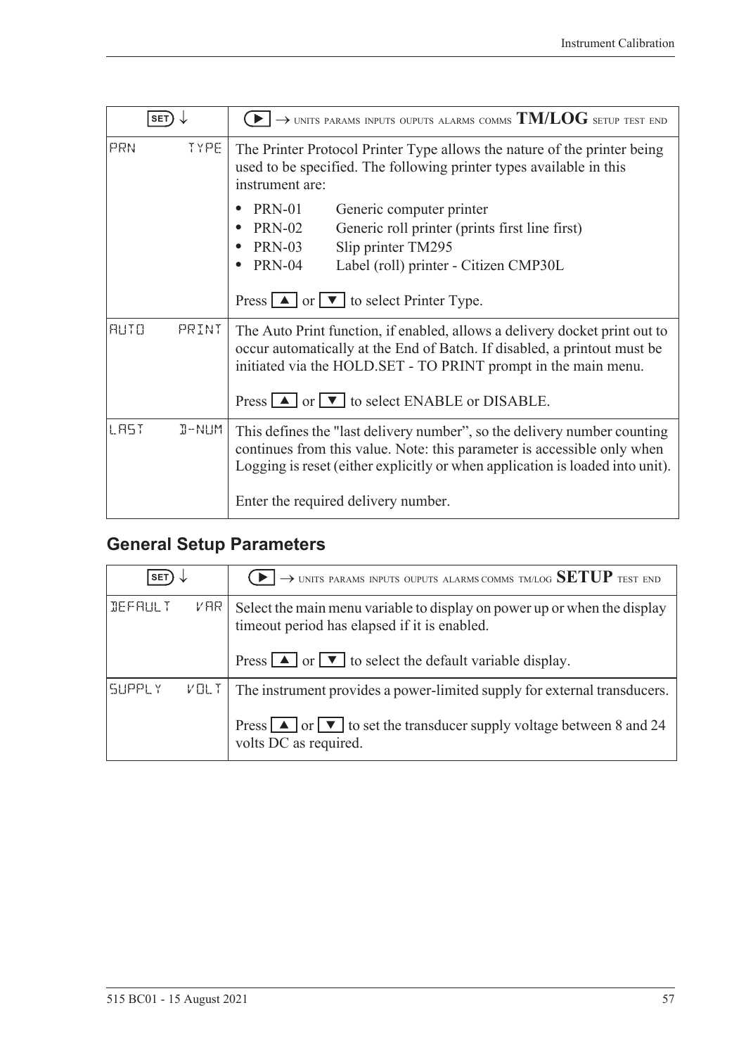| SET ↓ | ▶ → UNITS PARAMS INPUTS OUPUTS ALARMS COMMS **TM/LOG** SETUP TEST END |
|---|---|
| PRN TYPE | The Printer Protocol Printer Type allows the nature of the printer being used to be specified. The following printer types available in this instrument are:<br>• PRN-01 Generic computer printer<br>• PRN-02 Generic roll printer (prints first line first)<br>• PRN-03 Slip printer TM295<br>• PRN-04 Label (roll) printer - Citizen CMP30L<br><br>Press ▲ or ▼ to select Printer Type. |
| AUTO PRINT | The Auto Print function, if enabled, allows a delivery docket print out to occur automatically at the End of Batch. If disabled, a printout must be initiated via the HOLD.SET - TO PRINT prompt in the main menu.<br><br>Press ▲ or ▼ to select ENABLE or DISABLE. |
| LAST D-NUM | This defines the "last delivery number", so the delivery number counting continues from this value. Note: this parameter is accessible only when Logging is reset (either explicitly or when application is loaded into unit).<br><br>Enter the required delivery number. |

## General Setup Parameters

| SET ↓ | ▶ → UNITS PARAMS INPUTS OUPUTS ALARMS COMMS TM/LOG **SETUP** TEST END |
|---|---|
| DEFAULT VAR | Select the main menu variable to display on power up or when the display timeout period has elapsed if it is enabled.<br><br>Press ▲ or ▼ to select the default variable display. |
| SUPPLY VOLT | The instrument provides a power-limited supply for external transducers.<br><br>Press ▲ or ▼ to set the transducer supply voltage between 8 and 24 volts DC as required. |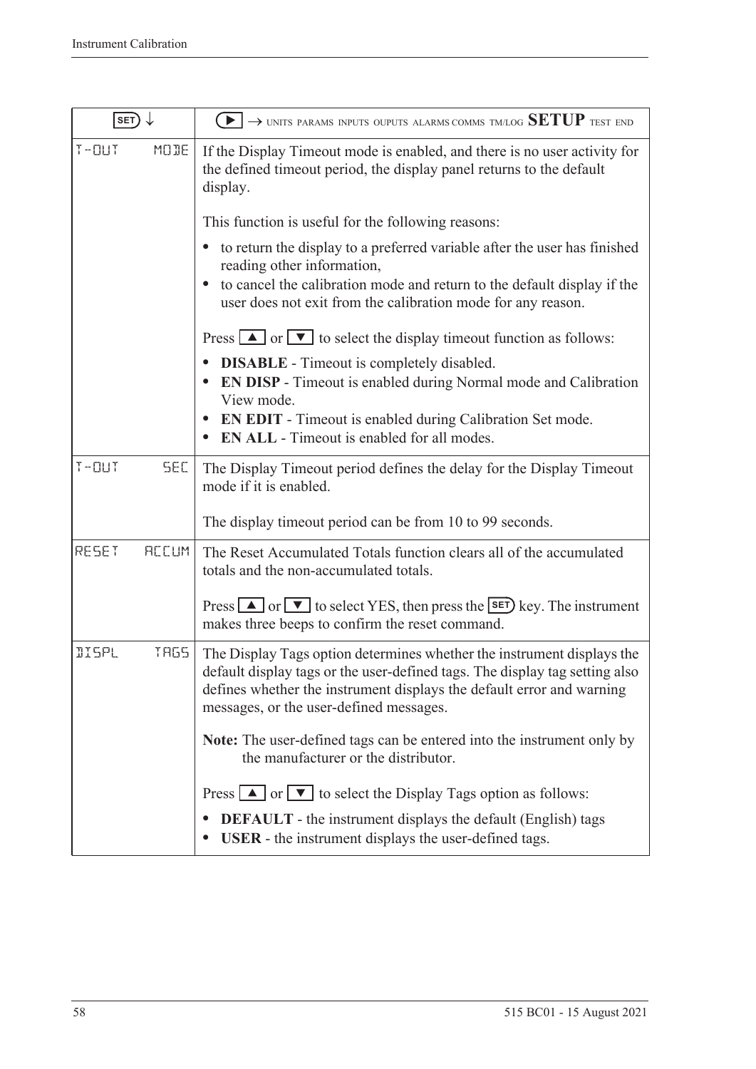| SET ↓ | ▶ → UNITS PARAMS INPUTS OUPUTS ALARMS COMMS TM/LOG **SETUP** TEST END |
|---|---|
| T-OUT MODE | If the Display Timeout mode is enabled, and there is no user activity for the defined timeout period, the display panel returns to the default display.<br><br>This function is useful for the following reasons:<br><br>• to return the display to a preferred variable after the user has finished reading other information,<br>• to cancel the calibration mode and return to the default display if the user does not exit from the calibration mode for any reason.<br><br>Press ▲ or ▼ to select the display timeout function as follows:<br><br>• **DISABLE** - Timeout is completely disabled.<br>• **EN DISP** - Timeout is enabled during Normal mode and Calibration View mode.<br>• **EN EDIT** - Timeout is enabled during Calibration Set mode.<br>• **EN ALL** - Timeout is enabled for all modes. |
| T-OUT SEC | The Display Timeout period defines the delay for the Display Timeout mode if it is enabled.<br><br>The display timeout period can be from 10 to 99 seconds. |
| RESET ACCUM | The Reset Accumulated Totals function clears all of the accumulated totals and the non-accumulated totals.<br><br>Press ▲ or ▼ to select YES, then press the SET key. The instrument makes three beeps to confirm the reset command. |
| DISPL TAGS | The Display Tags option determines whether the instrument displays the default display tags or the user-defined tags. The display tag setting also defines whether the instrument displays the default error and warning messages, or the user-defined messages.<br><br>**Note:** The user-defined tags can be entered into the instrument only by the manufacturer or the distributor.<br><br>Press ▲ or ▼ to select the Display Tags option as follows:<br><br>• **DEFAULT** - the instrument displays the default (English) tags<br>• **USER** - the instrument displays the user-defined tags. |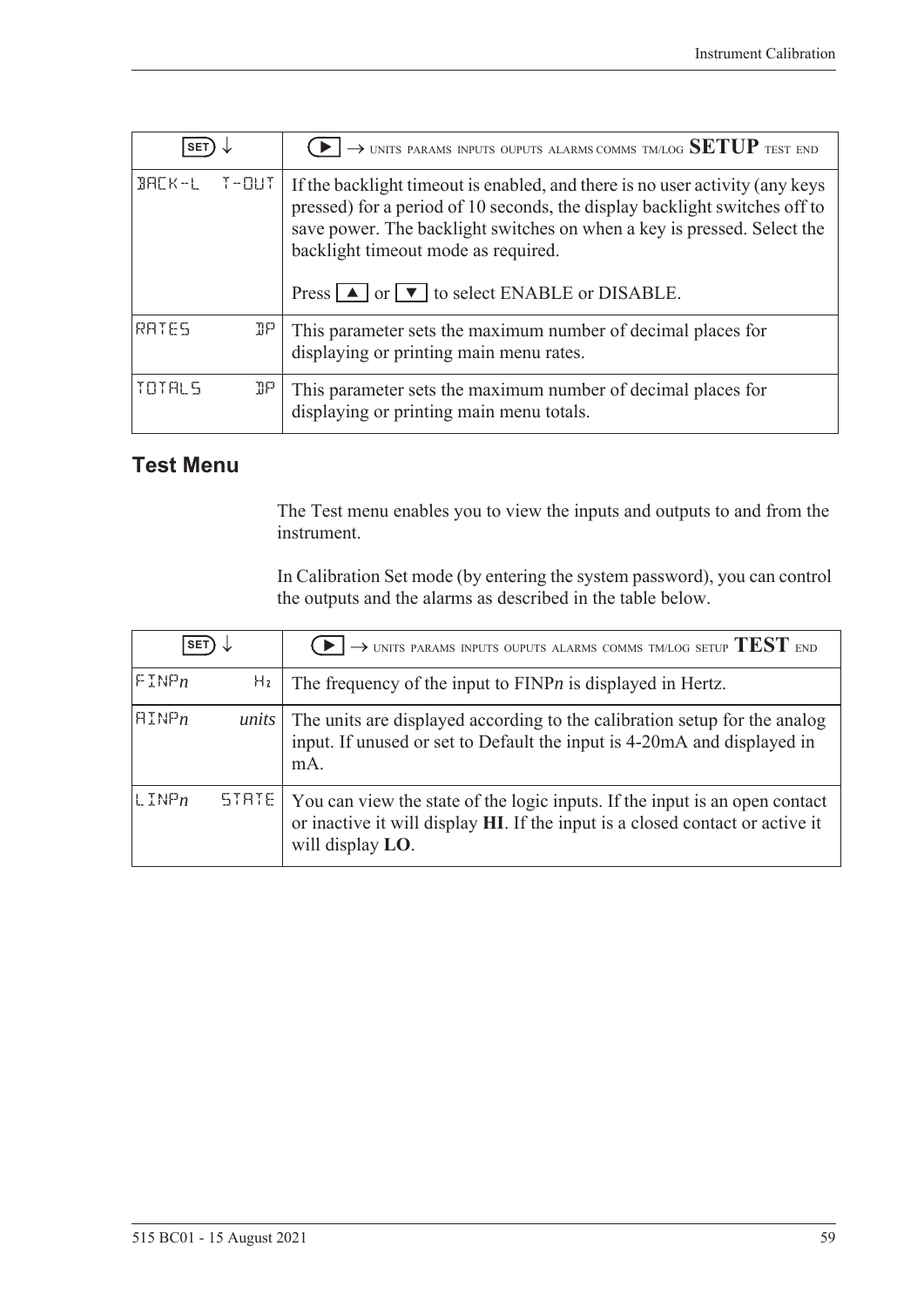| SET ↓ | ▶ → UNITS PARAMS INPUTS OUPUTS ALARMS COMMS TM/LOG **SETUP** TEST END |
|---|---|
| BACK-L T-OUT | If the backlight timeout is enabled, and there is no user activity (any keys pressed) for a period of 10 seconds, the display backlight switches off to save power. The backlight switches on when a key is pressed. Select the backlight timeout mode as required.<br><br>Press ▲ or ▼ to select ENABLE or DISABLE. |
| RATES DP | This parameter sets the maximum number of decimal places for displaying or printing main menu rates. |
| TOTALS DP | This parameter sets the maximum number of decimal places for displaying or printing main menu totals. |

## Test Menu

The Test menu enables you to view the inputs and outputs to and from the instrument.

In Calibration Set mode (by entering the system password), you can control the outputs and the alarms as described in the table below.

| SET ↓ | ▶ → UNITS PARAMS INPUTS OUPUTS ALARMS COMMS TM/LOG SETUP **TEST** END |
|---|---|
| FINP*n* Hz | The frequency of the input to FINP*n* is displayed in Hertz. |
| AINP*n* *units* | The units are displayed according to the calibration setup for the analog input. If unused or set to Default the input is 4-20mA and displayed in mA. |
| LINP*n* STATE | You can view the state of the logic inputs. If the input is an open contact or inactive it will display **HI**. If the input is a closed contact or active it will display **LO**. |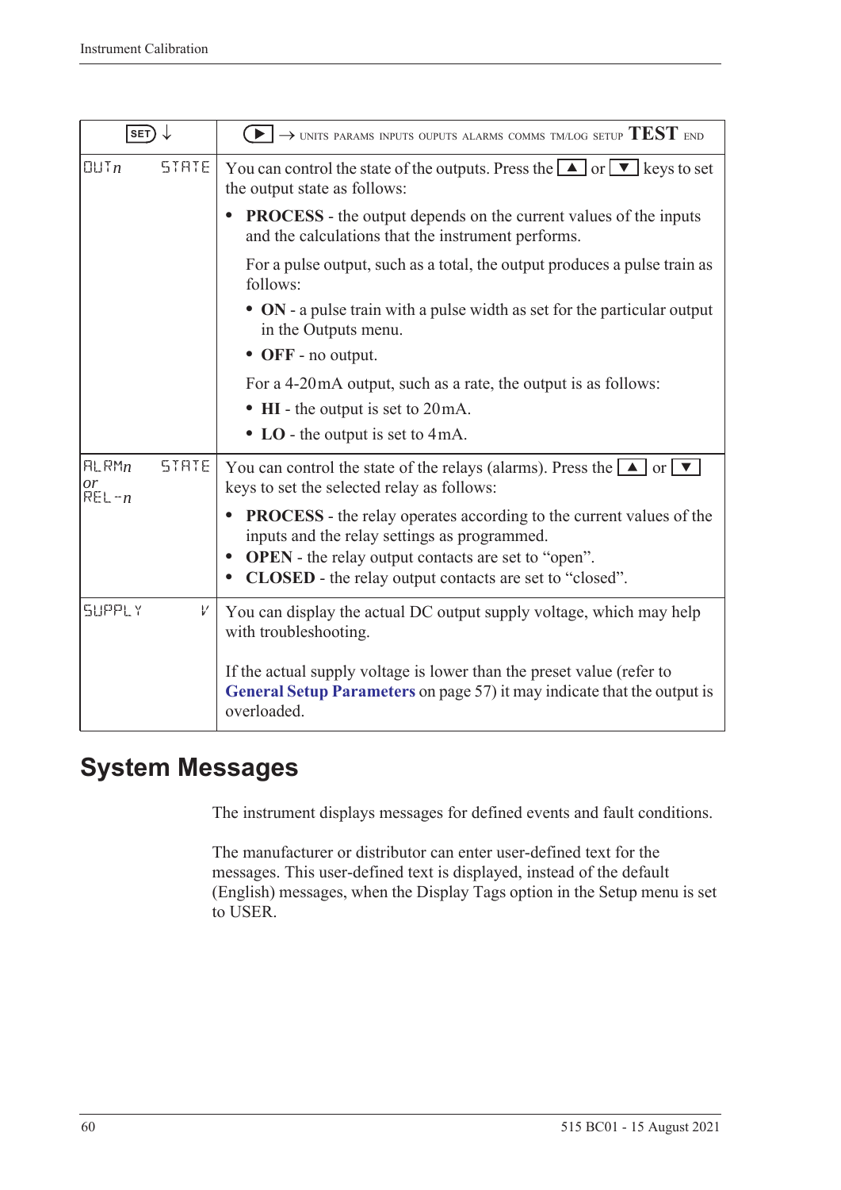| SET ↓ | ▶ → UNITS PARAMS INPUTS OUPUTS ALARMS COMMS TM/LOG SETUP **TEST** END |
|---|---|
| OUT*n* STATE | You can control the state of the outputs. Press the ▲ or ▼ keys to set the output state as follows:<br>• **PROCESS** - the output depends on the current values of the inputs and the calculations that the instrument performs.<br>For a pulse output, such as a total, the output produces a pulse train as follows:<br>• **ON** - a pulse train with a pulse width as set for the particular output in the Outputs menu.<br>• **OFF** - no output.<br>For a 4-20mA output, such as a rate, the output is as follows:<br>• **HI** - the output is set to 20mA.<br>• **LO** - the output is set to 4mA. |
| ALRM*n* STATE *or* REL-*n* | You can control the state of the relays (alarms). Press the ▲ or ▼ keys to set the selected relay as follows:<br>• **PROCESS** - the relay operates according to the current values of the inputs and the relay settings as programmed.<br>• **OPEN** - the relay output contacts are set to "open".<br>• **CLOSED** - the relay output contacts are set to "closed". |
| SUPPLY V | You can display the actual DC output supply voltage, which may help with troubleshooting.<br><br>If the actual supply voltage is lower than the preset value (refer to **General Setup Parameters** on page 57) it may indicate that the output is overloaded. |

# System Messages

The instrument displays messages for defined events and fault conditions.

The manufacturer or distributor can enter user-defined text for the messages. This user-defined text is displayed, instead of the default (English) messages, when the Display Tags option in the Setup menu is set to USER.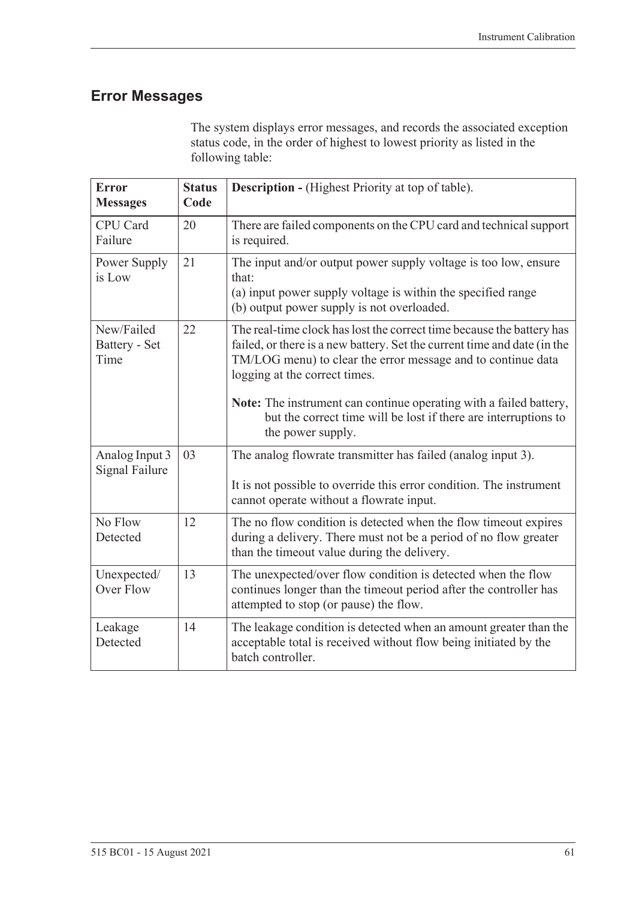## Error Messages

The system displays error messages, and records the associated exception status code, in the order of highest to lowest priority as listed in the following table:

| Error Messages | Status Code | Description - (Highest Priority at top of table). |
|---|---|---|
| CPU Card Failure | 20 | There are failed components on the CPU card and technical support is required. |
| Power Supply is Low | 21 | The input and/or output power supply voltage is too low, ensure that:<br>(a) input power supply voltage is within the specified range<br>(b) output power supply is not overloaded. |
| New/Failed Battery - Set Time | 22 | The real-time clock has lost the correct time because the battery has failed, or there is a new battery. Set the current time and date (in the TM/LOG menu) to clear the error message and to continue data logging at the correct times.<br><br>**Note:** The instrument can continue operating with a failed battery, but the correct time will be lost if there are interruptions to the power supply. |
| Analog Input 3 Signal Failure | 03 | The analog flowrate transmitter has failed (analog input 3).<br><br>It is not possible to override this error condition. The instrument cannot operate without a flowrate input. |
| No Flow Detected | 12 | The no flow condition is detected when the flow timeout expires during a delivery. There must not be a period of no flow greater than the timeout value during the delivery. |
| Unexpected/ Over Flow | 13 | The unexpected/over flow condition is detected when the flow continues longer than the timeout period after the controller has attempted to stop (or pause) the flow. |
| Leakage Detected | 14 | The leakage condition is detected when an amount greater than the acceptable total is received without flow being initiated by the batch controller. |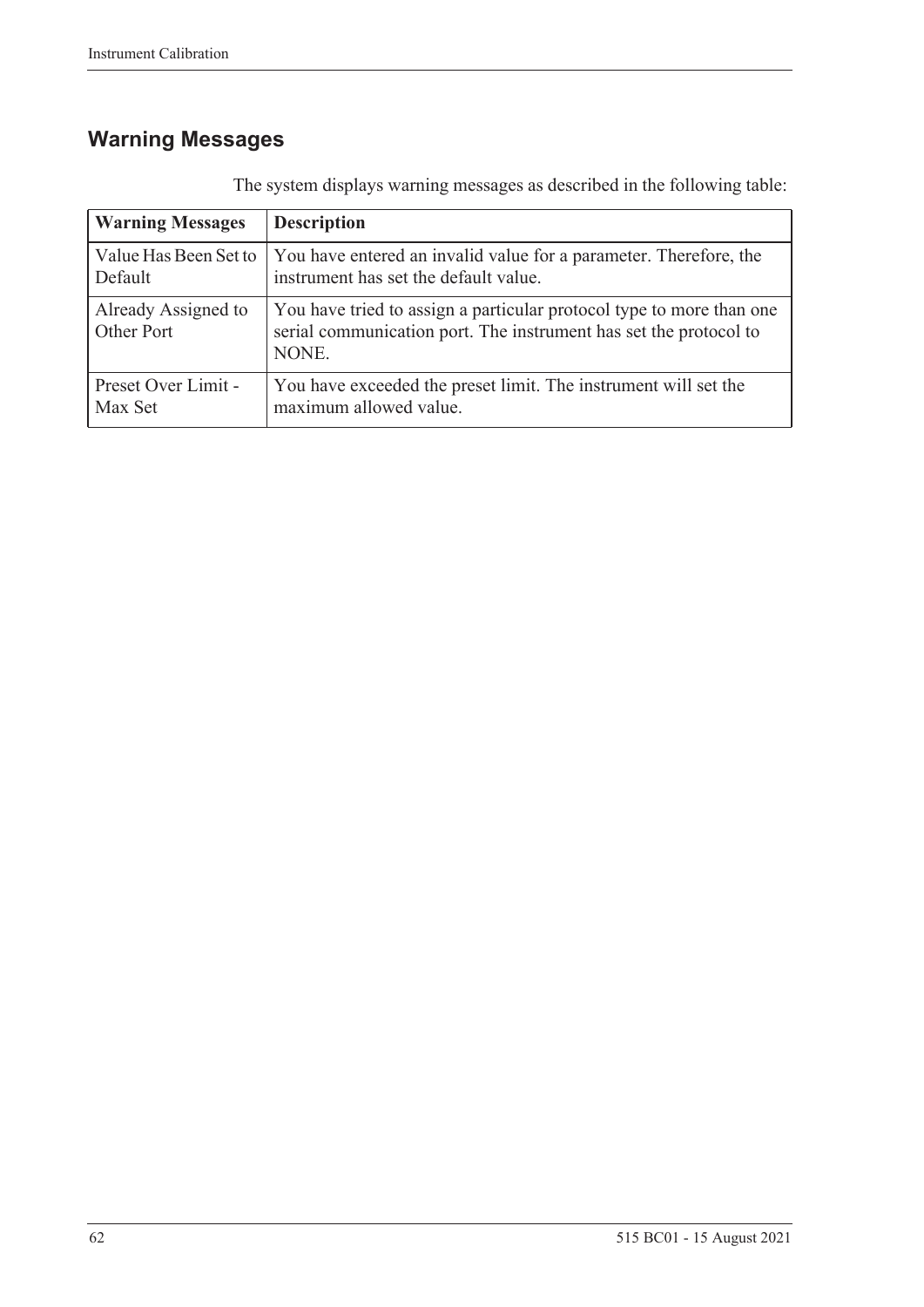## Warning Messages

The system displays warning messages as described in the following table:

| Warning Messages | Description |
|---|---|
| Value Has Been Set to Default | You have entered an invalid value for a parameter. Therefore, the instrument has set the default value. |
| Already Assigned to Other Port | You have tried to assign a particular protocol type to more than one serial communication port. The instrument has set the protocol to NONE. |
| Preset Over Limit - Max Set | You have exceeded the preset limit. The instrument will set the maximum allowed value. |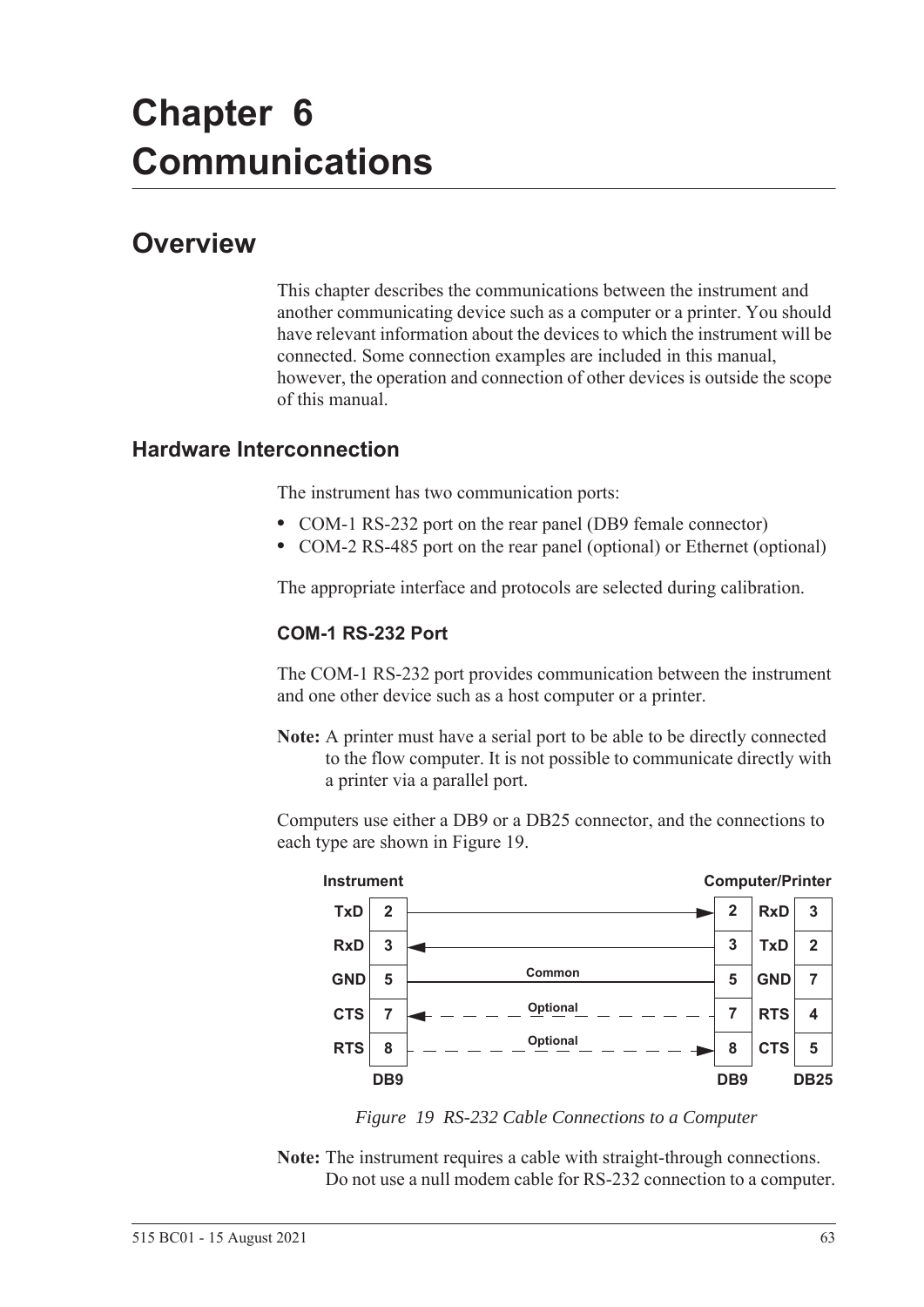# Chapter 6 Communications

## Overview

This chapter describes the communications between the instrument and another communicating device such as a computer or a printer. You should have relevant information about the devices to which the instrument will be connected. Some connection examples are included in this manual, however, the operation and connection of other devices is outside the scope of this manual.

### Hardware Interconnection

The instrument has two communication ports:

- COM-1 RS-232 port on the rear panel (DB9 female connector)
- COM-2 RS-485 port on the rear panel (optional) or Ethernet (optional)

The appropriate interface and protocols are selected during calibration.

#### COM-1 RS-232 Port

The COM-1 RS-232 port provides communication between the instrument and one other device such as a host computer or a printer.

**Note:** A printer must have a serial port to be able to be directly connected to the flow computer. It is not possible to communicate directly with a printer via a parallel port.

Computers use either a DB9 or a DB25 connector, and the connections to each type are shown in Figure 19.

| Instrument | DB9 | Connection | Computer/Printer DB9 | Signal | DB25 |
|---|---|---|---|---|---|
| TxD | 2 | → | 2 | RxD | 3 |
| RxD | 3 | ← | 3 | TxD | 2 |
| GND | 5 | Common | 5 | GND | 7 |
| CTS | 7 | ← Optional | 7 | RTS | 4 |
| RTS | 8 | → Optional | 8 | CTS | 5 |

*Figure 19 RS-232 Cable Connections to a Computer*

**Note:** The instrument requires a cable with straight-through connections. Do not use a null modem cable for RS-232 connection to a computer.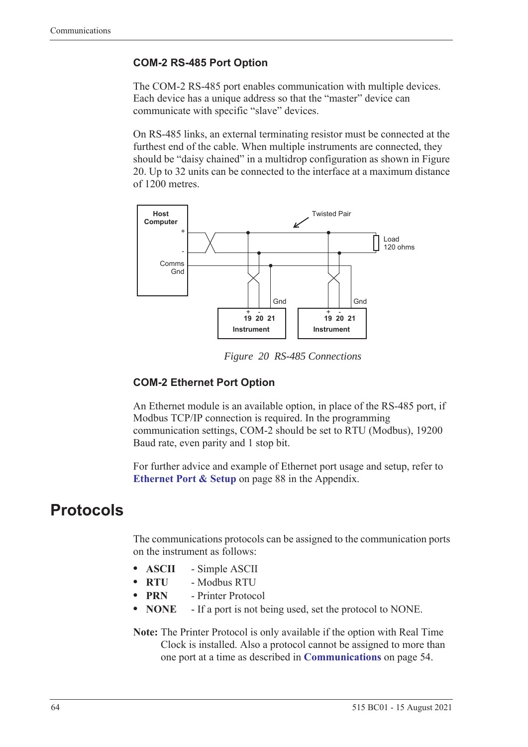### COM-2 RS-485 Port Option

The COM-2 RS-485 port enables communication with multiple devices. Each device has a unique address so that the "master" device can communicate with specific "slave" devices.

On RS-485 links, an external terminating resistor must be connected at the furthest end of the cable. When multiple instruments are connected, they should be "daisy chained" in a multidrop configuration as shown in Figure 20. Up to 32 units can be connected to the interface at a maximum distance of 1200 metres.

*Figure 20 RS-485 Connections*

### COM-2 Ethernet Port Option

An Ethernet module is an available option, in place of the RS-485 port, if Modbus TCP/IP connection is required. In the programming communication settings, COM-2 should be set to RTU (Modbus), 19200 Baud rate, even parity and 1 stop bit.

For further advice and example of Ethernet port usage and setup, refer to **Ethernet Port & Setup** on page 88 in the Appendix.

# Protocols

The communications protocols can be assigned to the communication ports on the instrument as follows:

- **ASCII** - Simple ASCII
- **RTU** - Modbus RTU
- **PRN** - Printer Protocol
- **NONE** - If a port is not being used, set the protocol to NONE.

**Note:** The Printer Protocol is only available if the option with Real Time Clock is installed. Also a protocol cannot be assigned to more than one port at a time as described in **Communications** on page 54.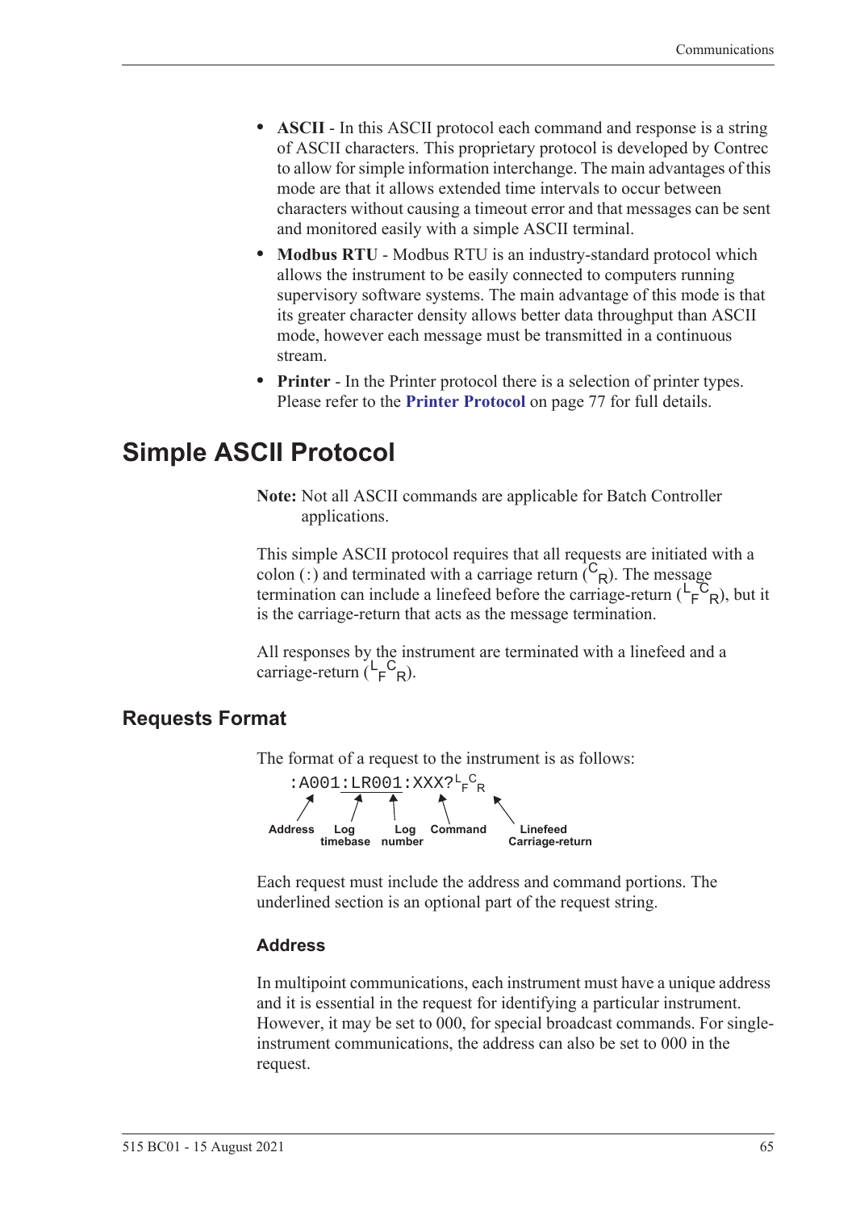- **ASCII** - In this ASCII protocol each command and response is a string of ASCII characters. This proprietary protocol is developed by Contrec to allow for simple information interchange. The main advantages of this mode are that it allows extended time intervals to occur between characters without causing a timeout error and that messages can be sent and monitored easily with a simple ASCII terminal.
- **Modbus RTU** - Modbus RTU is an industry-standard protocol which allows the instrument to be easily connected to computers running supervisory software systems. The main advantage of this mode is that its greater character density allows better data throughput than ASCII mode, however each message must be transmitted in a continuous stream.
- **Printer** - In the Printer protocol there is a selection of printer types. Please refer to the **Printer Protocol** on page 77 for full details.

# Simple ASCII Protocol

**Note:** Not all ASCII commands are applicable for Batch Controller applications.

This simple ASCII protocol requires that all requests are initiated with a colon (:) and terminated with a carriage return ($^{C}{}_{R}$). The message termination can include a linefeed before the carriage-return ($^{L}{}_{F}{}^{C}{}_{R}$), but it is the carriage-return that acts as the message termination.

All responses by the instrument are terminated with a linefeed and a carriage-return ($^{L}{}_{F}{}^{C}{}_{R}$).

## Requests Format

The format of a request to the instrument is as follows:

```
:A001:LR001:XXX?LFCR
```

Address, Log timebase, Log number, Command, Linefeed Carriage-return

Each request must include the address and command portions. The underlined section is an optional part of the request string.

### Address

In multipoint communications, each instrument must have a unique address and it is essential in the request for identifying a particular instrument. However, it may be set to 000, for special broadcast commands. For single-instrument communications, the address can also be set to 000 in the request.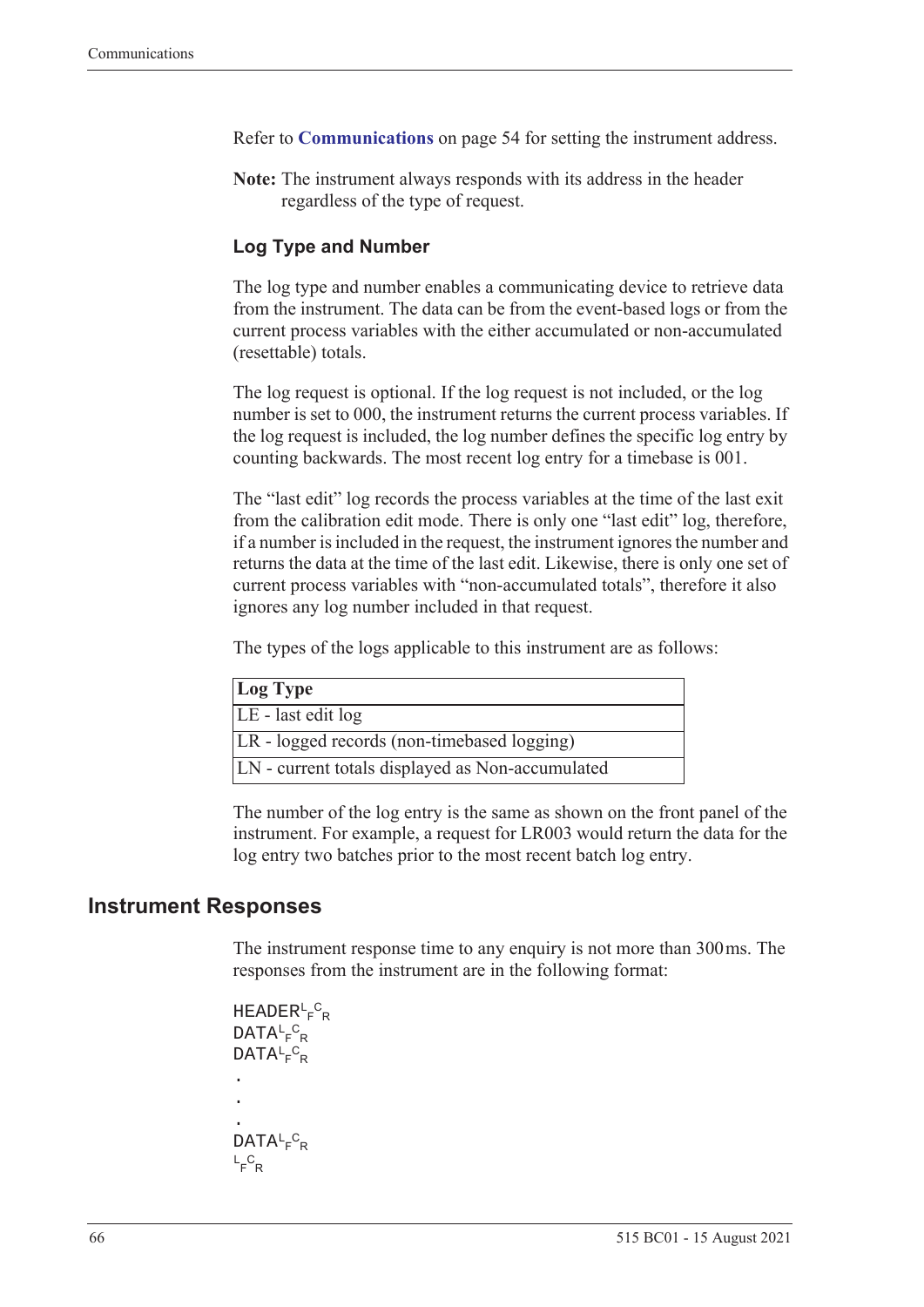Refer to **Communications** on page 54 for setting the instrument address.

**Note:** The instrument always responds with its address in the header regardless of the type of request.

### Log Type and Number

The log type and number enables a communicating device to retrieve data from the instrument. The data can be from the event-based logs or from the current process variables with the either accumulated or non-accumulated (resettable) totals.

The log request is optional. If the log request is not included, or the log number is set to 000, the instrument returns the current process variables. If the log request is included, the log number defines the specific log entry by counting backwards. The most recent log entry for a timebase is 001.

The "last edit" log records the process variables at the time of the last exit from the calibration edit mode. There is only one "last edit" log, therefore, if a number is included in the request, the instrument ignores the number and returns the data at the time of the last edit. Likewise, there is only one set of current process variables with "non-accumulated totals", therefore it also ignores any log number included in that request.

The types of the logs applicable to this instrument are as follows:

| Log Type |
|---|
| LE - last edit log |
| LR - logged records (non-timebased logging) |
| LN - current totals displayed as Non-accumulated |

The number of the log entry is the same as shown on the front panel of the instrument. For example, a request for LR003 would return the data for the log entry two batches prior to the most recent batch log entry.

## Instrument Responses

The instrument response time to any enquiry is not more than 300 ms. The responses from the instrument are in the following format:

```
HEADER LF CR
DATA LF CR
DATA LF CR
.
.
.
DATA LF CR
LF CR
```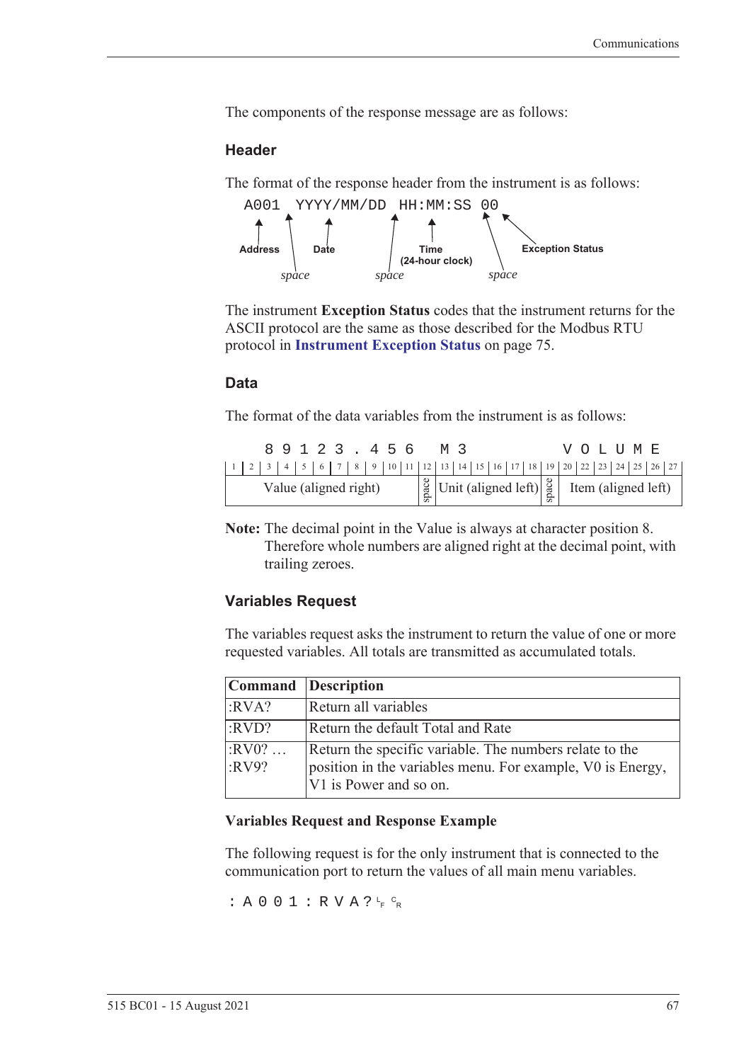The components of the response message are as follows:

### Header

The format of the response header from the instrument is as follows:

```
A001 YYYY/MM/DD HH:MM:SS 00
```

Address, space, Date, space, Time (24-hour clock), space, Exception Status

The instrument **Exception Status** codes that the instrument returns for the ASCII protocol are the same as those described for the Modbus RTU protocol in **Instrument Exception Status** on page 75.

### Data

The format of the data variables from the instrument is as follows:

```
  89123.456 M3      VOLUME
```

| 1–11 | 12 | 13–18 | 19 | 20–27 |
|---|---|---|---|---|
| Value (aligned right) | space | Unit (aligned left) | space | Item (aligned left) |

**Note:** The decimal point in the Value is always at character position 8. Therefore whole numbers are aligned right at the decimal point, with trailing zeroes.

### Variables Request

The variables request asks the instrument to return the value of one or more requested variables. All totals are transmitted as accumulated totals.

| Command | Description |
|---|---|
| :RVA? | Return all variables |
| :RVD? | Return the default Total and Rate |
| :RV0? … :RV9? | Return the specific variable. The numbers relate to the position in the variables menu. For example, V0 is Energy, V1 is Power and so on. |

**Variables Request and Response Example**

The following request is for the only instrument that is connected to the communication port to return the values of all main menu variables.

```
:A001:RVA?LFCR
```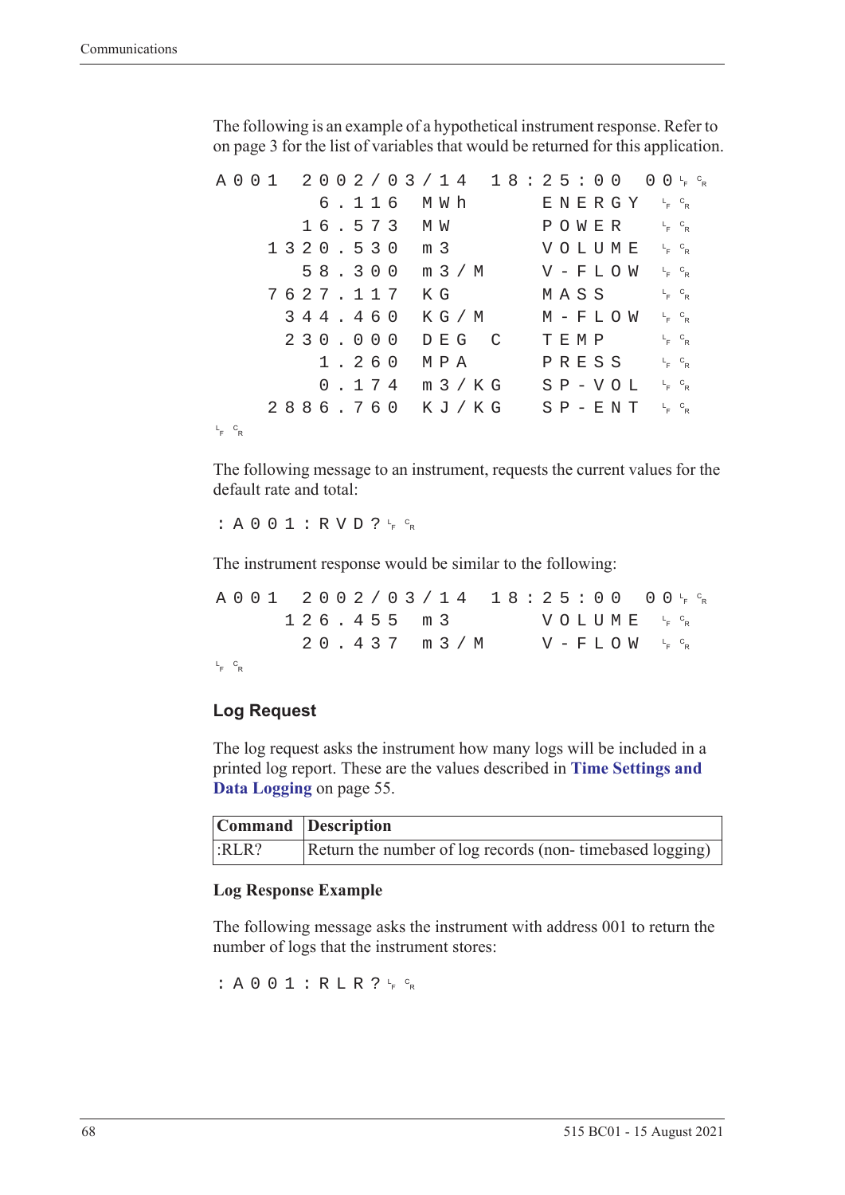The following is an example of a hypothetical instrument response. Refer to on page 3 for the list of variables that would be returned for this application.

```
A001  2002/03/14  18:25:00  00 LF CR
        6.116  MWh      ENERGY  LF CR
       16.573  MW       POWER   LF CR
     1320.530  m3       VOLUME  LF CR
       58.300  m3/M     V-FLOW  LF CR
     7627.117  KG       MASS    LF CR
      344.460  KG/M     M-FLOW  LF CR
      230.000  DEG C    TEMP    LF CR
        1.260  MPA      PRESS   LF CR
        0.174  m3/KG    SP-VOL  LF CR
     2886.760  KJ/KG    SP-ENT  LF CR
LF CR
```

The following message to an instrument, requests the current values for the default rate and total:

```
:A001:RVD? LF CR
```

The instrument response would be similar to the following:

```
A001  2002/03/14  18:25:00  00 LF CR
      126.455  m3       VOLUME  LF CR
       20.437  m3/M     V-FLOW  LF CR
LF CR
```

## Log Request

The log request asks the instrument how many logs will be included in a printed log report. These are the values described in **Time Settings and Data Logging** on page 55.

| Command | Description |
|---|---|
| :RLR? | Return the number of log records (non- timebased logging) |

### Log Response Example

The following message asks the instrument with address 001 to return the number of logs that the instrument stores:

```
:A001:RLR? LF CR
```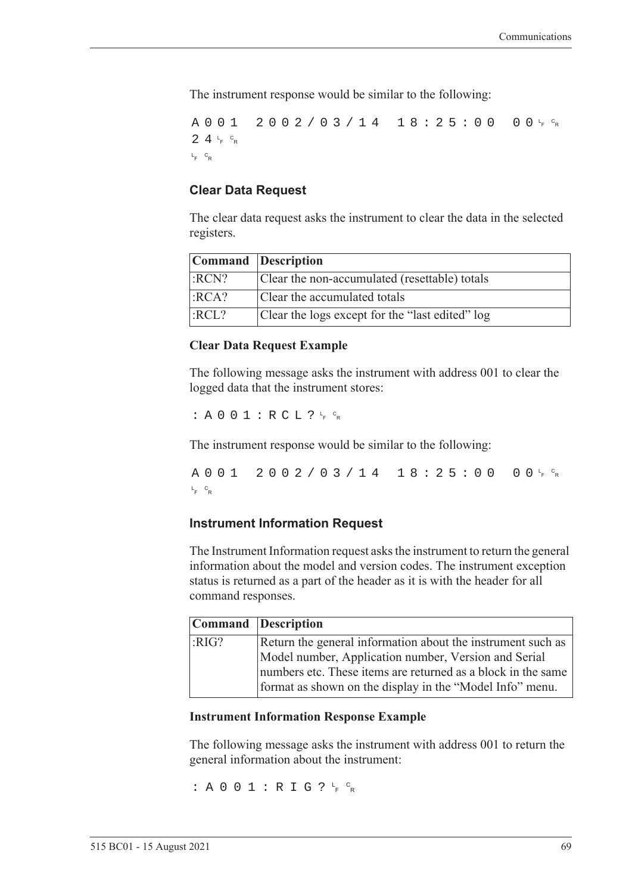The instrument response would be similar to the following:

```
A001  2002/03/14  18:25:00  00LF CR
24LF CR
LF CR
```

### Clear Data Request

The clear data request asks the instrument to clear the data in the selected registers.

| Command | Description |
|---|---|
| :RCN? | Clear the non-accumulated (resettable) totals |
| :RCA? | Clear the accumulated totals |
| :RCL? | Clear the logs except for the "last edited" log |

#### Clear Data Request Example

The following message asks the instrument with address 001 to clear the logged data that the instrument stores:

```
:A001:RCL?LF CR
```

The instrument response would be similar to the following:

```
A001  2002/03/14  18:25:00  00LF CR
LF CR
```

### Instrument Information Request

The Instrument Information request asks the instrument to return the general information about the model and version codes. The instrument exception status is returned as a part of the header as it is with the header for all command responses.

| Command | Description |
|---|---|
| :RIG? | Return the general information about the instrument such as Model number, Application number, Version and Serial numbers etc. These items are returned as a block in the same format as shown on the display in the "Model Info" menu. |

#### Instrument Information Response Example

The following message asks the instrument with address 001 to return the general information about the instrument:

```
:A001:RIG?LF CR
```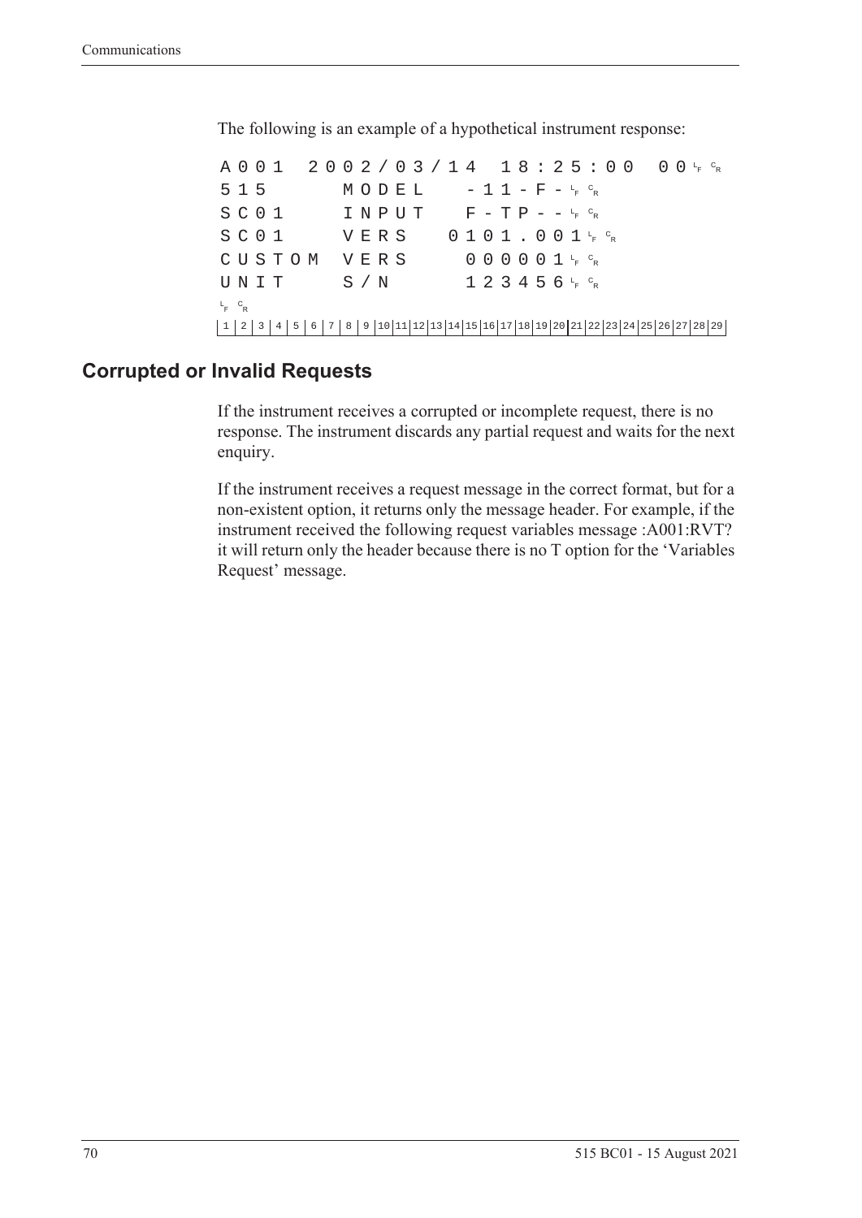The following is an example of a hypothetical instrument response:

```
A001  2002/03/14  18:25:00  00 LF CR
515      MODEL    -11-F- LF CR
SC01     INPUT    F-TP-- LF CR
SC01     VERS   0101.001 LF CR
CUSTOM  VERS      000001 LF CR
UNIT     S/N      123456 LF CR
LF CR
1 2 3 4 5 6 7 8 9 10 11 12 13 14 15 16 17 18 19 20 21 22 23 24 25 26 27 28 29
```

## Corrupted or Invalid Requests

If the instrument receives a corrupted or incomplete request, there is no response. The instrument discards any partial request and waits for the next enquiry.

If the instrument receives a request message in the correct format, but for a non-existent option, it returns only the message header. For example, if the instrument received the following request variables message :A001:RVT? it will return only the header because there is no T option for the 'Variables Request' message.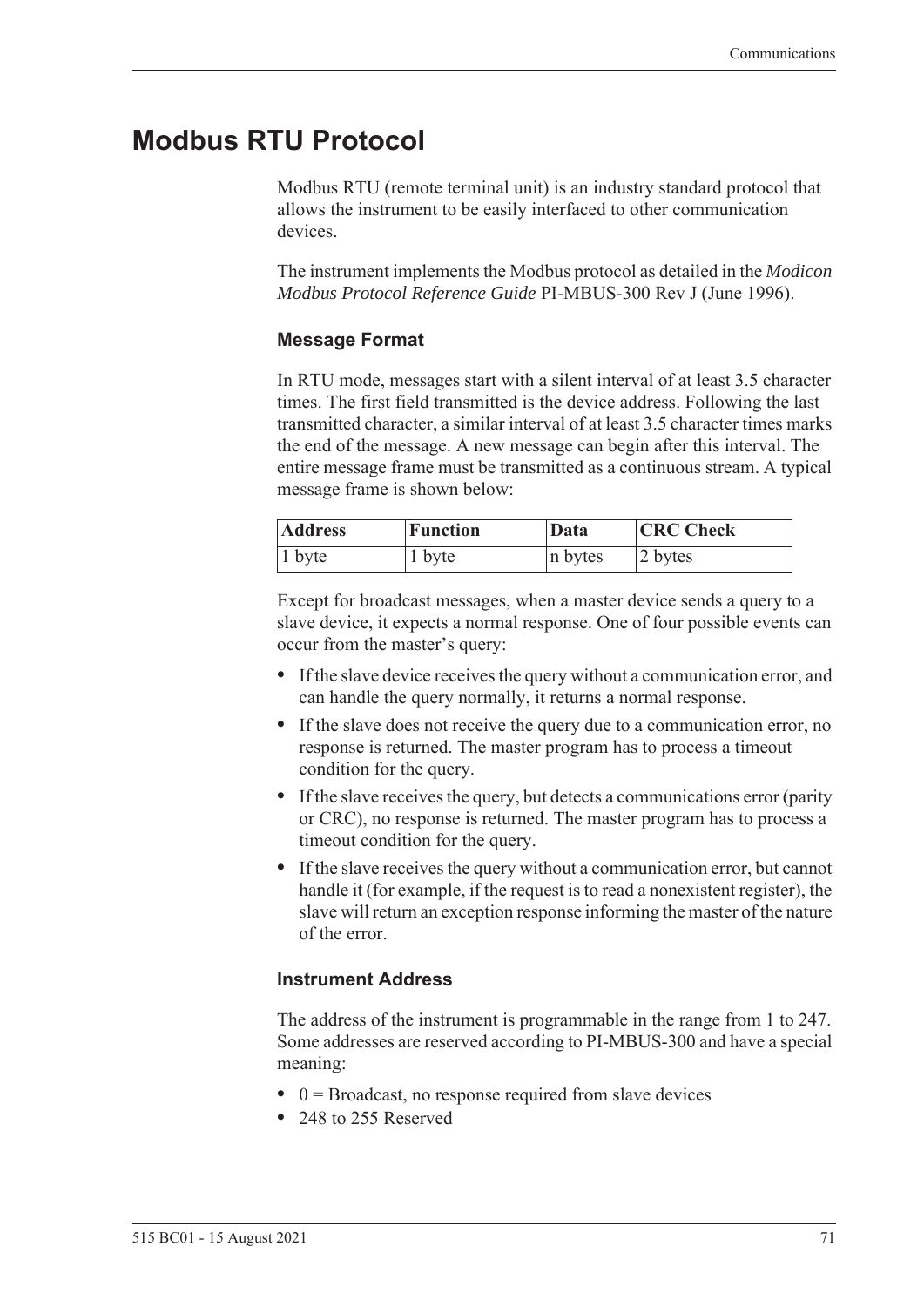# Modbus RTU Protocol

Modbus RTU (remote terminal unit) is an industry standard protocol that allows the instrument to be easily interfaced to other communication devices.

The instrument implements the Modbus protocol as detailed in the *Modicon Modbus Protocol Reference Guide* PI-MBUS-300 Rev J (June 1996).

### Message Format

In RTU mode, messages start with a silent interval of at least 3.5 character times. The first field transmitted is the device address. Following the last transmitted character, a similar interval of at least 3.5 character times marks the end of the message. A new message can begin after this interval. The entire message frame must be transmitted as a continuous stream. A typical message frame is shown below:

| Address | Function | Data | CRC Check |
|---|---|---|---|
| 1 byte | 1 byte | n bytes | 2 bytes |

Except for broadcast messages, when a master device sends a query to a slave device, it expects a normal response. One of four possible events can occur from the master's query:

- If the slave device receives the query without a communication error, and can handle the query normally, it returns a normal response.
- If the slave does not receive the query due to a communication error, no response is returned. The master program has to process a timeout condition for the query.
- If the slave receives the query, but detects a communications error (parity or CRC), no response is returned. The master program has to process a timeout condition for the query.
- If the slave receives the query without a communication error, but cannot handle it (for example, if the request is to read a nonexistent register), the slave will return an exception response informing the master of the nature of the error.

### Instrument Address

The address of the instrument is programmable in the range from 1 to 247. Some addresses are reserved according to PI-MBUS-300 and have a special meaning:

- 0 = Broadcast, no response required from slave devices
- 248 to 255 Reserved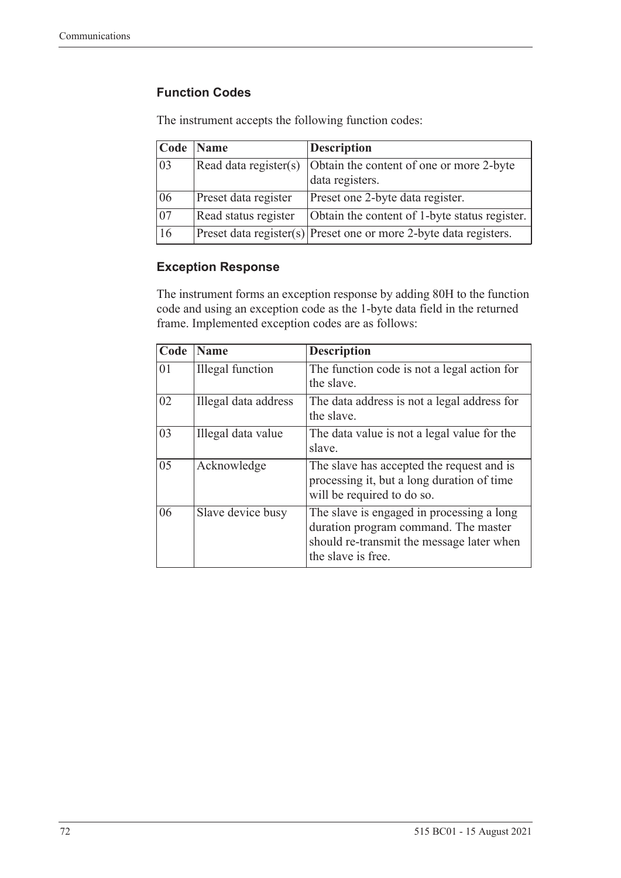### Function Codes

The instrument accepts the following function codes:

| Code | Name | Description |
|---|---|---|
| 03 | Read data register(s) | Obtain the content of one or more 2-byte data registers. |
| 06 | Preset data register | Preset one 2-byte data register. |
| 07 | Read status register | Obtain the content of 1-byte status register. |
| 16 | Preset data register(s) | Preset one or more 2-byte data registers. |

### Exception Response

The instrument forms an exception response by adding 80H to the function code and using an exception code as the 1-byte data field in the returned frame. Implemented exception codes are as follows:

| Code | Name | Description |
|---|---|---|
| 01 | Illegal function | The function code is not a legal action for the slave. |
| 02 | Illegal data address | The data address is not a legal address for the slave. |
| 03 | Illegal data value | The data value is not a legal value for the slave. |
| 05 | Acknowledge | The slave has accepted the request and is processing it, but a long duration of time will be required to do so. |
| 06 | Slave device busy | The slave is engaged in processing a long duration program command. The master should re-transmit the message later when the slave is free. |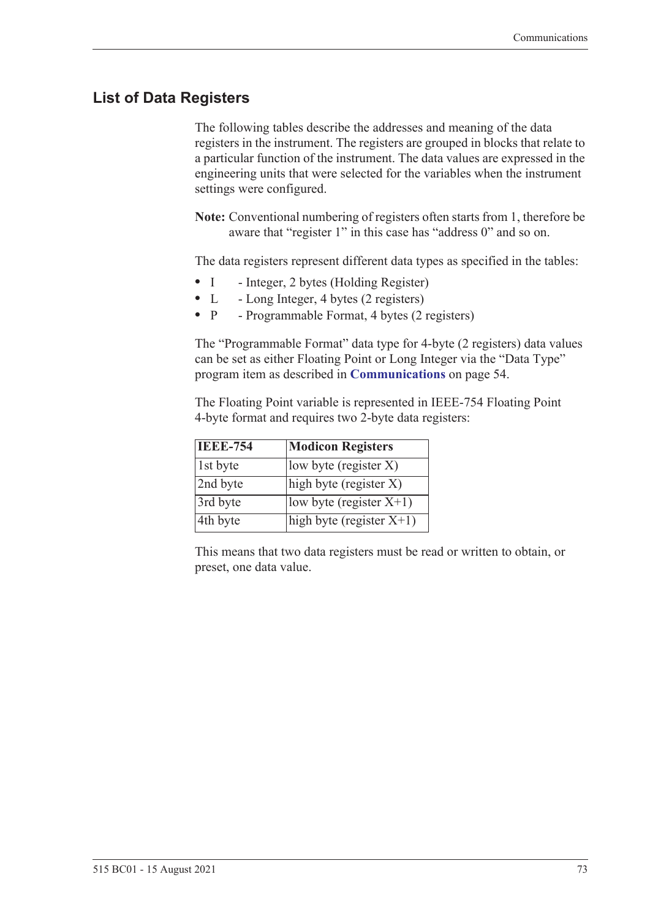## List of Data Registers

The following tables describe the addresses and meaning of the data registers in the instrument. The registers are grouped in blocks that relate to a particular function of the instrument. The data values are expressed in the engineering units that were selected for the variables when the instrument settings were configured.

**Note:** Conventional numbering of registers often starts from 1, therefore be aware that "register 1" in this case has "address 0" and so on.

The data registers represent different data types as specified in the tables:

- I - Integer, 2 bytes (Holding Register)
- L - Long Integer, 4 bytes (2 registers)
- P - Programmable Format, 4 bytes (2 registers)

The "Programmable Format" data type for 4-byte (2 registers) data values can be set as either Floating Point or Long Integer via the "Data Type" program item as described in **Communications** on page 54.

The Floating Point variable is represented in IEEE-754 Floating Point 4-byte format and requires two 2-byte data registers:

| IEEE-754 | Modicon Registers |
|---|---|
| 1st byte | low byte (register X) |
| 2nd byte | high byte (register X) |
| 3rd byte | low byte (register X+1) |
| 4th byte | high byte (register X+1) |

This means that two data registers must be read or written to obtain, or preset, one data value.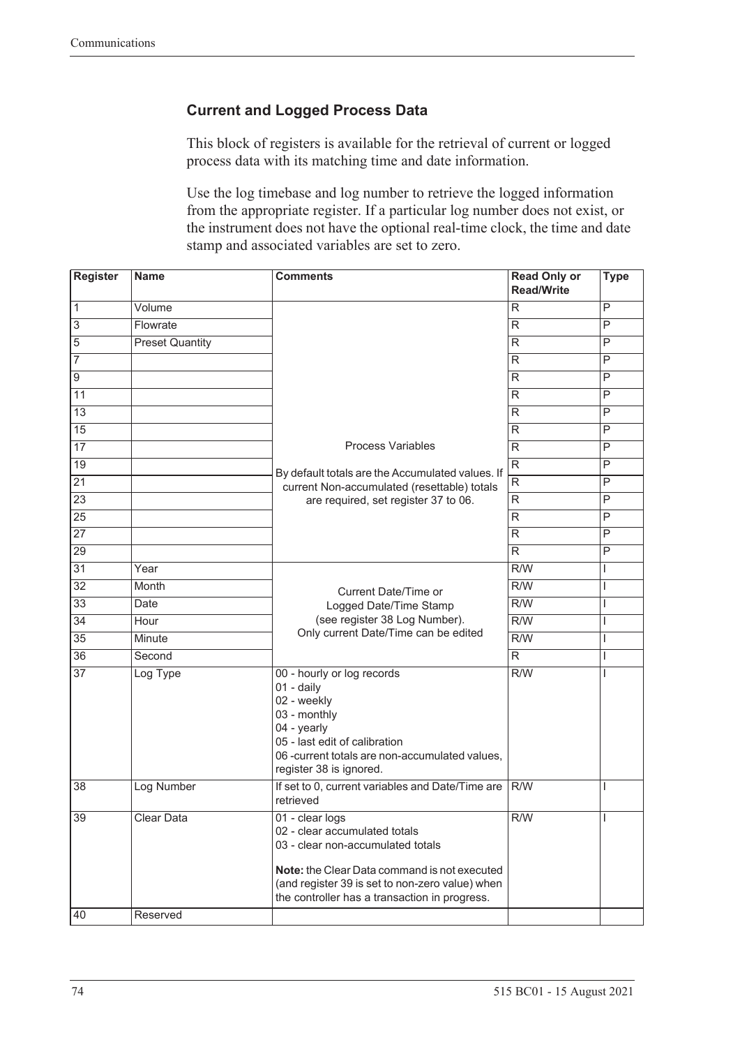## Current and Logged Process Data

This block of registers is available for the retrieval of current or logged process data with its matching time and date information.

Use the log timebase and log number to retrieve the logged information from the appropriate register. If a particular log number does not exist, or the instrument does not have the optional real-time clock, the time and date stamp and associated variables are set to zero.

| Register | Name | Comments | Read Only or Read/Write | Type |
|---|---|---|---|---|
| 1 | Volume | Process Variables<br><br>By default totals are the Accumulated values. If current Non-accumulated (resettable) totals are required, set register 37 to 06. | R | P |
| 3 | Flowrate | | R | P |
| 5 | Preset Quantity | | R | P |
| 7 | | | R | P |
| 9 | | | R | P |
| 11 | | | R | P |
| 13 | | | R | P |
| 15 | | | R | P |
| 17 | | | R | P |
| 19 | | | R | P |
| 21 | | | R | P |
| 23 | | | R | P |
| 25 | | | R | P |
| 27 | | | R | P |
| 29 | | | R | P |
| 31 | Year | Current Date/Time or Logged Date/Time Stamp (see register 38 Log Number). Only current Date/Time can be edited | R/W | I |
| 32 | Month | | R/W | I |
| 33 | Date | | R/W | I |
| 34 | Hour | | R/W | I |
| 35 | Minute | | R/W | I |
| 36 | Second | | R | I |
| 37 | Log Type | 00 - hourly or log records<br>01 - daily<br>02 - weekly<br>03 - monthly<br>04 - yearly<br>05 - last edit of calibration<br>06 -current totals are non-accumulated values, register 38 is ignored. | R/W | I |
| 38 | Log Number | If set to 0, current variables and Date/Time are retrieved | R/W | I |
| 39 | Clear Data | 01 - clear logs<br>02 - clear accumulated totals<br>03 - clear non-accumulated totals<br><br>**Note:** the Clear Data command is not executed (and register 39 is set to non-zero value) when the controller has a transaction in progress. | R/W | I |
| 40 | Reserved | | | |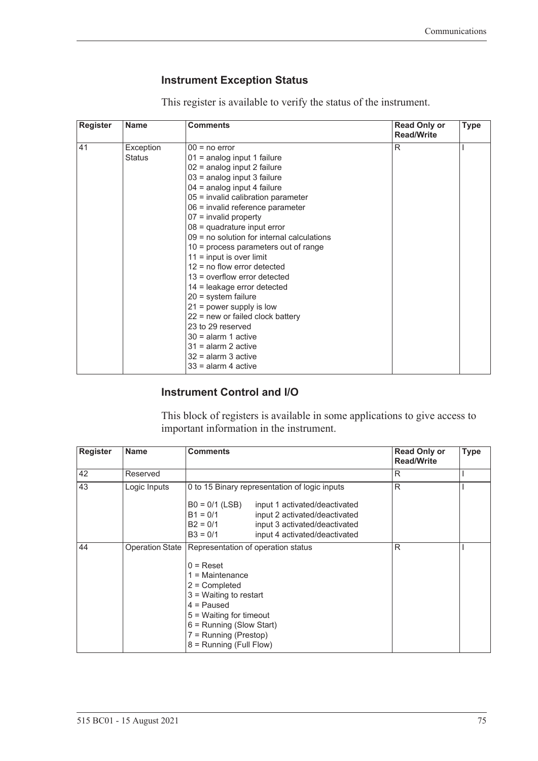### Instrument Exception Status

This register is available to verify the status of the instrument.

| Register | Name | Comments | Read Only or Read/Write | Type |
|---|---|---|---|---|
| 41 | Exception Status | 00 = no error<br>01 = analog input 1 failure<br>02 = analog input 2 failure<br>03 = analog input 3 failure<br>04 = analog input 4 failure<br>05 = invalid calibration parameter<br>06 = invalid reference parameter<br>07 = invalid property<br>08 = quadrature input error<br>09 = no solution for internal calculations<br>10 = process parameters out of range<br>11 = input is over limit<br>12 = no flow error detected<br>13 = overflow error detected<br>14 = leakage error detected<br>20 = system failure<br>21 = power supply is low<br>22 = new or failed clock battery<br>23 to 29 reserved<br>30 = alarm 1 active<br>31 = alarm 2 active<br>32 = alarm 3 active<br>33 = alarm 4 active | R | I |

### Instrument Control and I/O

This block of registers is available in some applications to give access to important information in the instrument.

| Register | Name | Comments | Read Only or Read/Write | Type |
|---|---|---|---|---|
| 42 | Reserved | | R | I |
| 43 | Logic Inputs | 0 to 15 Binary representation of logic inputs<br><br>B0 = 0/1 (LSB) input 1 activated/deactivated<br>B1 = 0/1 input 2 activated/deactivated<br>B2 = 0/1 input 3 activated/deactivated<br>B3 = 0/1 input 4 activated/deactivated | R | I |
| 44 | Operation State | Representation of operation status<br><br>0 = Reset<br>1 = Maintenance<br>2 = Completed<br>3 = Waiting to restart<br>4 = Paused<br>5 = Waiting for timeout<br>6 = Running (Slow Start)<br>7 = Running (Prestop)<br>8 = Running (Full Flow) | R | I |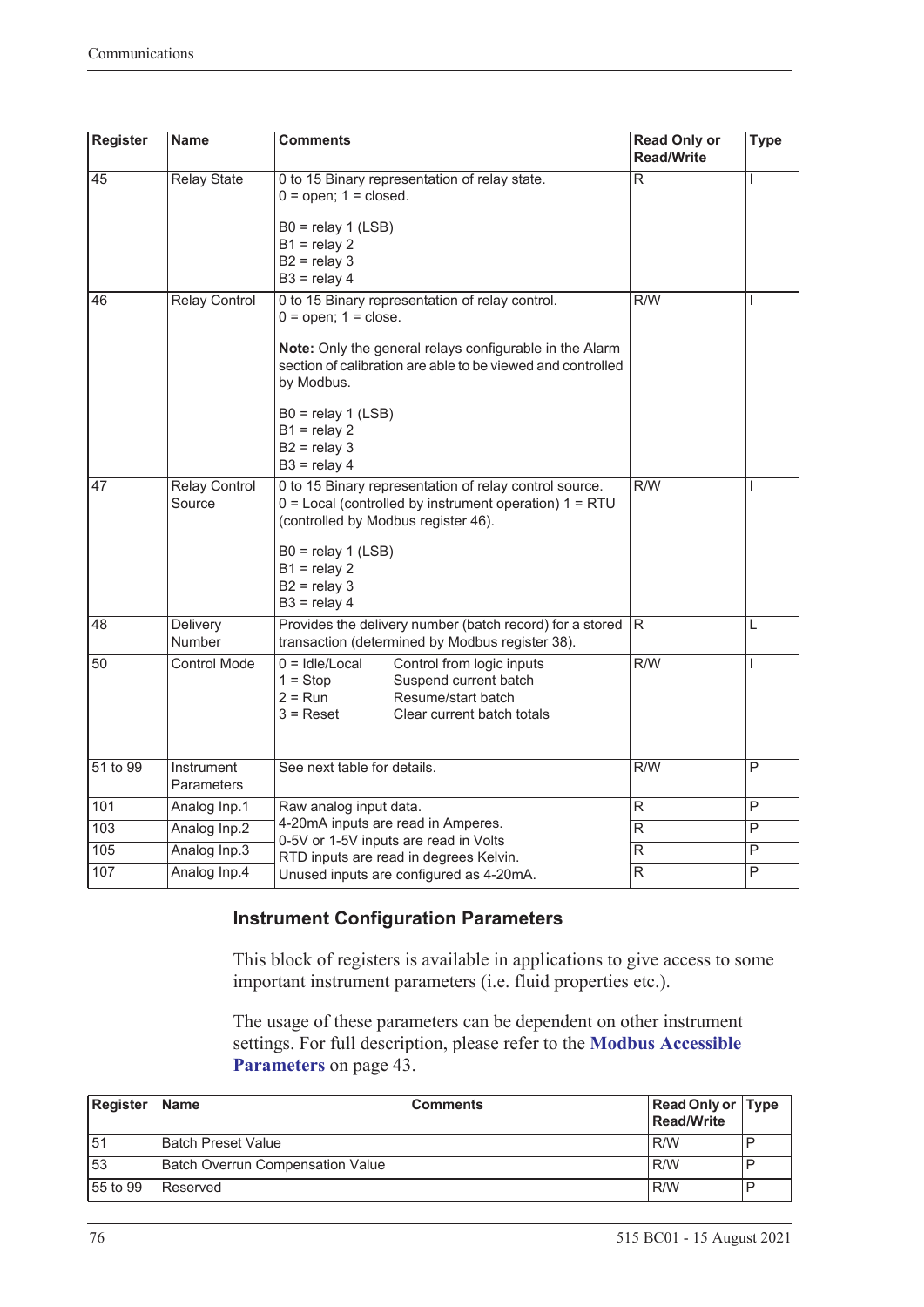| Register | Name | Comments | Read Only or Read/Write | Type |
|---|---|---|---|---|
| 45 | Relay State | 0 to 15 Binary representation of relay state.<br>0 = open; 1 = closed.<br><br>B0 = relay 1 (LSB)<br>B1 = relay 2<br>B2 = relay 3<br>B3 = relay 4 | R | I |
| 46 | Relay Control | 0 to 15 Binary representation of relay control.<br>0 = open; 1 = close.<br><br>**Note:** Only the general relays configurable in the Alarm section of calibration are able to be viewed and controlled by Modbus.<br><br>B0 = relay 1 (LSB)<br>B1 = relay 2<br>B2 = relay 3<br>B3 = relay 4 | R/W | I |
| 47 | Relay Control Source | 0 to 15 Binary representation of relay control source.<br>0 = Local (controlled by instrument operation) 1 = RTU (controlled by Modbus register 46).<br><br>B0 = relay 1 (LSB)<br>B1 = relay 2<br>B2 = relay 3<br>B3 = relay 4 | R/W | I |
| 48 | Delivery Number | Provides the delivery number (batch record) for a stored transaction (determined by Modbus register 38). | R | L |
| 50 | Control Mode | 0 = Idle/Local — Control from logic inputs<br>1 = Stop — Suspend current batch<br>2 = Run — Resume/start batch<br>3 = Reset — Clear current batch totals | R/W | I |
| 51 to 99 | Instrument Parameters | See next table for details. | R/W | P |
| 101 | Analog Inp.1 | Raw analog input data.<br>4-20mA inputs are read in Amperes.<br>0-5V or 1-5V inputs are read in Volts<br>RTD inputs are read in degrees Kelvin.<br>Unused inputs are configured as 4-20mA. | R | P |
| 103 | Analog Inp.2 | | R | P |
| 105 | Analog Inp.3 | | R | P |
| 107 | Analog Inp.4 | | R | P |

### Instrument Configuration Parameters

This block of registers is available in applications to give access to some important instrument parameters (i.e. fluid properties etc.).

The usage of these parameters can be dependent on other instrument settings. For full description, please refer to the **Modbus Accessible Parameters** on page 43.

| Register | Name | Comments | Read Only or Read/Write | Type |
|---|---|---|---|---|
| 51 | Batch Preset Value | | R/W | P |
| 53 | Batch Overrun Compensation Value | | R/W | P |
| 55 to 99 | Reserved | | R/W | P |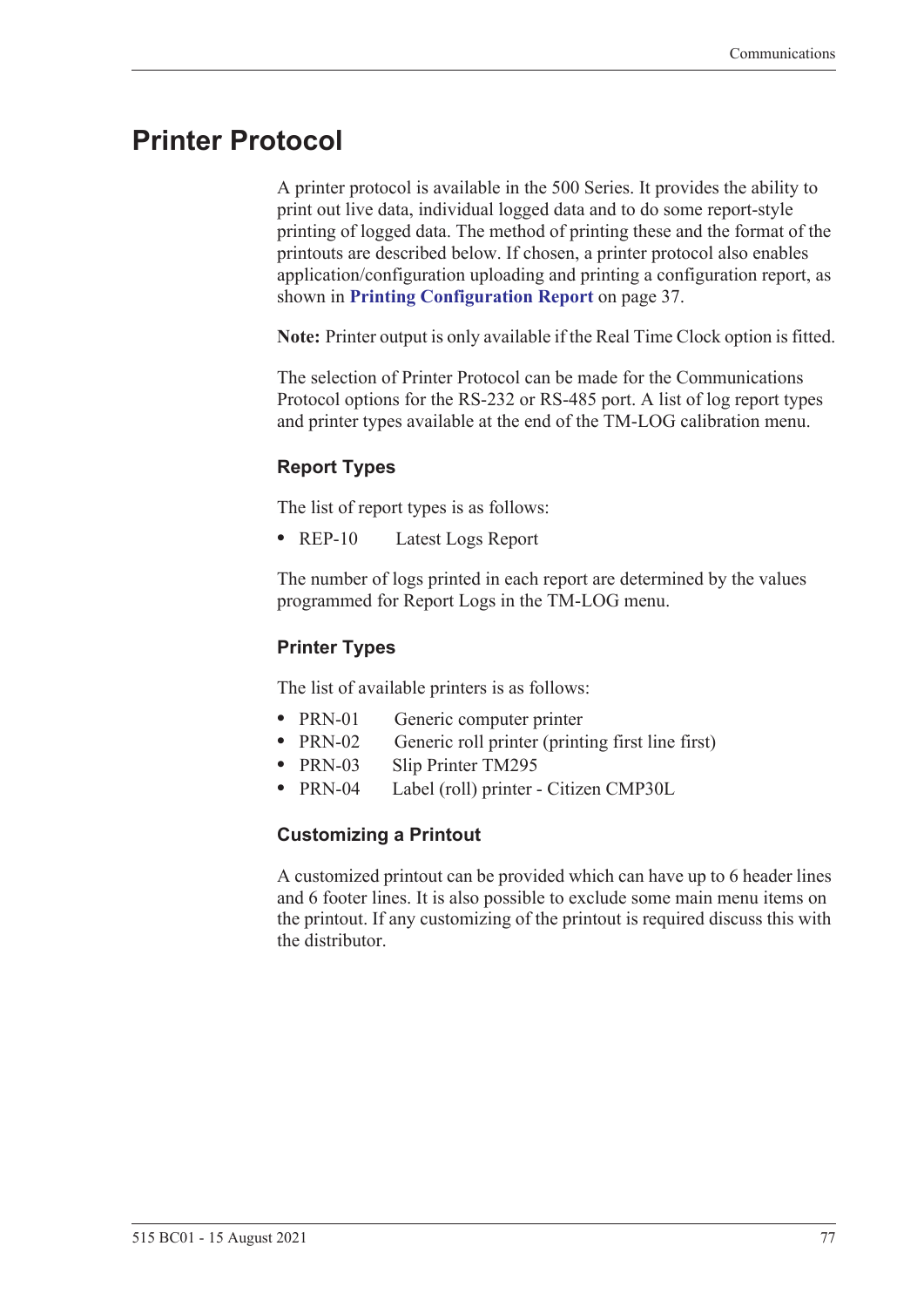# Printer Protocol

A printer protocol is available in the 500 Series. It provides the ability to print out live data, individual logged data and to do some report-style printing of logged data. The method of printing these and the format of the printouts are described below. If chosen, a printer protocol also enables application/configuration uploading and printing a configuration report, as shown in **Printing Configuration Report** on page 37.

**Note:** Printer output is only available if the Real Time Clock option is fitted.

The selection of Printer Protocol can be made for the Communications Protocol options for the RS-232 or RS-485 port. A list of log report types and printer types available at the end of the TM-LOG calibration menu.

## Report Types

The list of report types is as follows:

- REP-10 Latest Logs Report

The number of logs printed in each report are determined by the values programmed for Report Logs in the TM-LOG menu.

## Printer Types

The list of available printers is as follows:

- PRN-01 Generic computer printer
- PRN-02 Generic roll printer (printing first line first)
- PRN-03 Slip Printer TM295
- PRN-04 Label (roll) printer - Citizen CMP30L

## Customizing a Printout

A customized printout can be provided which can have up to 6 header lines and 6 footer lines. It is also possible to exclude some main menu items on the printout. If any customizing of the printout is required discuss this with the distributor.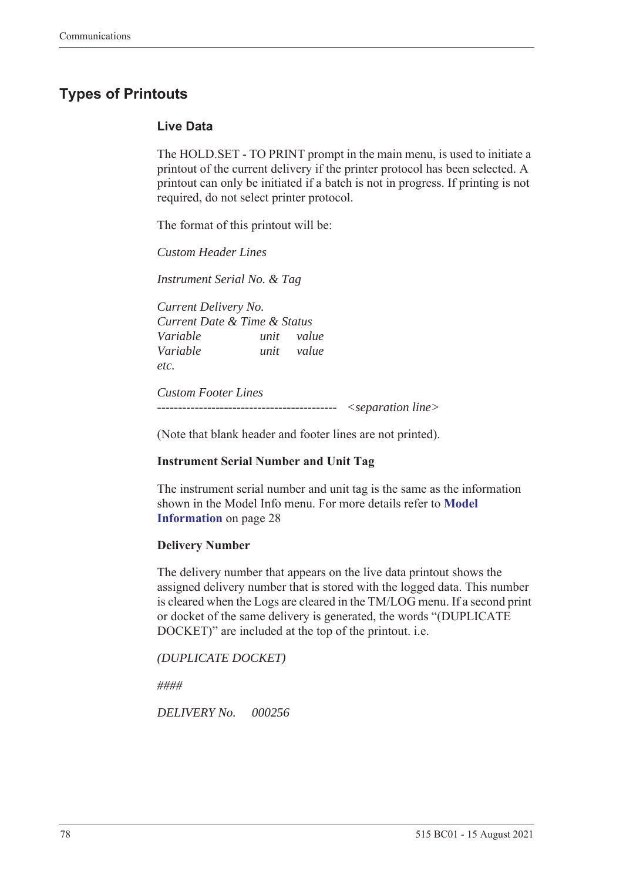## Types of Printouts

### Live Data

The HOLD.SET - TO PRINT prompt in the main menu, is used to initiate a printout of the current delivery if the printer protocol has been selected. A printout can only be initiated if a batch is not in progress. If printing is not required, do not select printer protocol.

The format of this printout will be:

*Custom Header Lines*

*Instrument Serial No. & Tag*

*Current Delivery No.*
*Current Date & Time & Status*

| | | |
|---|---|---|
| *Variable* | *unit* | *value* |
| *Variable* | *unit* | *value* |

*etc.*

*Custom Footer Lines*
------------------------------------------- *<separation line>*

(Note that blank header and footer lines are not printed).

**Instrument Serial Number and Unit Tag**

The instrument serial number and unit tag is the same as the information shown in the Model Info menu. For more details refer to **Model Information** on page 28

**Delivery Number**

The delivery number that appears on the live data printout shows the assigned delivery number that is stored with the logged data. This number is cleared when the Logs are cleared in the TM/LOG menu. If a second print or docket of the same delivery is generated, the words "(DUPLICATE DOCKET)" are included at the top of the printout. i.e.

*(DUPLICATE DOCKET)*

*####*

*DELIVERY No.     000256*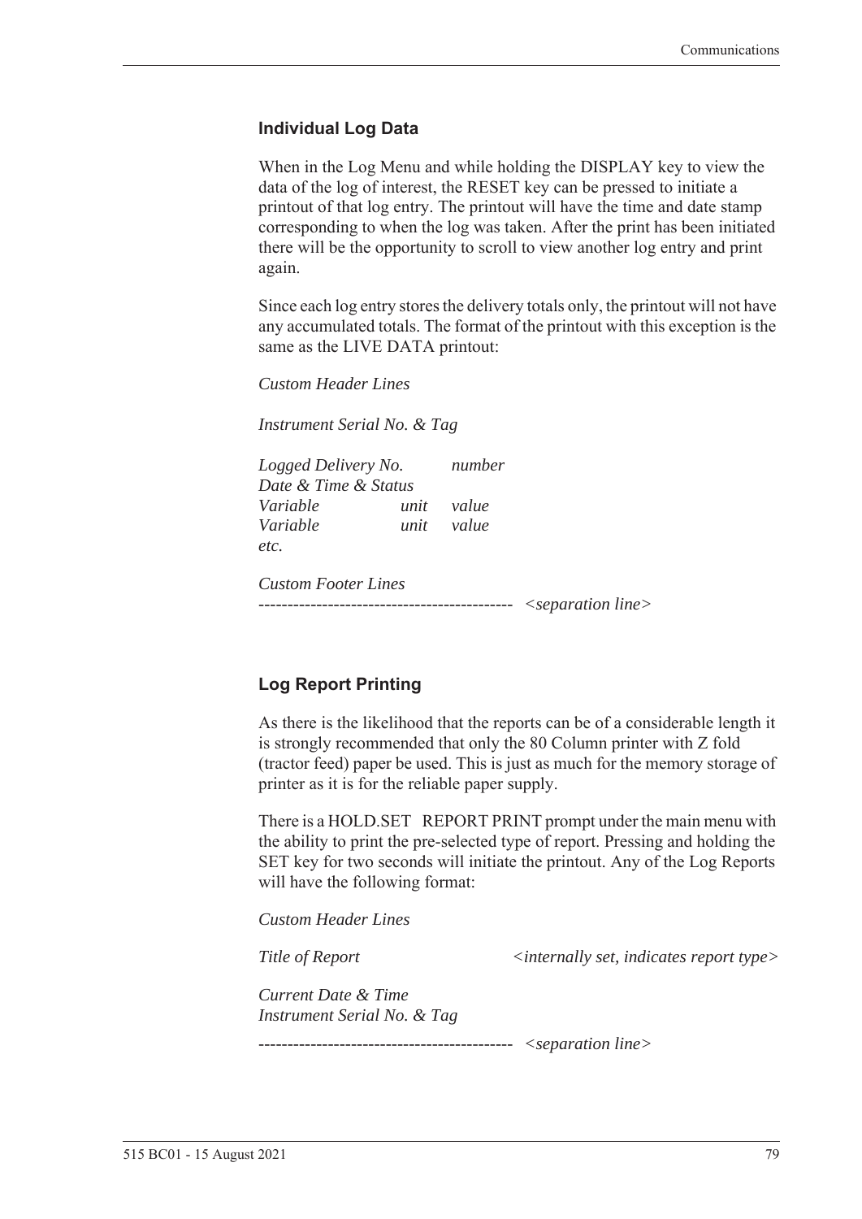### Individual Log Data

When in the Log Menu and while holding the DISPLAY key to view the data of the log of interest, the RESET key can be pressed to initiate a printout of that log entry. The printout will have the time and date stamp corresponding to when the log was taken. After the print has been initiated there will be the opportunity to scroll to view another log entry and print again.

Since each log entry stores the delivery totals only, the printout will not have any accumulated totals. The format of the printout with this exception is the same as the LIVE DATA printout:

*Custom Header Lines*

*Instrument Serial No. & Tag*

*Logged Delivery No.* *number*
*Date & Time & Status*
*Variable* *unit* *value*
*Variable* *unit* *value*
*etc.*

*Custom Footer Lines*
-------------------------------------------- *<separation line>*

### Log Report Printing

As there is the likelihood that the reports can be of a considerable length it is strongly recommended that only the 80 Column printer with Z fold (tractor feed) paper be used. This is just as much for the memory storage of printer as it is for the reliable paper supply.

There is a HOLD.SET REPORT PRINT prompt under the main menu with the ability to print the pre-selected type of report. Pressing and holding the SET key for two seconds will initiate the printout. Any of the Log Reports will have the following format:

*Custom Header Lines*

*Title of Report* *<internally set, indicates report type>*

*Current Date & Time*
*Instrument Serial No. & Tag*

-------------------------------------------- *<separation line>*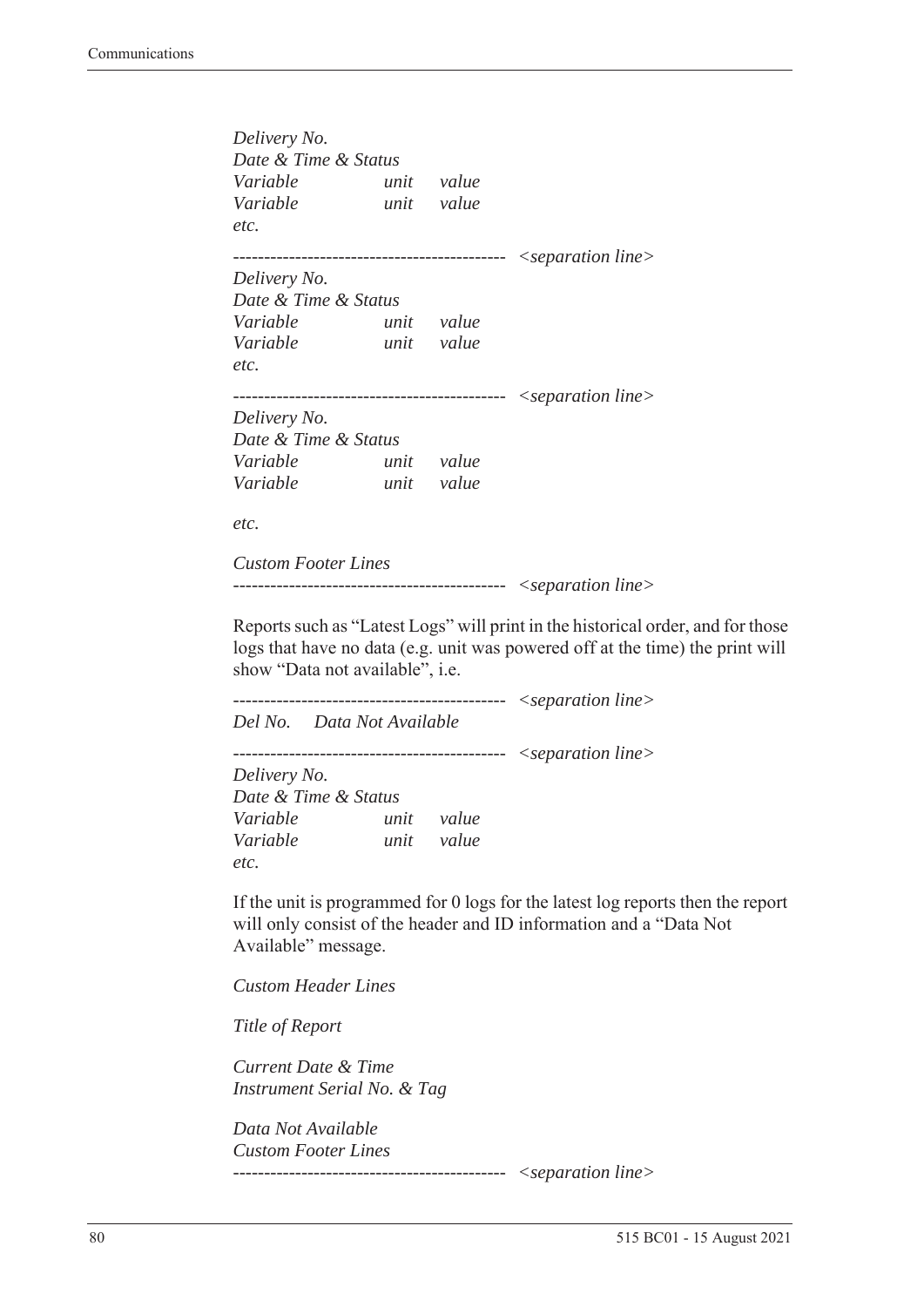*Delivery No.*
*Date & Time & Status*
*Variable unit value*
*Variable unit value*
*etc.*

-------------------------------------------- *<separation line>*

*Delivery No.*
*Date & Time & Status*
*Variable unit value*
*Variable unit value*
*etc.*

-------------------------------------------- *<separation line>*

*Delivery No.*
*Date & Time & Status*
*Variable unit value*
*Variable unit value*

*etc.*

*Custom Footer Lines*

-------------------------------------------- *<separation line>*

Reports such as "Latest Logs" will print in the historical order, and for those logs that have no data (e.g. unit was powered off at the time) the print will show "Data not available", i.e.

-------------------------------------------- *<separation line>*

*Del No. Data Not Available*

-------------------------------------------- *<separation line>*

*Delivery No.*
*Date & Time & Status*
*Variable unit value*
*Variable unit value*
*etc.*

If the unit is programmed for 0 logs for the latest log reports then the report will only consist of the header and ID information and a "Data Not Available" message.

*Custom Header Lines*

*Title of Report*

*Current Date & Time*
*Instrument Serial No. & Tag*

*Data Not Available*
*Custom Footer Lines*

-------------------------------------------- *<separation line>*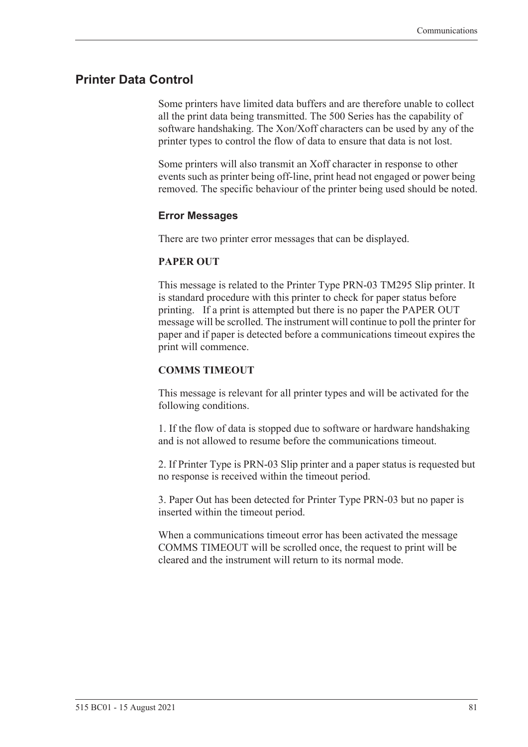## Printer Data Control

Some printers have limited data buffers and are therefore unable to collect all the print data being transmitted. The 500 Series has the capability of software handshaking. The Xon/Xoff characters can be used by any of the printer types to control the flow of data to ensure that data is not lost.

Some printers will also transmit an Xoff character in response to other events such as printer being off-line, print head not engaged or power being removed. The specific behaviour of the printer being used should be noted.

### Error Messages

There are two printer error messages that can be displayed.

**PAPER OUT**

This message is related to the Printer Type PRN-03 TM295 Slip printer. It is standard procedure with this printer to check for paper status before printing. If a print is attempted but there is no paper the PAPER OUT message will be scrolled. The instrument will continue to poll the printer for paper and if paper is detected before a communications timeout expires the print will commence.

**COMMS TIMEOUT**

This message is relevant for all printer types and will be activated for the following conditions.

1. If the flow of data is stopped due to software or hardware handshaking and is not allowed to resume before the communications timeout.

2. If Printer Type is PRN-03 Slip printer and a paper status is requested but no response is received within the timeout period.

3. Paper Out has been detected for Printer Type PRN-03 but no paper is inserted within the timeout period.

When a communications timeout error has been activated the message COMMS TIMEOUT will be scrolled once, the request to print will be cleared and the instrument will return to its normal mode.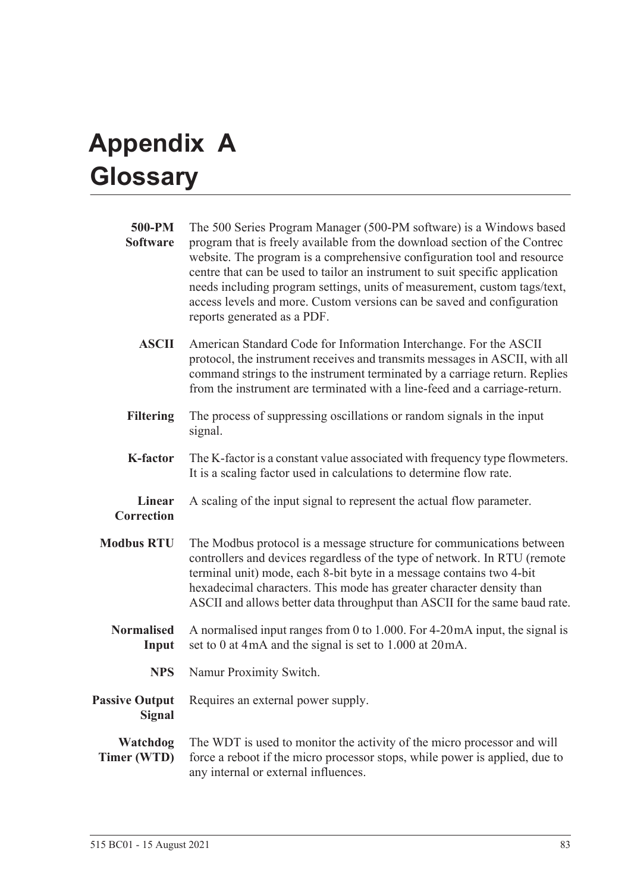# Appendix A Glossary

**500-PM Software** The 500 Series Program Manager (500-PM software) is a Windows based program that is freely available from the download section of the Contrec website. The program is a comprehensive configuration tool and resource centre that can be used to tailor an instrument to suit specific application needs including program settings, units of measurement, custom tags/text, access levels and more. Custom versions can be saved and configuration reports generated as a PDF.

**ASCII** American Standard Code for Information Interchange. For the ASCII protocol, the instrument receives and transmits messages in ASCII, with all command strings to the instrument terminated by a carriage return. Replies from the instrument are terminated with a line-feed and a carriage-return.

**Filtering** The process of suppressing oscillations or random signals in the input signal.

**K-factor** The K-factor is a constant value associated with frequency type flowmeters. It is a scaling factor used in calculations to determine flow rate.

**Linear Correction** A scaling of the input signal to represent the actual flow parameter.

**Modbus RTU** The Modbus protocol is a message structure for communications between controllers and devices regardless of the type of network. In RTU (remote terminal unit) mode, each 8-bit byte in a message contains two 4-bit hexadecimal characters. This mode has greater character density than ASCII and allows better data throughput than ASCII for the same baud rate.

**Normalised Input** A normalised input ranges from 0 to 1.000. For 4-20 mA input, the signal is set to 0 at 4 mA and the signal is set to 1.000 at 20 mA.

**NPS** Namur Proximity Switch.

**Passive Output Signal** Requires an external power supply.

**Watchdog Timer (WTD)** The WDT is used to monitor the activity of the micro processor and will force a reboot if the micro processor stops, while power is applied, due to any internal or external influences.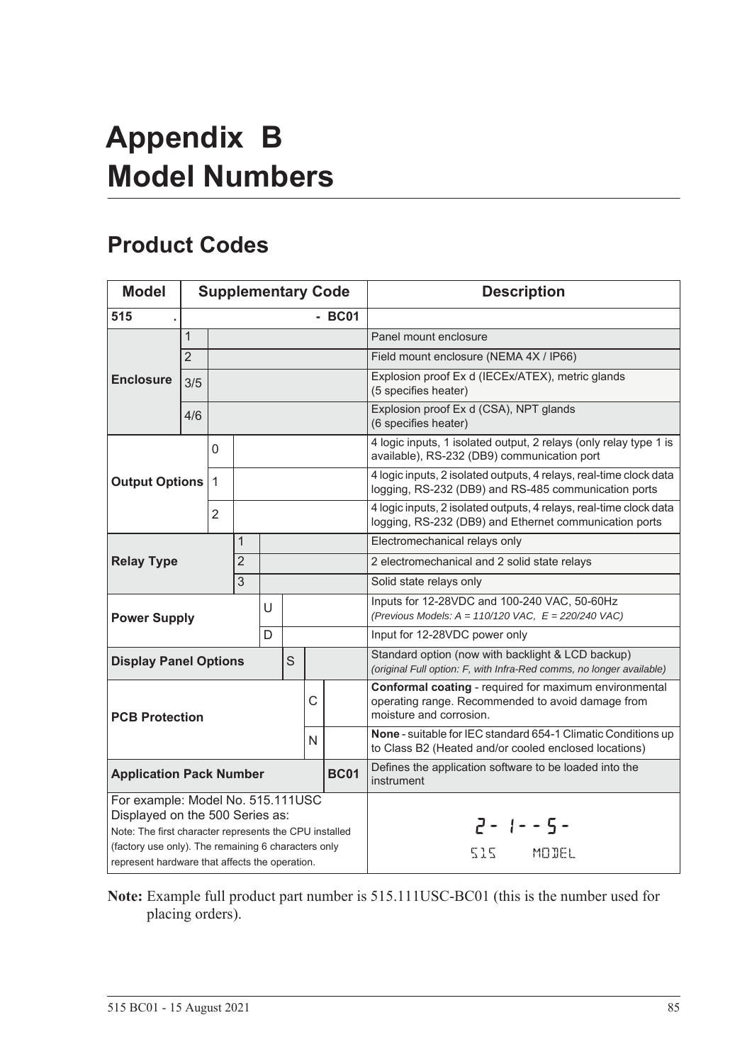# Appendix B
# Model Numbers

## Product Codes

| Model | Supplementary Code | | | | | | | Description |
|---|---|---|---|---|---|---|---|---|
| **515** | **.** | | | | | | **- BC01** | |
| **Enclosure** | 1 | | | | | | | Panel mount enclosure |
| | 2 | | | | | | | Field mount enclosure (NEMA 4X / IP66) |
| | 3/5 | | | | | | | Explosion proof Ex d (IECEx/ATEX), metric glands (5 specifies heater) |
| | 4/6 | | | | | | | Explosion proof Ex d (CSA), NPT glands (6 specifies heater) |
| **Output Options** | | 0 | | | | | | 4 logic inputs, 1 isolated output, 2 relays (only relay type 1 is available), RS-232 (DB9) communication port |
| | | 1 | | | | | | 4 logic inputs, 2 isolated outputs, 4 relays, real-time clock data logging, RS-232 (DB9) and RS-485 communication ports |
| | | 2 | | | | | | 4 logic inputs, 2 isolated outputs, 4 relays, real-time clock data logging, RS-232 (DB9) and Ethernet communication ports |
| **Relay Type** | | | 1 | | | | | Electromechanical relays only |
| | | | 2 | | | | | 2 electromechanical and 2 solid state relays |
| | | | 3 | | | | | Solid state relays only |
| **Power Supply** | | | | U | | | | Inputs for 12-28VDC and 100-240 VAC, 50-60Hz *(Previous Models: A = 110/120 VAC, E = 220/240 VAC)* |
| | | | | D | | | | Input for 12-28VDC power only |
| **Display Panel Options** | | | | | S | | | Standard option (now with backlight & LCD backup) *(original Full option: F, with Infra-Red comms, no longer available)* |
| **PCB Protection** | | | | | | C | | **Conformal coating** - required for maximum environmental operating range. Recommended to avoid damage from moisture and corrosion. |
| | | | | | | N | | **None** - suitable for IEC standard 654-1 Climatic Conditions up to Class B2 (Heated and/or cooled enclosed locations) |
| **Application Pack Number** | | | | | | | **BC01** | Defines the application software to be loaded into the instrument |
| For example: Model No. 515.111USC Displayed on the 500 Series as: Note: The first character represents the CPU installed (factory use only). The remaining 6 characters only represent hardware that affects the operation. | | | | | | | | 2 - 1 - - 5 - 515 MODEL |

**Note:** Example full product part number is 515.111USC-BC01 (this is the number used for placing orders).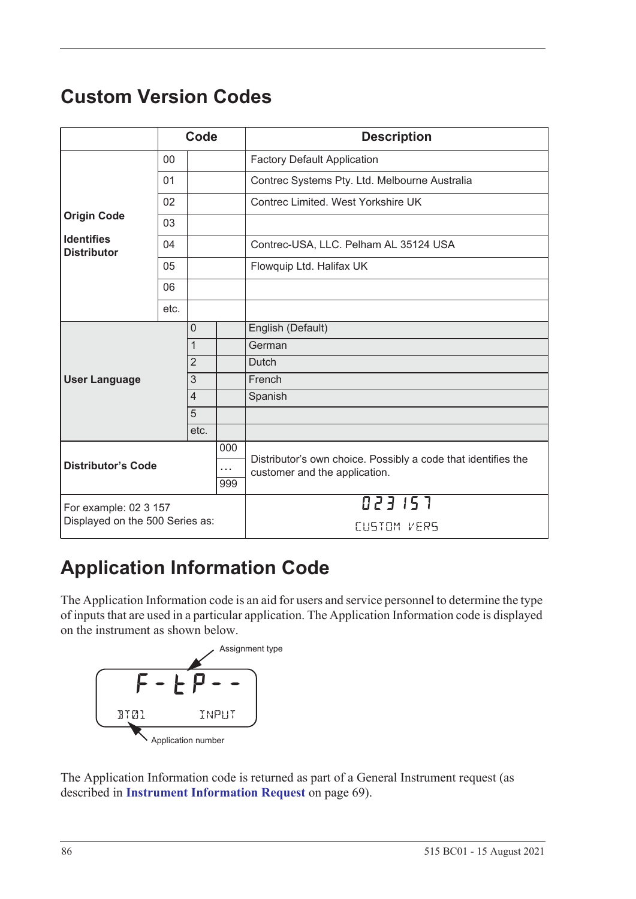# Custom Version Codes

| | Code | | | Description |
|---|---|---|---|---|
| **Origin Code**<br><br>**Identifies Distributor** | 00 | | | Factory Default Application |
| | 01 | | | Contrec Systems Pty. Ltd. Melbourne Australia |
| | 02 | | | Contrec Limited. West Yorkshire UK |
| | 03 | | | |
| | 04 | | | Contrec-USA, LLC. Pelham AL 35124 USA |
| | 05 | | | Flowquip Ltd. Halifax UK |
| | 06 | | | |
| | etc. | | | |
| **User Language** | | 0 | | English (Default) |
| | | 1 | | German |
| | | 2 | | Dutch |
| | | 3 | | French |
| | | 4 | | Spanish |
| | | 5 | | |
| | | etc. | | |
| **Distributor's Code** | | | 000<br>…<br>999 | Distributor's own choice. Possibly a code that identifies the customer and the application. |
| For example: 02 3 157<br>Displayed on the 500 Series as: | | | | 023 157<br>CUSTOM VERS |

# Application Information Code

The Application Information code is an aid for users and service personnel to determine the type of inputs that are used in a particular application. The Application Information code is displayed on the instrument as shown below.

```
F-tP--
BT01        INPUT
```

Assignment type

Application number

The Application Information code is returned as part of a General Instrument request (as described in **Instrument Information Request** on page 69).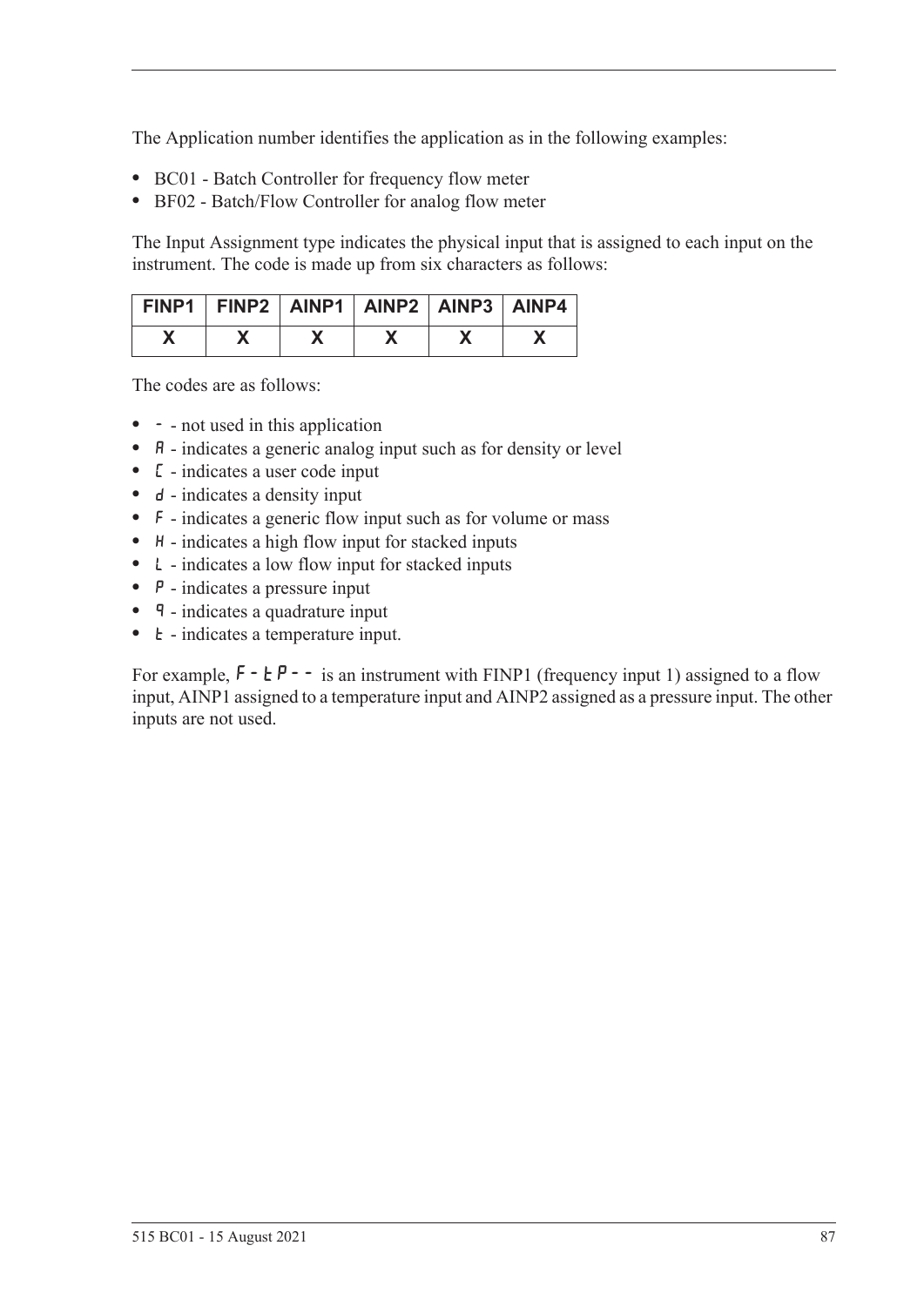The Application number identifies the application as in the following examples:

- BC01 - Batch Controller for frequency flow meter
- BF02 - Batch/Flow Controller for analog flow meter

The Input Assignment type indicates the physical input that is assigned to each input on the instrument. The code is made up from six characters as follows:

| FINP1 | FINP2 | AINP1 | AINP2 | AINP3 | AINP4 |
|---|---|---|---|---|---|
| X | X | X | X | X | X |

The codes are as follows:

- - - not used in this application
- A - indicates a generic analog input such as for density or level
- C - indicates a user code input
- d - indicates a density input
- F - indicates a generic flow input such as for volume or mass
- H - indicates a high flow input for stacked inputs
- L - indicates a low flow input for stacked inputs
- P - indicates a pressure input
- q - indicates a quadrature input
- t - indicates a temperature input.

For example, F-tP-- is an instrument with FINP1 (frequency input 1) assigned to a flow input, AINP1 assigned to a temperature input and AINP2 assigned as a pressure input. The other inputs are not used.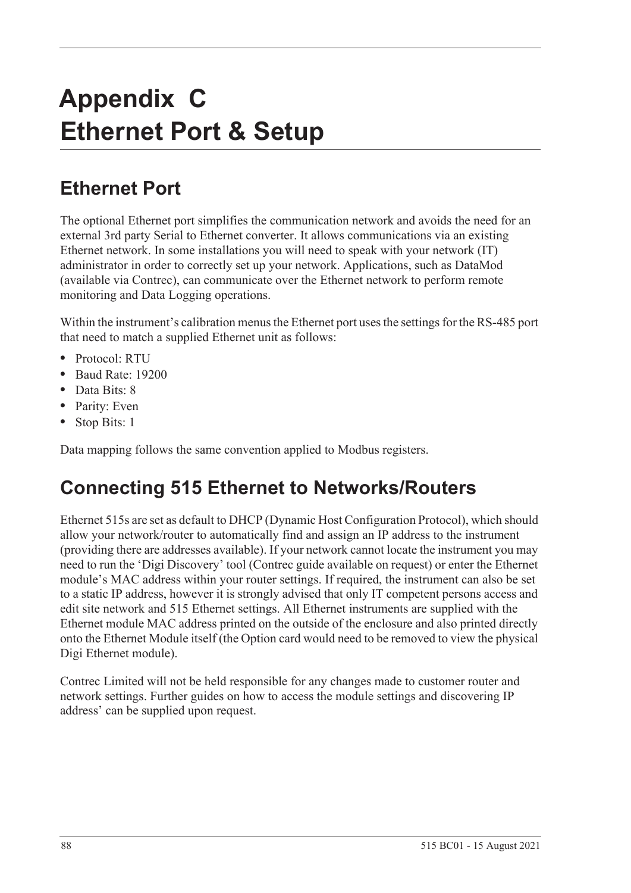# Appendix C Ethernet Port & Setup

## Ethernet Port

The optional Ethernet port simplifies the communication network and avoids the need for an external 3rd party Serial to Ethernet converter. It allows communications via an existing Ethernet network. In some installations you will need to speak with your network (IT) administrator in order to correctly set up your network. Applications, such as DataMod (available via Contrec), can communicate over the Ethernet network to perform remote monitoring and Data Logging operations.

Within the instrument's calibration menus the Ethernet port uses the settings for the RS-485 port that need to match a supplied Ethernet unit as follows:

- Protocol: RTU
- Baud Rate: 19200
- Data Bits: 8
- Parity: Even
- Stop Bits: 1

Data mapping follows the same convention applied to Modbus registers.

## Connecting 515 Ethernet to Networks/Routers

Ethernet 515s are set as default to DHCP (Dynamic Host Configuration Protocol), which should allow your network/router to automatically find and assign an IP address to the instrument (providing there are addresses available). If your network cannot locate the instrument you may need to run the 'Digi Discovery' tool (Contrec guide available on request) or enter the Ethernet module's MAC address within your router settings. If required, the instrument can also be set to a static IP address, however it is strongly advised that only IT competent persons access and edit site network and 515 Ethernet settings. All Ethernet instruments are supplied with the Ethernet module MAC address printed on the outside of the enclosure and also printed directly onto the Ethernet Module itself (the Option card would need to be removed to view the physical Digi Ethernet module).

Contrec Limited will not be held responsible for any changes made to customer router and network settings. Further guides on how to access the module settings and discovering IP address' can be supplied upon request.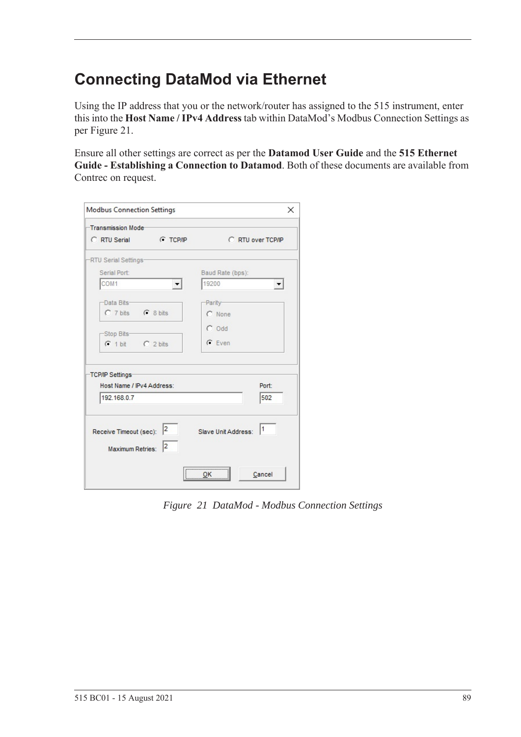# Connecting DataMod via Ethernet

Using the IP address that you or the network/router has assigned to the 515 instrument, enter this into the **Host Name / IPv4 Address** tab within DataMod's Modbus Connection Settings as per Figure 21.

Ensure all other settings are correct as per the **Datamod User Guide** and the **515 Ethernet Guide - Establishing a Connection to Datamod**. Both of these documents are available from Contrec on request.

*Figure 21 DataMod - Modbus Connection Settings*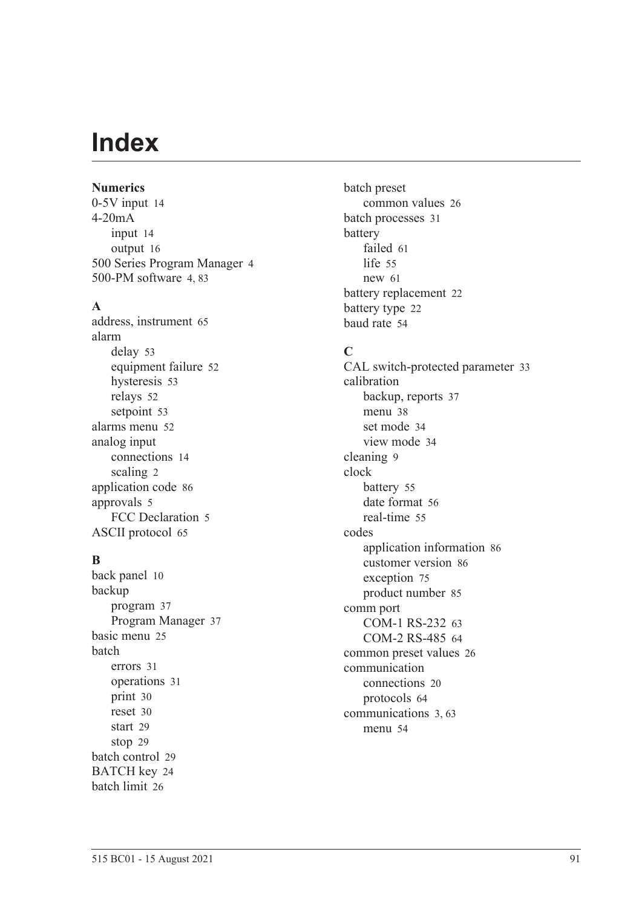# Index

**Numerics**

0-5V input 14
4-20mA
 input 14
 output 16
500 Series Program Manager 4
500-PM software 4, 83

**A**

address, instrument 65
alarm
 delay 53
 equipment failure 52
 hysteresis 53
 relays 52
 setpoint 53
alarms menu 52
analog input
 connections 14
 scaling 2
application code 86
approvals 5
 FCC Declaration 5
ASCII protocol 65

**B**

back panel 10
backup
 program 37
 Program Manager 37
basic menu 25
batch
 errors 31
 operations 31
 print 30
 reset 30
 start 29
 stop 29
batch control 29
BATCH key 24
batch limit 26
batch preset
 common values 26
batch processes 31
battery
 failed 61
 life 55
 new 61
battery replacement 22
battery type 22
baud rate 54

**C**

CAL switch-protected parameter 33
calibration
 backup, reports 37
 menu 38
 set mode 34
 view mode 34
cleaning 9
clock
 battery 55
 date format 56
 real-time 55
codes
 application information 86
 customer version 86
 exception 75
 product number 85
comm port
 COM-1 RS-232 63
 COM-2 RS-485 64
common preset values 26
communication
 connections 20
 protocols 64
communications 3, 63
 menu 54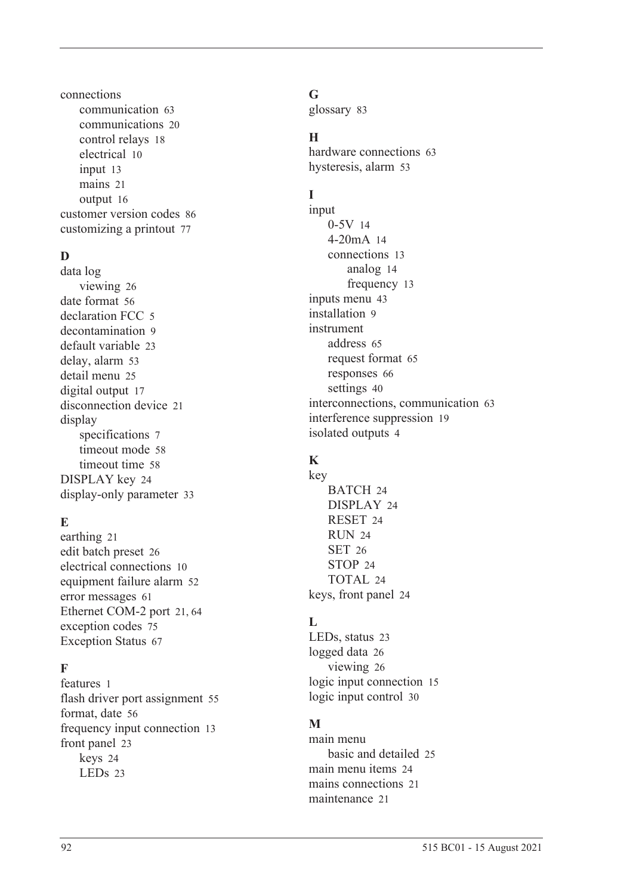connections
- communication 63
- communications 20
- control relays 18
- electrical 10
- input 13
- mains 21
- output 16

customer version codes 86
customizing a printout 77

**D**

data log
- viewing 26

date format 56
declaration FCC 5
decontamination 9
default variable 23
delay, alarm 53
detail menu 25
digital output 17
disconnection device 21
display
- specifications 7
- timeout mode 58
- timeout time 58

DISPLAY key 24
display-only parameter 33

**E**

earthing 21
edit batch preset 26
electrical connections 10
equipment failure alarm 52
error messages 61
Ethernet COM-2 port 21, 64
exception codes 75
Exception Status 67

**F**

features 1
flash driver port assignment 55
format, date 56
frequency input connection 13
front panel 23
- keys 24
- LEDs 23

**G**

glossary 83

**H**

hardware connections 63
hysteresis, alarm 53

**I**

input
- 0-5V 14
- 4-20mA 14
- connections 13
  - analog 14
  - frequency 13

inputs menu 43
installation 9
instrument
- address 65
- request format 65
- responses 66
- settings 40

interconnections, communication 63
interference suppression 19
isolated outputs 4

**K**

key
- BATCH 24
- DISPLAY 24
- RESET 24
- RUN 24
- SET 26
- STOP 24
- TOTAL 24

keys, front panel 24

**L**

LEDs, status 23
logged data 26
- viewing 26

logic input connection 15
logic input control 30

**M**

main menu
- basic and detailed 25

main menu items 24
mains connections 21
maintenance 21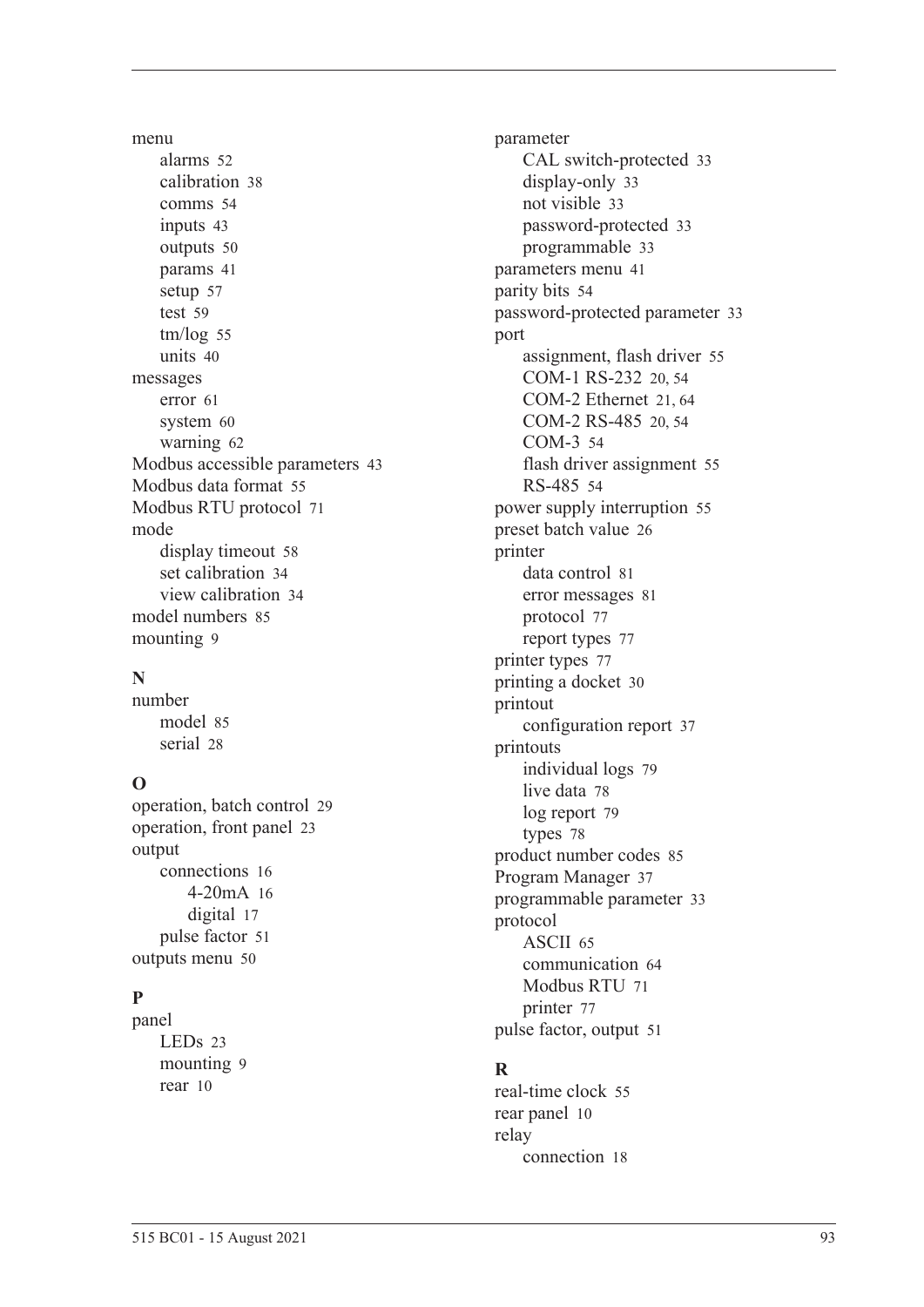menu
- alarms 52
- calibration 38
- comms 54
- inputs 43
- outputs 50
- params 41
- setup 57
- test 59
- tm/log 55
- units 40

messages
- error 61
- system 60
- warning 62

Modbus accessible parameters 43
Modbus data format 55
Modbus RTU protocol 71
mode
- display timeout 58
- set calibration 34
- view calibration 34

model numbers 85
mounting 9

**N**

number
- model 85
- serial 28

**O**

operation, batch control 29
operation, front panel 23
output
- connections 16
  - 4-20mA 16
  - digital 17
- pulse factor 51

outputs menu 50

**P**

panel
- LEDs 23
- mounting 9
- rear 10

parameter
- CAL switch-protected 33
- display-only 33
- not visible 33
- password-protected 33
- programmable 33

parameters menu 41
parity bits 54
password-protected parameter 33
port
- assignment, flash driver 55
- COM-1 RS-232 20, 54
- COM-2 Ethernet 21, 64
- COM-2 RS-485 20, 54
- COM-3 54
- flash driver assignment 55
- RS-485 54

power supply interruption 55
preset batch value 26
printer
- data control 81
- error messages 81
- protocol 77
- report types 77

printer types 77
printing a docket 30
printout
- configuration report 37

printouts
- individual logs 79
- live data 78
- log report 79
- types 78

product number codes 85
Program Manager 37
programmable parameter 33
protocol
- ASCII 65
- communication 64
- Modbus RTU 71
- printer 77

pulse factor, output 51

**R**

real-time clock 55
rear panel 10
relay
- connection 18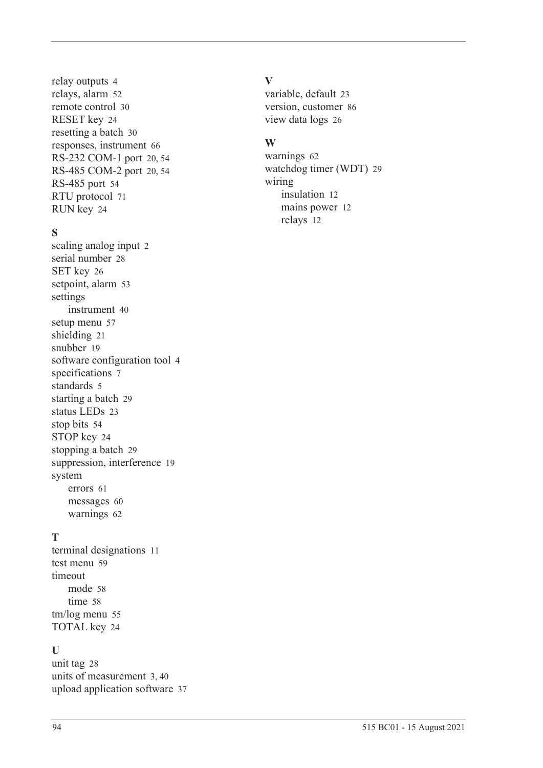relay outputs 4
relays, alarm 52
remote control 30
RESET key 24
resetting a batch 30
responses, instrument 66
RS-232 COM-1 port 20, 54
RS-485 COM-2 port 20, 54
RS-485 port 54
RTU protocol 71
RUN key 24

**S**

scaling analog input 2
serial number 28
SET key 26
setpoint, alarm 53
settings
    instrument 40
setup menu 57
shielding 21
snubber 19
software configuration tool 4
specifications 7
standards 5
starting a batch 29
status LEDs 23
stop bits 54
STOP key 24
stopping a batch 29
suppression, interference 19
system
    errors 61
    messages 60
    warnings 62

**T**

terminal designations 11
test menu 59
timeout
    mode 58
    time 58
tm/log menu 55
TOTAL key 24

**U**

unit tag 28
units of measurement 3, 40
upload application software 37

**V**

variable, default 23
version, customer 86
view data logs 26

**W**

warnings 62
watchdog timer (WDT) 29
wiring
    insulation 12
    mains power 12
    relays 12